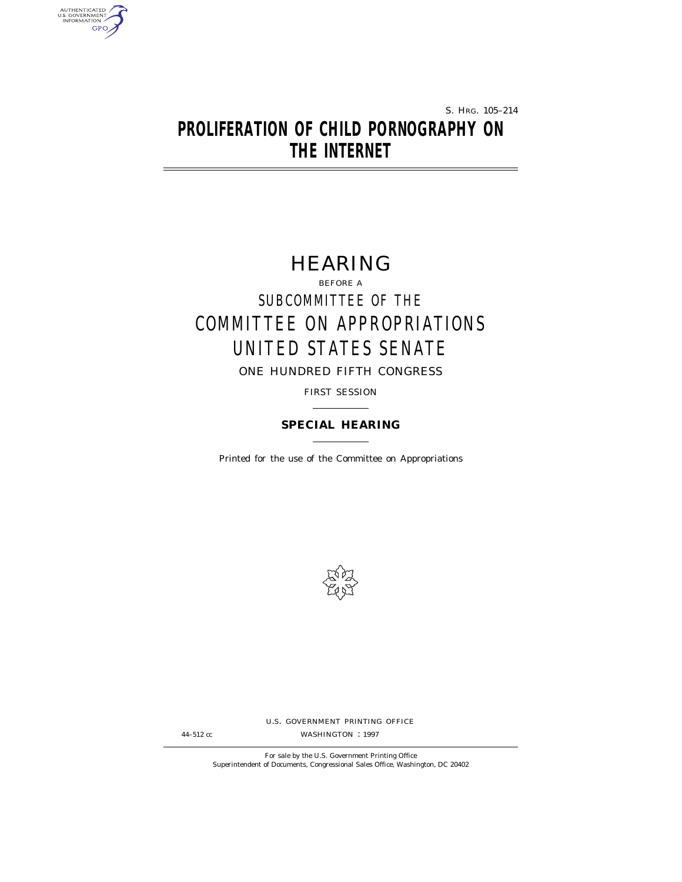S. HRG. 105–214

# PROLIFERATION OF CHILD PORNOGRAPHY ON THE INTERNET

## HEARING

BEFORE A

SUBCOMMITTEE OF THE

COMMITTEE ON APPROPRIATIONS

UNITED STATES SENATE

ONE HUNDRED FIFTH CONGRESS

FIRST SESSION

**SPECIAL HEARING**

*Printed for the use of the Committee on Appropriations*

U.S. GOVERNMENT PRINTING OFFICE

44–512 cc WASHINGTON : 1997

For sale by the U.S. Government Printing Office
Superintendent of Documents, Congressional Sales Office, Washington, DC 20402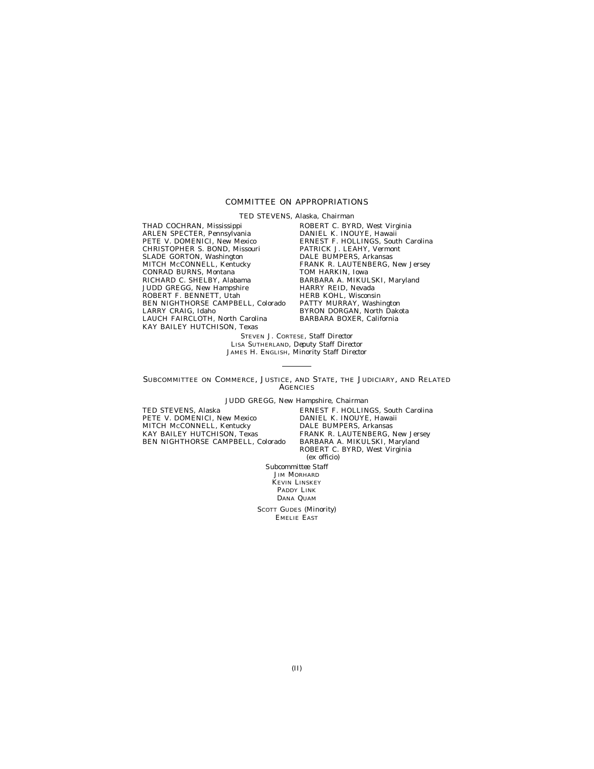## COMMITTEE ON APPROPRIATIONS

TED STEVENS, Alaska, *Chairman*

THAD COCHRAN, Mississippi
ARLEN SPECTER, Pennsylvania
PETE V. DOMENICI, New Mexico
CHRISTOPHER S. BOND, Missouri
SLADE GORTON, Washington
MITCH MCCONNELL, Kentucky
CONRAD BURNS, Montana
RICHARD C. SHELBY, Alabama
JUDD GREGG, New Hampshire
ROBERT F. BENNETT, Utah
BEN NIGHTHORSE CAMPBELL, Colorado
LARRY CRAIG, Idaho
LAUCH FAIRCLOTH, North Carolina
KAY BAILEY HUTCHISON, Texas

ROBERT C. BYRD, West Virginia
DANIEL K. INOUYE, Hawaii
ERNEST F. HOLLINGS, South Carolina
PATRICK J. LEAHY, Vermont
DALE BUMPERS, Arkansas
FRANK R. LAUTENBERG, New Jersey
TOM HARKIN, Iowa
BARBARA A. MIKULSKI, Maryland
HARRY REID, Nevada
HERB KOHL, Wisconsin
PATTY MURRAY, Washington
BYRON DORGAN, North Dakota
BARBARA BOXER, California

STEVEN J. CORTESE, *Staff Director*
LISA SUTHERLAND, *Deputy Staff Director*
JAMES H. ENGLISH, *Minority Staff Director*

---

## SUBCOMMITTEE ON COMMERCE, JUSTICE, AND STATE, THE JUDICIARY, AND RELATED AGENCIES

JUDD GREGG, New Hampshire, *Chairman*

TED STEVENS, Alaska
PETE V. DOMENICI, New Mexico
MITCH MCCONNELL, Kentucky
KAY BAILEY HUTCHISON, Texas
BEN NIGHTHORSE CAMPBELL, Colorado

ERNEST F. HOLLINGS, South Carolina
DANIEL K. INOUYE, Hawaii
DALE BUMPERS, Arkansas
FRANK R. LAUTENBERG, New Jersey
BARBARA A. MIKULSKI, Maryland
ROBERT C. BYRD, West Virginia (ex officio)

*Subcommittee Staff*
JIM MORHARD
KEVIN LINSKEY
PADDY LINK
DANA QUAM

SCOTT GUDES (*Minority*)
EMELIE EAST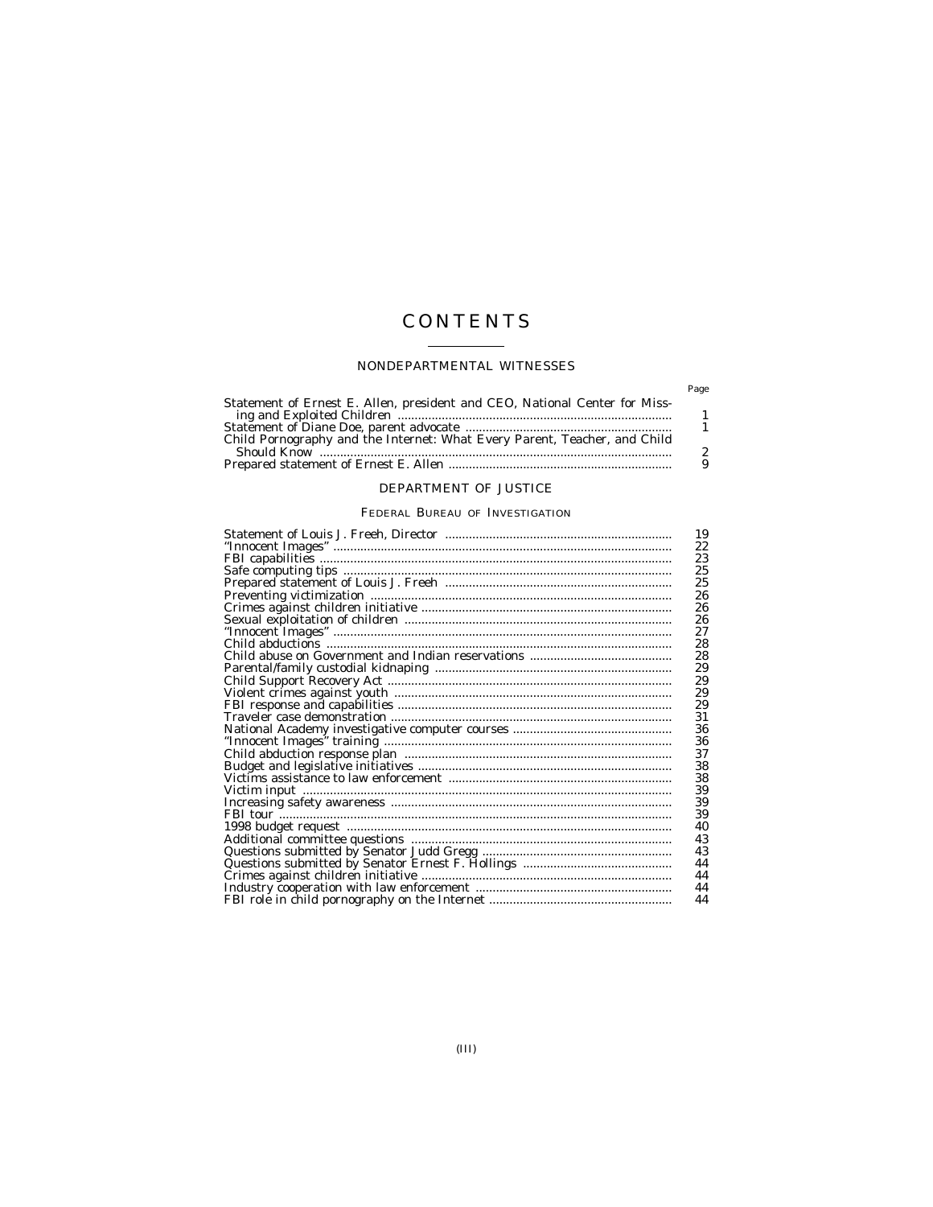# CONTENTS

## NONDEPARTMENTAL WITNESSES

| | Page |
|---|---|
| Statement of Ernest E. Allen, president and CEO, National Center for Missing and Exploited Children | 1 |
| Statement of Diane Doe, parent advocate | 1 |
| Child Pornography and the Internet: What Every Parent, Teacher, and Child Should Know | 2 |
| Prepared statement of Ernest E. Allen | 9 |

## DEPARTMENT OF JUSTICE

### FEDERAL BUREAU OF INVESTIGATION

| | |
|---|---|
| Statement of Louis J. Freeh, Director | 19 |
| "Innocent Images" | 22 |
| FBI capabilities | 23 |
| Safe computing tips | 25 |
| Prepared statement of Louis J. Freeh | 25 |
| Preventing victimization | 26 |
| Crimes against children initiative | 26 |
| Sexual exploitation of children | 26 |
| "Innocent Images" | 27 |
| Child abductions | 28 |
| Child abuse on Government and Indian reservations | 28 |
| Parental/family custodial kidnaping | 29 |
| Child Support Recovery Act | 29 |
| Violent crimes against youth | 29 |
| FBI response and capabilities | 29 |
| Traveler case demonstration | 31 |
| National Academy investigative computer courses | 36 |
| "Innocent Images" training | 36 |
| Child abduction response plan | 37 |
| Budget and legislative initiatives | 38 |
| Victims assistance to law enforcement | 38 |
| Victim input | 39 |
| Increasing safety awareness | 39 |
| FBI tour | 39 |
| 1998 budget request | 40 |
| Additional committee questions | 43 |
| Questions submitted by Senator Judd Gregg | 43 |
| Questions submitted by Senator Ernest F. Hollings | 44 |
| Crimes against children initiative | 44 |
| Industry cooperation with law enforcement | 44 |
| FBI role in child pornography on the Internet | 44 |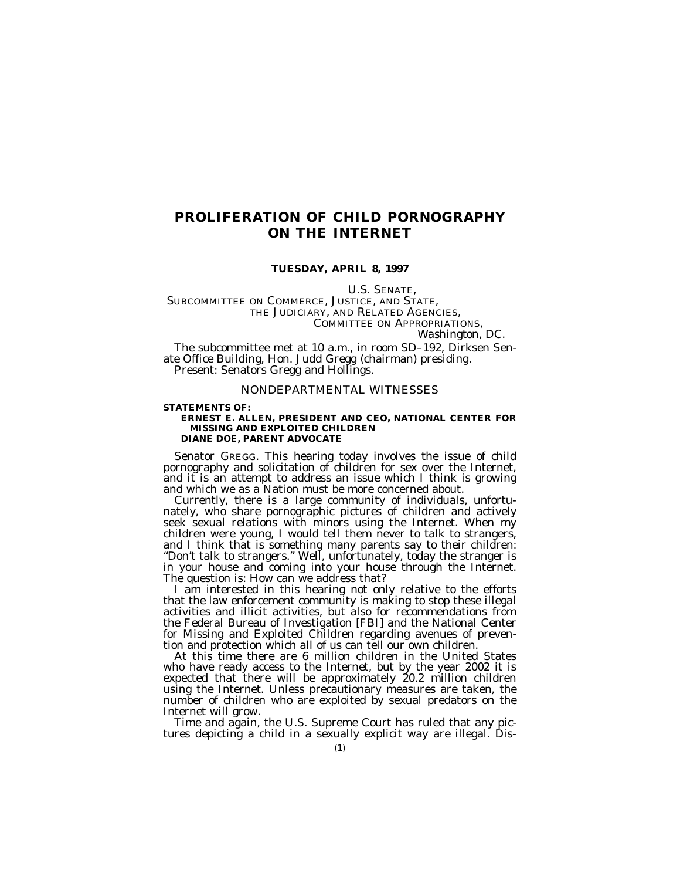# PROLIFERATION OF CHILD PORNOGRAPHY ON THE INTERNET

**TUESDAY, APRIL 8, 1997**

U.S. SENATE,
SUBCOMMITTEE ON COMMERCE, JUSTICE, AND STATE,
THE JUDICIARY, AND RELATED AGENCIES,
COMMITTEE ON APPROPRIATIONS,
*Washington, DC.*

The subcommittee met at 10 a.m., in room SD–192, Dirksen Senate Office Building, Hon. Judd Gregg (chairman) presiding.

Present: Senators Gregg and Hollings.

## NONDEPARTMENTAL WITNESSES

**STATEMENTS OF:**

**ERNEST E. ALLEN, PRESIDENT AND CEO, NATIONAL CENTER FOR MISSING AND EXPLOITED CHILDREN**

**DIANE DOE, PARENT ADVOCATE**

Senator GREGG. This hearing today involves the issue of child pornography and solicitation of children for sex over the Internet, and it is an attempt to address an issue which I think is growing and which we as a Nation must be more concerned about.

Currently, there is a large community of individuals, unfortunately, who share pornographic pictures of children and actively seek sexual relations with minors using the Internet. When my children were young, I would tell them never to talk to strangers, and I think that is something many parents say to their children: "Don't talk to strangers." Well, unfortunately, today the stranger is in your house and coming into your house through the Internet. The question is: How can we address that?

I am interested in this hearing not only relative to the efforts that the law enforcement community is making to stop these illegal activities and illicit activities, but also for recommendations from the Federal Bureau of Investigation [FBI] and the National Center for Missing and Exploited Children regarding avenues of prevention and protection which all of us can tell our own children.

At this time there are 6 million children in the United States who have ready access to the Internet, but by the year 2002 it is expected that there will be approximately 20.2 million children using the Internet. Unless precautionary measures are taken, the number of children who are exploited by sexual predators on the Internet will grow.

Time and again, the U.S. Supreme Court has ruled that any pictures depicting a child in a sexually explicit way are illegal. Dis-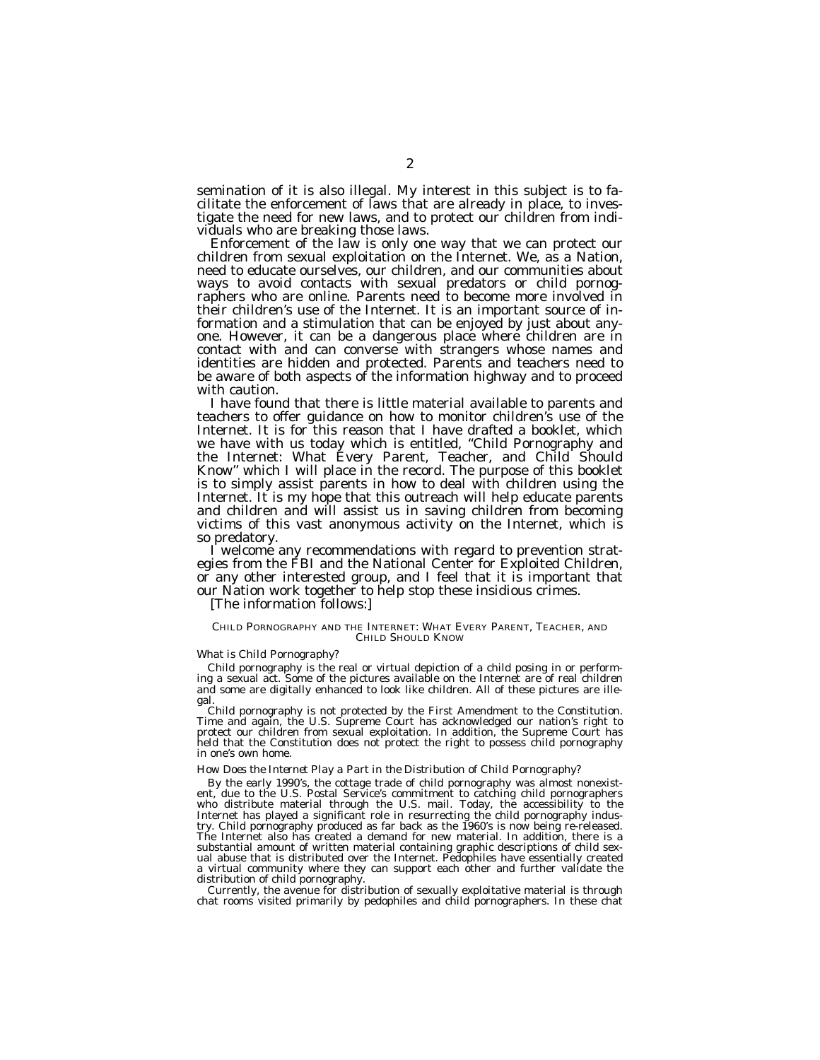semination of it is also illegal. My interest in this subject is to facilitate the enforcement of laws that are already in place, to investigate the need for new laws, and to protect our children from individuals who are breaking those laws.

Enforcement of the law is only one way that we can protect our children from sexual exploitation on the Internet. We, as a Nation, need to educate ourselves, our children, and our communities about ways to avoid contacts with sexual predators or child pornographers who are online. Parents need to become more involved in their children's use of the Internet. It is an important source of information and a stimulation that can be enjoyed by just about anyone. However, it can be a dangerous place where children are in contact with and can converse with strangers whose names and identities are hidden and protected. Parents and teachers need to be aware of both aspects of the information highway and to proceed with caution.

I have found that there is little material available to parents and teachers to offer guidance on how to monitor children's use of the Internet. It is for this reason that I have drafted a booklet, which we have with us today which is entitled, "Child Pornography and the Internet: What Every Parent, Teacher, and Child Should Know" which I will place in the record. The purpose of this booklet is to simply assist parents in how to deal with children using the Internet. It is my hope that this outreach will help educate parents and children and will assist us in saving children from becoming victims of this vast anonymous activity on the Internet, which is so predatory.

I welcome any recommendations with regard to prevention strategies from the FBI and the National Center for Exploited Children, or any other interested group, and I feel that it is important that our Nation work together to help stop these insidious crimes.

[The information follows:]

## CHILD PORNOGRAPHY AND THE INTERNET: WHAT EVERY PARENT, TEACHER, AND CHILD SHOULD KNOW

### *What is Child Pornography?*

Child pornography is the real or virtual depiction of a child posing in or performing a sexual act. Some of the pictures available on the Internet are of real children and some are digitally enhanced to look like children. All of these pictures are illegal.

Child pornography is not protected by the First Amendment to the Constitution. Time and again, the U.S. Supreme Court has acknowledged our nation's right to protect our children from sexual exploitation. In addition, the Supreme Court has held that the Constitution does not protect the right to possess child pornography in one's own home.

### *How Does the Internet Play a Part in the Distribution of Child Pornography?*

By the early 1990's, the cottage trade of child pornography was almost nonexistent, due to the U.S. Postal Service's commitment to catching child pornographers who distribute material through the U.S. mail. Today, the accessibility to the Internet has played a significant role in resurrecting the child pornography industry. Child pornography produced as far back as the 1960's is now being re-released. The Internet also has created a demand for new material. In addition, there is a substantial amount of written material containing graphic descriptions of child sexual abuse that is distributed over the Internet. Pedophiles have essentially created a virtual community where they can support each other and further validate the distribution of child pornography.

Currently, the avenue for distribution of sexually exploitative material is through chat rooms visited primarily by pedophiles and child pornographers. In these chat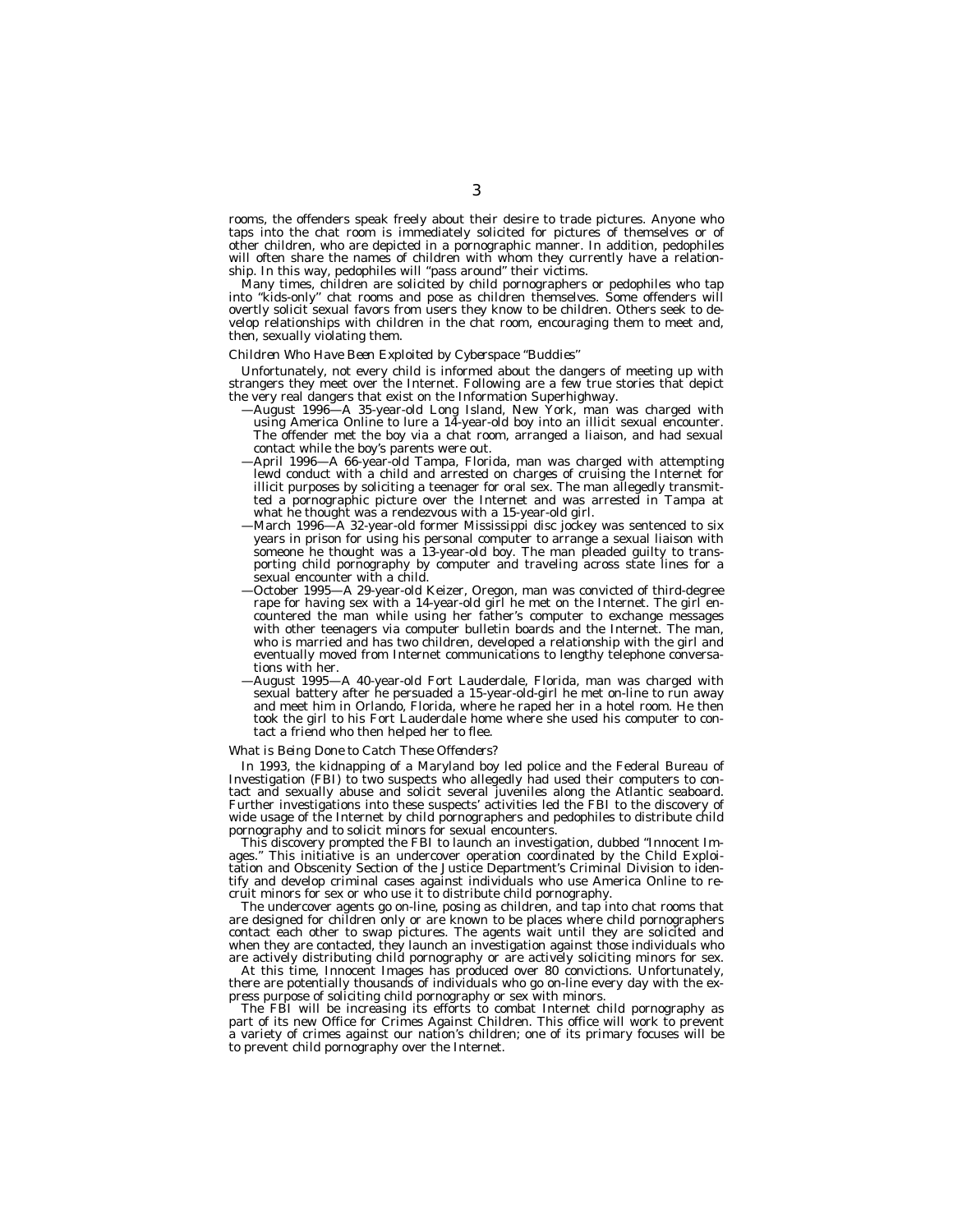rooms, the offenders speak freely about their desire to trade pictures. Anyone who taps into the chat room is immediately solicited for pictures of themselves or of other children, who are depicted in a pornographic manner. In addition, pedophiles will often share the names of children with whom they currently have a relationship. In this way, pedophiles will "pass around" their victims.

Many times, children are solicited by child pornographers or pedophiles who tap into "kids-only" chat rooms and pose as children themselves. Some offenders will overtly solicit sexual favors from users they know to be children. Others seek to develop relationships with children in the chat room, encouraging them to meet and, then, sexually violating them.

*Children Who Have Been Exploited by Cyberspace "Buddies"*

Unfortunately, not every child is informed about the dangers of meeting up with strangers they meet over the Internet. Following are a few true stories that depict the very real dangers that exist on the Information Superhighway.

—August 1996—A 35-year-old Long Island, New York, man was charged with using America Online to lure a 14-year-old boy into an illicit sexual encounter. The offender met the boy via a chat room, arranged a liaison, and had sexual contact while the boy's parents were out.

—April 1996—A 66-year-old Tampa, Florida, man was charged with attempting lewd conduct with a child and arrested on charges of cruising the Internet for illicit purposes by soliciting a teenager for oral sex. The man allegedly transmitted a pornographic picture over the Internet and was arrested in Tampa at what he thought was a rendezvous with a 15-year-old girl.

—March 1996—A 32-year-old former Mississippi disc jockey was sentenced to six years in prison for using his personal computer to arrange a sexual liaison with someone he thought was a 13-year-old boy. The man pleaded guilty to transporting child pornography by computer and traveling across state lines for a sexual encounter with a child.

—October 1995—A 29-year-old Keizer, Oregon, man was convicted of third-degree rape for having sex with a 14-year-old girl he met on the Internet. The girl encountered the man while using her father's computer to exchange messages with other teenagers via computer bulletin boards and the Internet. The man, who is married and has two children, developed a relationship with the girl and eventually moved from Internet communications to lengthy telephone conversations with her.

—August 1995—A 40-year-old Fort Lauderdale, Florida, man was charged with sexual battery after he persuaded a 15-year-old-girl he met on-line to run away and meet him in Orlando, Florida, where he raped her in a hotel room. He then took the girl to his Fort Lauderdale home where she used his computer to contact a friend who then helped her to flee.

*What is Being Done to Catch These Offenders?*

In 1993, the kidnapping of a Maryland boy led police and the Federal Bureau of Investigation (FBI) to two suspects who allegedly had used their computers to contact and sexually abuse and solicit several juveniles along the Atlantic seaboard. Further investigations into these suspects' activities led the FBI to the discovery of wide usage of the Internet by child pornographers and pedophiles to distribute child pornography and to solicit minors for sexual encounters.

This discovery prompted the FBI to launch an investigation, dubbed "Innocent Images." This initiative is an undercover operation coordinated by the Child Exploitation and Obscenity Section of the Justice Department's Criminal Division to identify and develop criminal cases against individuals who use America Online to recruit minors for sex or who use it to distribute child pornography.

The undercover agents go on-line, posing as children, and tap into chat rooms that are designed for children only or are known to be places where child pornographers contact each other to swap pictures. The agents wait until they are solicited and when they are contacted, they launch an investigation against those individuals who are actively distributing child pornography or are actively soliciting minors for sex.

At this time, Innocent Images has produced over 80 convictions. Unfortunately, there are potentially thousands of individuals who go on-line every day with the express purpose of soliciting child pornography or sex with minors.

The FBI will be increasing its efforts to combat Internet child pornography as part of its new Office for Crimes Against Children. This office will work to prevent a variety of crimes against our nation's children; one of its primary focuses will be to prevent child pornography over the Internet.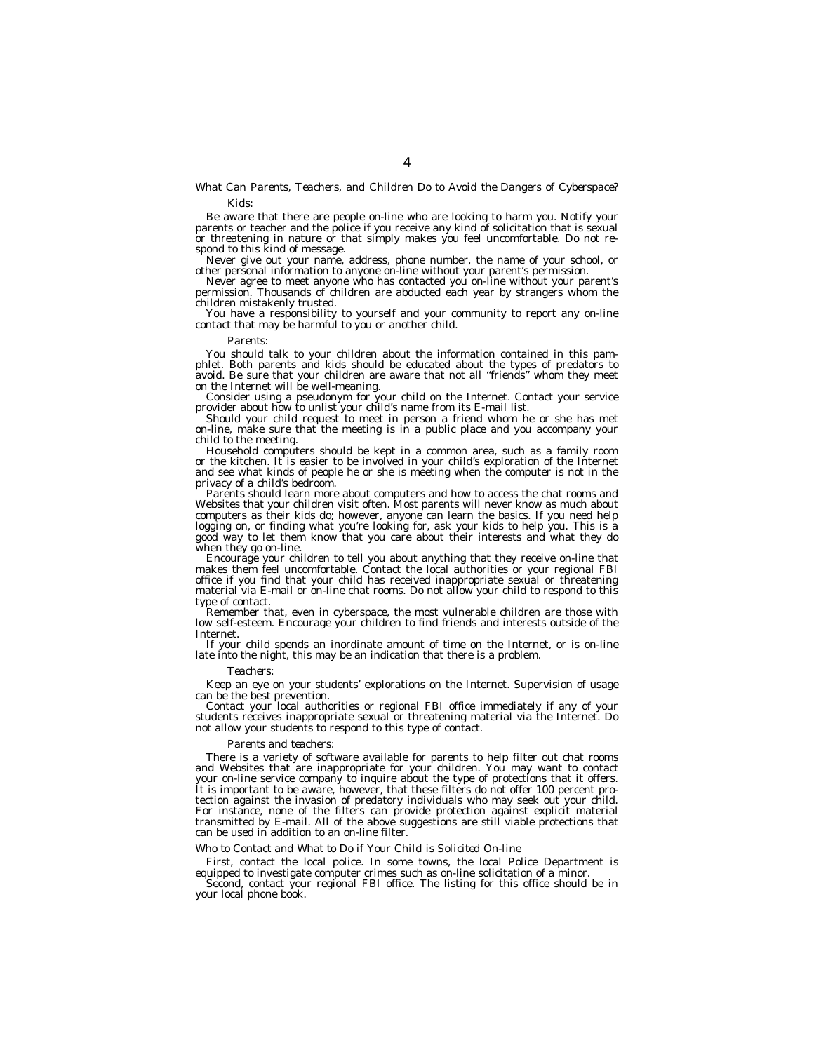*What Can Parents, Teachers, and Children Do to Avoid the Dangers of Cyberspace?*

*Kids:*

Be aware that there are people on-line who are looking to harm you. Notify your parents or teacher and the police if you receive any kind of solicitation that is sexual or threatening in nature or that simply makes you feel uncomfortable. Do not respond to this kind of message.

Never give out your name, address, phone number, the name of your school, or other personal information to anyone on-line without your parent's permission.

Never agree to meet anyone who has contacted you on-line without your parent's permission. Thousands of children are abducted each year by strangers whom the children mistakenly trusted.

You have a responsibility to yourself and your community to report any on-line contact that may be harmful to you or another child.

*Parents:*

You should talk to your children about the information contained in this pamphlet. Both parents and kids should be educated about the types of predators to avoid. Be sure that your children are aware that not all "friends" whom they meet on the Internet will be well-meaning.

Consider using a pseudonym for your child on the Internet. Contact your service provider about how to unlist your child's name from its E-mail list.

Should your child request to meet in person a friend whom he or she has met on-line, make sure that the meeting is in a public place and you accompany your child to the meeting.

Household computers should be kept in a common area, such as a family room or the kitchen. It is easier to be involved in your child's exploration of the Internet and see what kinds of people he or she is meeting when the computer is not in the privacy of a child's bedroom.

Parents should learn more about computers and how to access the chat rooms and Websites that your children visit often. Most parents will never know as much about computers as their kids do; however, anyone can learn the basics. If you need help logging on, or finding what you're looking for, ask your kids to help you. This is a good way to let them know that you care about their interests and what they do when they go on-line.

Encourage your children to tell you about anything that they receive on-line that makes them feel uncomfortable. Contact the local authorities or your regional FBI office if you find that your child has received inappropriate sexual or threatening material via E-mail or on-line chat rooms. Do not allow your child to respond to this type of contact.

Remember that, even in cyberspace, the most vulnerable children are those with low self-esteem. Encourage your children to find friends and interests outside of the Internet.

If your child spends an inordinate amount of time on the Internet, or is on-line late into the night, this may be an indication that there is a problem.

*Teachers:*

Keep an eye on your students' explorations on the Internet. Supervision of usage can be the best prevention.

Contact your local authorities or regional FBI office immediately if any of your students receives inappropriate sexual or threatening material via the Internet. Do not allow your students to respond to this type of contact.

*Parents and teachers:*

There is a variety of software available for parents to help filter out chat rooms and Websites that are inappropriate for your children. You may want to contact your on-line service company to inquire about the type of protections that it offers. It is important to be aware, however, that these filters do not offer 100 percent protection against the invasion of predatory individuals who may seek out your child. For instance, none of the filters can provide protection against explicit material transmitted by E-mail. All of the above suggestions are still viable protections that can be used in addition to an on-line filter.

*Who to Contact and What to Do if Your Child is Solicited On-line*

First, contact the local police. In some towns, the local Police Department is equipped to investigate computer crimes such as on-line solicitation of a minor.

Second, contact your regional FBI office. The listing for this office should be in your local phone book.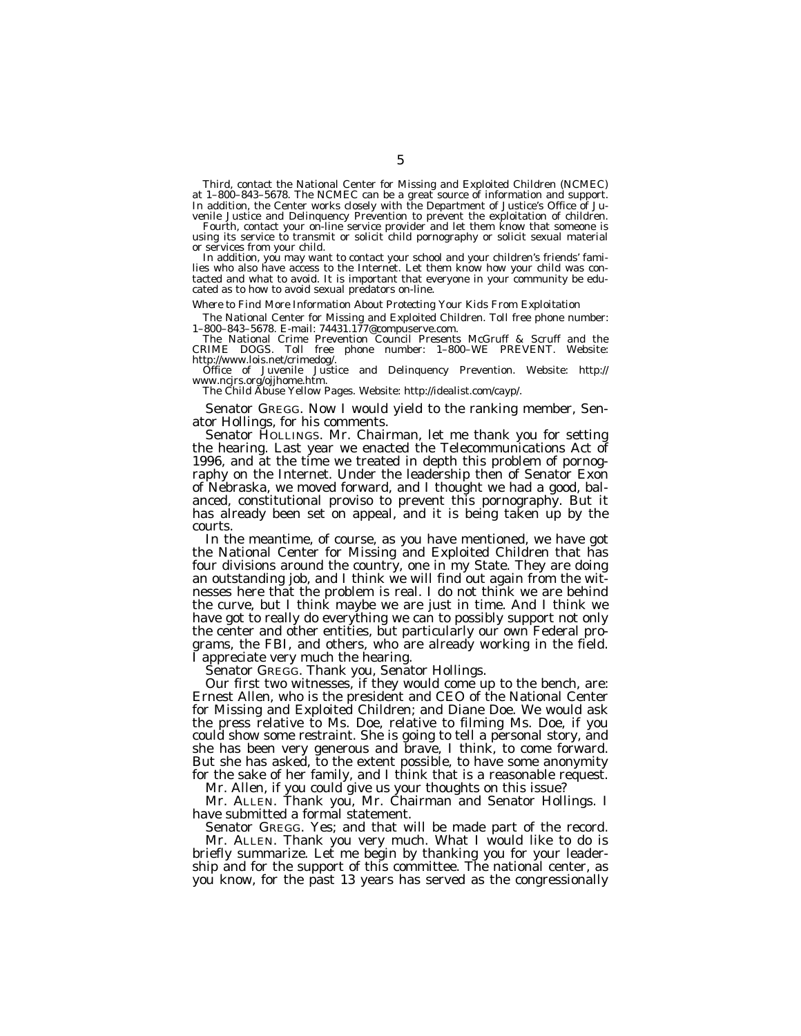Third, contact the National Center for Missing and Exploited Children (NCMEC) at 1–800–843–5678. The NCMEC can be a great source of information and support. In addition, the Center works closely with the Department of Justice's Office of Juvenile Justice and Delinquency Prevention to prevent the exploitation of children.

Fourth, contact your on-line service provider and let them know that someone is using its service to transmit or solicit child pornography or solicit sexual material or services from your child.

In addition, you may want to contact your school and your children's friends' families who also have access to the Internet. Let them know how your child was contacted and what to avoid. It is important that everyone in your community be educated as to how to avoid sexual predators on-line.

*Where to Find More Information About Protecting Your Kids From Exploitation*

The National Center for Missing and Exploited Children. Toll free phone number: 1–800–843–5678. E-mail: 74431.177@compuserve.com.

The National Crime Prevention Council Presents McGruff & Scruff and the CRIME DOGS. Toll free phone number: 1–800–WE PREVENT. Website: http://www.lois.net/crimedog/.

Office of Juvenile Justice and Delinquency Prevention. Website: http://www.ncjrs.org/ojjhome.htm.

The Child Abuse Yellow Pages. Website: http://idealist.com/cayp/.

Senator GREGG. Now I would yield to the ranking member, Senator Hollings, for his comments.

Senator HOLLINGS. Mr. Chairman, let me thank you for setting the hearing. Last year we enacted the Telecommunications Act of 1996, and at the time we treated in depth this problem of pornography on the Internet. Under the leadership then of Senator Exon of Nebraska, we moved forward, and I thought we had a good, balanced, constitutional proviso to prevent this pornography. But it has already been set on appeal, and it is being taken up by the courts.

In the meantime, of course, as you have mentioned, we have got the National Center for Missing and Exploited Children that has four divisions around the country, one in my State. They are doing an outstanding job, and I think we will find out again from the witnesses here that the problem is real. I do not think we are behind the curve, but I think maybe we are just in time. And I think we have got to really do everything we can to possibly support not only the center and other entities, but particularly our own Federal programs, the FBI, and others, who are already working in the field. I appreciate very much the hearing.

Senator GREGG. Thank you, Senator Hollings.

Our first two witnesses, if they would come up to the bench, are: Ernest Allen, who is the president and CEO of the National Center for Missing and Exploited Children; and Diane Doe. We would ask the press relative to Ms. Doe, relative to filming Ms. Doe, if you could show some restraint. She is going to tell a personal story, and she has been very generous and brave, I think, to come forward. But she has asked, to the extent possible, to have some anonymity for the sake of her family, and I think that is a reasonable request.

Mr. Allen, if you could give us your thoughts on this issue?

Mr. ALLEN. Thank you, Mr. Chairman and Senator Hollings. I have submitted a formal statement.

Senator GREGG. Yes; and that will be made part of the record.

Mr. ALLEN. Thank you very much. What I would like to do is briefly summarize. Let me begin by thanking you for your leadership and for the support of this committee. The national center, as you know, for the past 13 years has served as the congressionally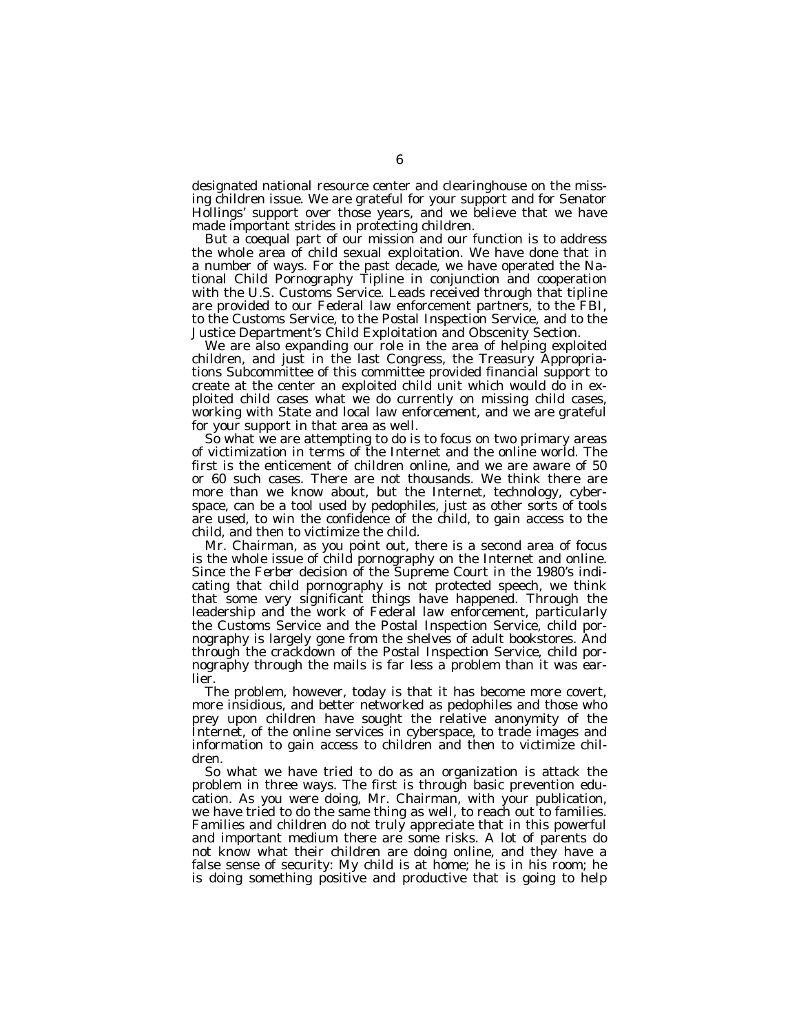designated national resource center and clearinghouse on the missing children issue. We are grateful for your support and for Senator Hollings' support over those years, and we believe that we have made important strides in protecting children.

But a coequal part of our mission and our function is to address the whole area of child sexual exploitation. We have done that in a number of ways. For the past decade, we have operated the National Child Pornography Tipline in conjunction and cooperation with the U.S. Customs Service. Leads received through that tipline are provided to our Federal law enforcement partners, to the FBI, to the Customs Service, to the Postal Inspection Service, and to the Justice Department's Child Exploitation and Obscenity Section.

We are also expanding our role in the area of helping exploited children, and just in the last Congress, the Treasury Appropriations Subcommittee of this committee provided financial support to create at the center an exploited child unit which would do in exploited child cases what we do currently on missing child cases, working with State and local law enforcement, and we are grateful for your support in that area as well.

So what we are attempting to do is to focus on two primary areas of victimization in terms of the Internet and the online world. The first is the enticement of children online, and we are aware of 50 or 60 such cases. There are not thousands. We think there are more than we know about, but the Internet, technology, cyberspace, can be a tool used by pedophiles, just as other sorts of tools are used, to win the confidence of the child, to gain access to the child, and then to victimize the child.

Mr. Chairman, as you point out, there is a second area of focus is the whole issue of child pornography on the Internet and online. Since the *Ferber* decision of the Supreme Court in the 1980's indicating that child pornography is not protected speech, we think that some very significant things have happened. Through the leadership and the work of Federal law enforcement, particularly the Customs Service and the Postal Inspection Service, child pornography is largely gone from the shelves of adult bookstores. And through the crackdown of the Postal Inspection Service, child pornography through the mails is far less a problem than it was earlier.

The problem, however, today is that it has become more covert, more insidious, and better networked as pedophiles and those who prey upon children have sought the relative anonymity of the Internet, of the online services in cyberspace, to trade images and information to gain access to children and then to victimize children.

So what we have tried to do as an organization is attack the problem in three ways. The first is through basic prevention education. As you were doing, Mr. Chairman, with your publication, we have tried to do the same thing as well, to reach out to families. Families and children do not truly appreciate that in this powerful and important medium there are some risks. A lot of parents do not know what their children are doing online, and they have a false sense of security: My child is at home; he is in his room; he is doing something positive and productive that is going to help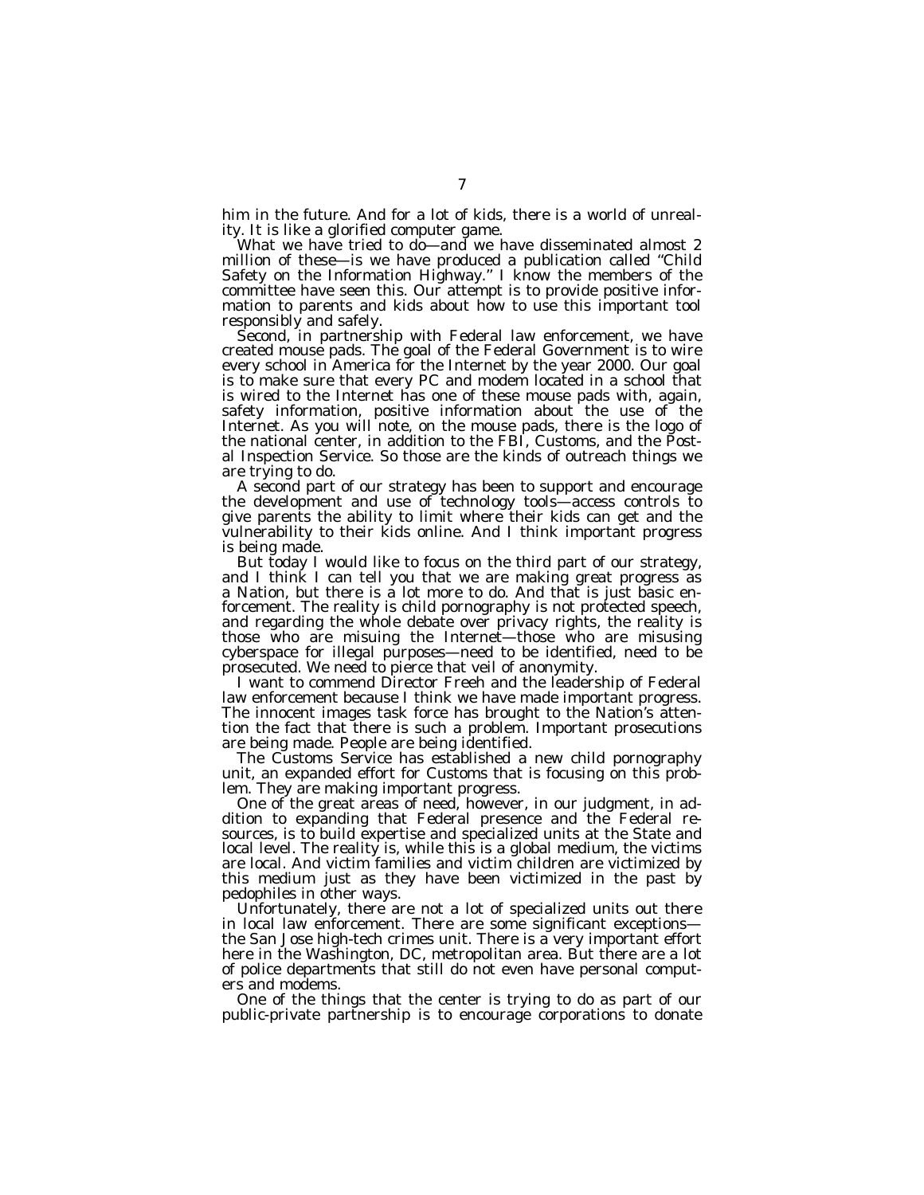him in the future. And for a lot of kids, there is a world of unreality. It is like a glorified computer game.

What we have tried to do—and we have disseminated almost 2 million of these—is we have produced a publication called "Child Safety on the Information Highway." I know the members of the committee have seen this. Our attempt is to provide positive information to parents and kids about how to use this important tool responsibly and safely.

Second, in partnership with Federal law enforcement, we have created mouse pads. The goal of the Federal Government is to wire every school in America for the Internet by the year 2000. Our goal is to make sure that every PC and modem located in a school that is wired to the Internet has one of these mouse pads with, again, safety information, positive information about the use of the Internet. As you will note, on the mouse pads, there is the logo of the national center, in addition to the FBI, Customs, and the Postal Inspection Service. So those are the kinds of outreach things we are trying to do.

A second part of our strategy has been to support and encourage the development and use of technology tools—access controls to give parents the ability to limit where their kids can get and the vulnerability to their kids online. And I think important progress is being made.

But today I would like to focus on the third part of our strategy, and I think I can tell you that we are making great progress as a Nation, but there is a lot more to do. And that is just basic enforcement. The reality is child pornography is not protected speech, and regarding the whole debate over privacy rights, the reality is those who are misuing the Internet—those who are misusing cyberspace for illegal purposes—need to be identified, need to be prosecuted. We need to pierce that veil of anonymity.

I want to commend Director Freeh and the leadership of Federal law enforcement because I think we have made important progress. The innocent images task force has brought to the Nation's attention the fact that there is such a problem. Important prosecutions are being made. People are being identified.

The Customs Service has established a new child pornography unit, an expanded effort for Customs that is focusing on this problem. They are making important progress.

One of the great areas of need, however, in our judgment, in addition to expanding that Federal presence and the Federal resources, is to build expertise and specialized units at the State and local level. The reality is, while this is a global medium, the victims are local. And victim families and victim children are victimized by this medium just as they have been victimized in the past by pedophiles in other ways.

Unfortunately, there are not a lot of specialized units out there in local law enforcement. There are some significant exceptions—the San Jose high-tech crimes unit. There is a very important effort here in the Washington, DC, metropolitan area. But there are a lot of police departments that still do not even have personal computers and modems.

One of the things that the center is trying to do as part of our public-private partnership is to encourage corporations to donate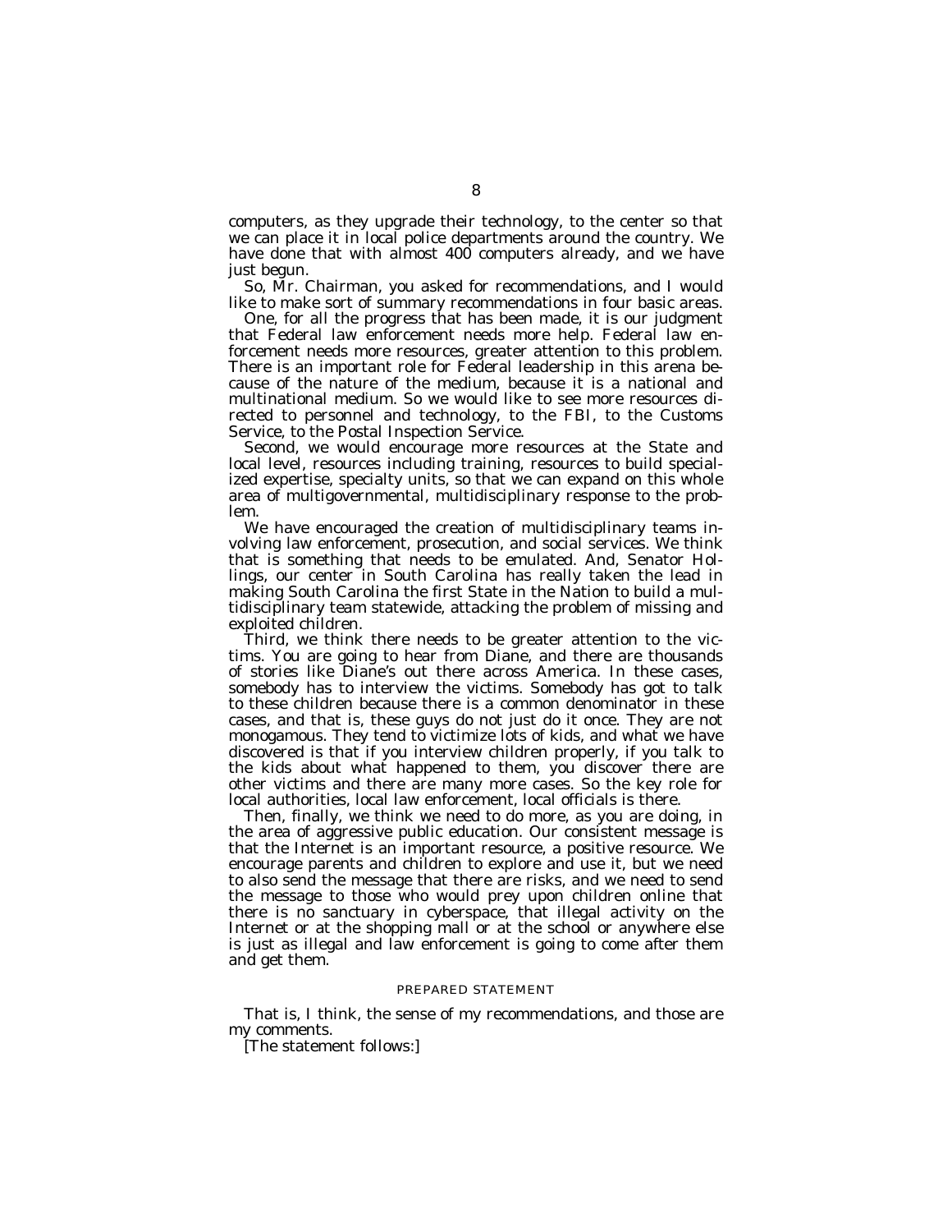computers, as they upgrade their technology, to the center so that we can place it in local police departments around the country. We have done that with almost 400 computers already, and we have just begun.

So, Mr. Chairman, you asked for recommendations, and I would like to make sort of summary recommendations in four basic areas.

One, for all the progress that has been made, it is our judgment that Federal law enforcement needs more help. Federal law enforcement needs more resources, greater attention to this problem. There is an important role for Federal leadership in this arena because of the nature of the medium, because it is a national and multinational medium. So we would like to see more resources directed to personnel and technology, to the FBI, to the Customs Service, to the Postal Inspection Service.

Second, we would encourage more resources at the State and local level, resources including training, resources to build specialized expertise, specialty units, so that we can expand on this whole area of multigovernmental, multidisciplinary response to the problem.

We have encouraged the creation of multidisciplinary teams involving law enforcement, prosecution, and social services. We think that is something that needs to be emulated. And, Senator Hollings, our center in South Carolina has really taken the lead in making South Carolina the first State in the Nation to build a multidisciplinary team statewide, attacking the problem of missing and exploited children.

Third, we think there needs to be greater attention to the victims. You are going to hear from Diane, and there are thousands of stories like Diane's out there across America. In these cases, somebody has to interview the victims. Somebody has got to talk to these children because there is a common denominator in these cases, and that is, these guys do not just do it once. They are not monogamous. They tend to victimize lots of kids, and what we have discovered is that if you interview children properly, if you talk to the kids about what happened to them, you discover there are other victims and there are many more cases. So the key role for local authorities, local law enforcement, local officials is there.

Then, finally, we think we need to do more, as you are doing, in the area of aggressive public education. Our consistent message is that the Internet is an important resource, a positive resource. We encourage parents and children to explore and use it, but we need to also send the message that there are risks, and we need to send the message to those who would prey upon children online that there is no sanctuary in cyberspace, that illegal activity on the Internet or at the shopping mall or at the school or anywhere else is just as illegal and law enforcement is going to come after them and get them.

PREPARED STATEMENT

That is, I think, the sense of my recommendations, and those are my comments.

[The statement follows:]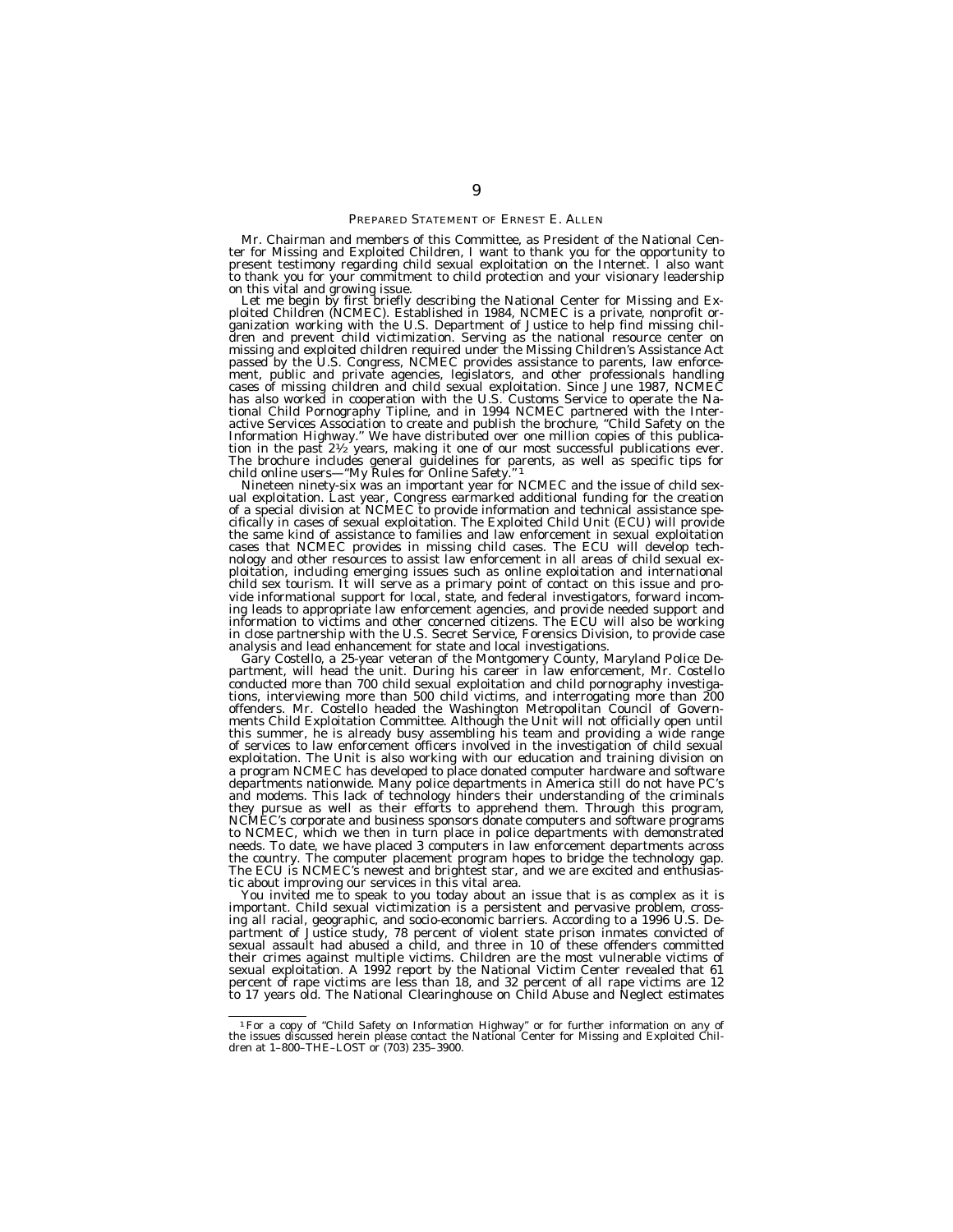## PREPARED STATEMENT OF ERNEST E. ALLEN

Mr. Chairman and members of this Committee, as President of the National Center for Missing and Exploited Children, I want to thank you for the opportunity to present testimony regarding child sexual exploitation on the Internet. I also want to thank you for your commitment to child protection and your visionary leadership on this vital and growing issue.

Let me begin by first briefly describing the National Center for Missing and Exploited Children (NCMEC). Established in 1984, NCMEC is a private, nonprofit organization working with the U.S. Department of Justice to help find missing children and prevent child victimization. Serving as the national resource center on missing and exploited children required under the Missing Children's Assistance Act passed by the U.S. Congress, NCMEC provides assistance to parents, law enforcement, public and private agencies, legislators, and other professionals handling cases of missing children and child sexual exploitation. Since June 1987, NCMEC has also worked in cooperation with the U.S. Customs Service to operate the National Child Pornography Tipline, and in 1994 NCMEC partnered with the Interactive Services Association to create and publish the brochure, "Child Safety on the Information Highway." We have distributed over one million copies of this publication in the past 2½ years, making it one of our most successful publications ever. The brochure includes general guidelines for parents, as well as specific tips for child online users—"My Rules for Online Safety."[1]

Nineteen ninety-six was an important year for NCMEC and the issue of child sexual exploitation. Last year, Congress earmarked additional funding for the creation of a special division at NCMEC to provide information and technical assistance specifically in cases of sexual exploitation. The Exploited Child Unit (ECU) will provide the same kind of assistance to families and law enforcement in sexual exploitation cases that NCMEC provides in missing child cases. The ECU will develop technology and other resources to assist law enforcement in all areas of child sexual exploitation, including emerging issues such as online exploitation and international child sex tourism. It will serve as a primary point of contact on this issue and provide informational support for local, state, and federal investigators, forward incoming leads to appropriate law enforcement agencies, and provide needed support and information to victims and other concerned citizens. The ECU will also be working in close partnership with the U.S. Secret Service, Forensics Division, to provide case analysis and lead enhancement for state and local investigations.

Gary Costello, a 25-year veteran of the Montgomery County, Maryland Police Department, will head the unit. During his career in law enforcement, Mr. Costello conducted more than 700 child sexual exploitation and child pornography investigations, interviewing more than 500 child victims, and interrogating more than 200 offenders. Mr. Costello headed the Washington Metropolitan Council of Governments Child Exploitation Committee. Although the Unit will not officially open until this summer, he is already busy assembling his team and providing a wide range of services to law enforcement officers involved in the investigation of child sexual exploitation. The Unit is also working with our education and training division on a program NCMEC has developed to place donated computer hardware and software departments nationwide. Many police departments in America still do not have PC's and modems. This lack of technology hinders their understanding of the criminals they pursue as well as their efforts to apprehend them. Through this program, NCMEC's corporate and business sponsors donate computers and software programs to NCMEC, which we then in turn place in police departments with demonstrated needs. To date, we have placed 3 computers in law enforcement departments across the country. The computer placement program hopes to bridge the technology gap. The ECU is NCMEC's newest and brightest star, and we are excited and enthusiastic about improving our services in this vital area.

You invited me to speak to you today about an issue that is as complex as it is important. Child sexual victimization is a persistent and pervasive problem, crossing all racial, geographic, and socio-economic barriers. According to a 1996 U.S. Department of Justice study, 78 percent of violent state prison inmates convicted of sexual assault had abused a child, and three in 10 of these offenders committed their crimes against multiple victims. Children are the most vulnerable victims of sexual exploitation. A 1992 report by the National Victim Center revealed that 61 percent of rape victims are less than 18, and 32 percent of all rape victims are 12 to 17 years old. The National Clearinghouse on Child Abuse and Neglect estimates

---

[1] For a copy of "Child Safety on Information Highway" or for further information on any of the issues discussed herein please contact the National Center for Missing and Exploited Children at 1–800–THE–LOST or (703) 235–3900.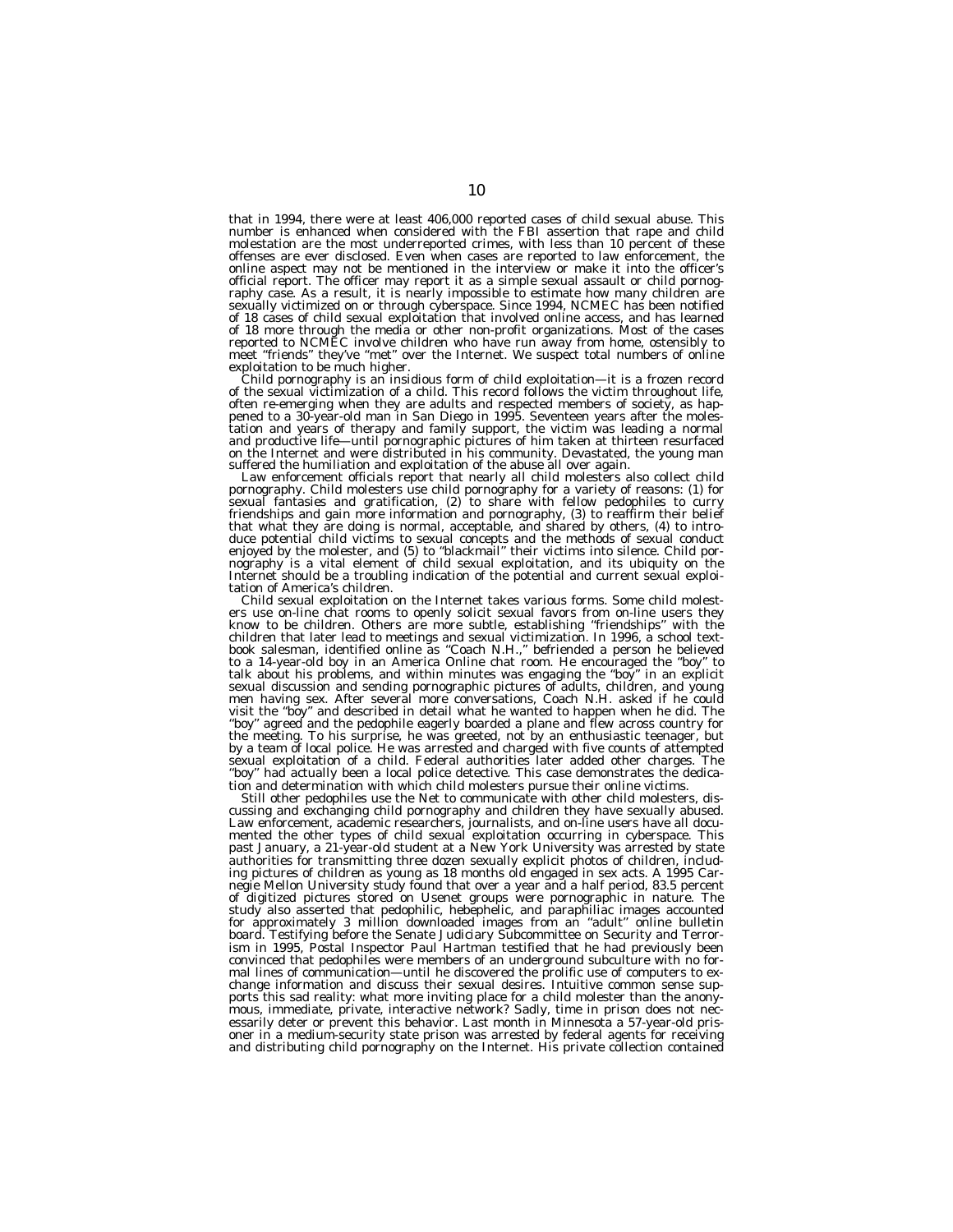that in 1994, there were at least 406,000 reported cases of child sexual abuse. This number is enhanced when considered with the FBI assertion that rape and child molestation are the most underreported crimes, with less than 10 percent of these offenses are ever disclosed. Even when cases are reported to law enforcement, the online aspect may not be mentioned in the interview or make it into the officer's official report. The officer may report it as a simple sexual assault or child pornography case. As a result, it is nearly impossible to estimate how many children are sexually victimized on or through cyberspace. Since 1994, NCMEC has been notified of 18 cases of child sexual exploitation that involved online access, and has learned of 18 more through the media or other non-profit organizations. Most of the cases reported to NCMEC involve children who have run away from home, ostensibly to meet "friends" they've "met" over the Internet. We suspect total numbers of online exploitation to be much higher.

Child pornography is an insidious form of child exploitation—it is a frozen record of the sexual victimization of a child. This record follows the victim throughout life, often re-emerging when they are adults and respected members of society, as happened to a 30-year-old man in San Diego in 1995. Seventeen years after the molestation and years of therapy and family support, the victim was leading a normal and productive life—until pornographic pictures of him taken at thirteen resurfaced on the Internet and were distributed in his community. Devastated, the young man suffered the humiliation and exploitation of the abuse all over again.

Law enforcement officials report that nearly all child molesters also collect child pornography. Child molesters use child pornography for a variety of reasons: (1) for sexual fantasies and gratification, (2) to share with fellow pedophiles to curry friendships and gain more information and pornography, (3) to reaffirm their belief that what they are doing is normal, acceptable, and shared by others, (4) to introduce potential child victims to sexual concepts and the methods of sexual conduct enjoyed by the molester, and (5) to "blackmail" their victims into silence. Child pornography is a vital element of child sexual exploitation, and its ubiquity on the Internet should be a troubling indication of the potential and current sexual exploitation of America's children.

Child sexual exploitation on the Internet takes various forms. Some child molesters use on-line chat rooms to openly solicit sexual favors from on-line users they know to be children. Others are more subtle, establishing "friendships" with the children that later lead to meetings and sexual victimization. In 1996, a school textbook salesman, identified online as "Coach N.H.," befriended a person he believed to a 14-year-old boy in an America Online chat room. He encouraged the "boy" to talk about his problems, and within minutes was engaging the "boy" in an explicit sexual discussion and sending pornographic pictures of adults, children, and young men having sex. After several more conversations, Coach N.H. asked if he could visit the "boy" and described in detail what he wanted to happen when he did. The "boy" agreed and the pedophile eagerly boarded a plane and flew across country for the meeting. To his surprise, he was greeted, not by an enthusiastic teenager, but by a team of local police. He was arrested and charged with five counts of attempted sexual exploitation of a child. Federal authorities later added other charges. The "boy" had actually been a local police detective. This case demonstrates the dedication and determination with which child molesters pursue their online victims.

Still other pedophiles use the Net to communicate with other child molesters, discussing and exchanging child pornography and children they have sexually abused. Law enforcement, academic researchers, journalists, and on-line users have all documented the other types of child sexual exploitation occurring in cyberspace. This past January, a 21-year-old student at a New York University was arrested by state authorities for transmitting three dozen sexually explicit photos of children, including pictures of children as young as 18 months old engaged in sex acts. A 1995 Carnegie Mellon University study found that over a year and a half period, 83.5 percent of digitized pictures stored on Usenet groups were pornographic in nature. The study also asserted that pedophilic, hebephelic, and paraphiliac images accounted for approximately 3 million downloaded images from an "adult" online bulletin board. Testifying before the Senate Judiciary Subcommittee on Security and Terrorism in 1995, Postal Inspector Paul Hartman testified that he had previously been convinced that pedophiles were members of an underground subculture with no formal lines of communication—until he discovered the prolific use of computers to exchange information and discuss their sexual desires. Intuitive common sense supports this sad reality: what more inviting place for a child molester than the anonymous, immediate, private, interactive network? Sadly, time in prison does not necessarily deter or prevent this behavior. Last month in Minnesota a 57-year-old prisoner in a medium-security state prison was arrested by federal agents for receiving and distributing child pornography on the Internet. His private collection contained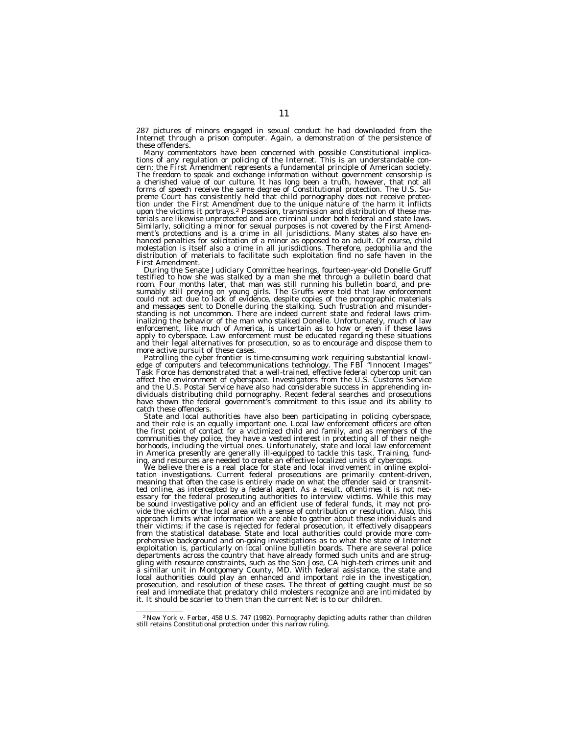287 pictures of minors engaged in sexual conduct he had downloaded from the Internet through a prison computer. Again, a demonstration of the persistence of these offenders.

Many commentators have been concerned with possible Constitutional implications of any regulation or policing of the Internet. This is an understandable concern; the First Amendment represents a fundamental principle of American society. The freedom to speak and exchange information without government censorship is a cherished value of our culture. It has long been a truth, however, that not all forms of speech receive the same degree of Constitutional protection. The U.S. Supreme Court has consistently held that child pornography does not receive protection under the First Amendment due to the unique nature of the harm it inflicts upon the victims it portrays.[2] Possession, transmission and distribution of these materials are likewise unprotected and are criminal under both federal and state laws. Similarly, soliciting a minor for sexual purposes is not covered by the First Amendment's protections and is a crime in all jurisdictions. Many states also have enhanced penalties for solicitation of a minor as opposed to an adult. Of course, child molestation is itself also a crime in all jurisdictions. Therefore, pedophilia and the distribution of materials to facilitate such exploitation find no safe haven in the First Amendment.

During the Senate Judiciary Committee hearings, fourteen-year-old Donelle Gruff testified to how she was stalked by a man she met through a bulletin board chat room. Four months later, that man was still running his bulletin board, and presumably still preying on young girls. The Gruffs were told that law enforcement could not act due to lack of evidence, despite copies of the pornographic materials and messages sent to Donelle during the stalking. Such frustration and misunderstanding is not uncommon. There are indeed current state and federal laws criminalizing the behavior of the man who stalked Donelle. Unfortunately, much of law enforcement, like much of America, is uncertain as to how or even if these laws apply to cyberspace. Law enforcement must be educated regarding these situations and their legal alternatives for prosecution, so as to encourage and dispose them to more active pursuit of these cases.

Patrolling the cyber frontier is time-consuming work requiring substantial knowledge of computers and telecommunications technology. The FBI "Innocent Images" Task Force has demonstrated that a well-trained, effective federal cybercop unit can affect the environment of cyberspace. Investigators from the U.S. Customs Service and the U.S. Postal Service have also had considerable success in apprehending individuals distributing child pornography. Recent federal searches and prosecutions have shown the federal government's commitment to this issue and its ability to catch these offenders.

State and local authorities have also been participating in policing cyberspace, and their role is an equally important one. Local law enforcement officers are often the first point of contact for a victimized child and family, and as members of the communities they police, they have a vested interest in protecting all of their neighborhoods, including the virtual ones. Unfortunately, state and local law enforcement in America presently are generally ill-equipped to tackle this task. Training, funding, and resources are needed to create an effective localized units of cybercops.

We believe there is a real place for state and local involvement in online exploitation investigations. Current federal prosecutions are primarily content-driven, meaning that often the case is entirely made on what the offender said or transmitted online, as intercepted by a federal agent. As a result, oftentimes it is not necessary for the federal prosecuting authorities to interview victims. While this may be sound investigative policy and an efficient use of federal funds, it may not provide the victim or the local area with a sense of contribution or resolution. Also, this approach limits what information we are able to gather about these individuals and their victims; if the case is rejected for federal prosecution, it effectively disappears from the statistical database. State and local authorities could provide more comprehensive background and on-going investigations as to what the state of Internet exploitation is, particularly on local online bulletin boards. There are several police departments across the country that have already formed such units and are struggling with resource constraints, such as the San Jose, CA high-tech crimes unit and a similar unit in Montgomery County, MD. With federal assistance, the state and local authorities could play an enhanced and important role in the investigation, prosecution, and resolution of these cases. The threat of getting caught must be so real and immediate that predatory child molesters recognize and are intimidated by it. It should be scarier to them than the current Net is to our children.

---

[2] New York v. Ferber, 458 U.S. 747 (1982). Pornography depicting adults rather than children still retains Constitutional protection under this narrow ruling.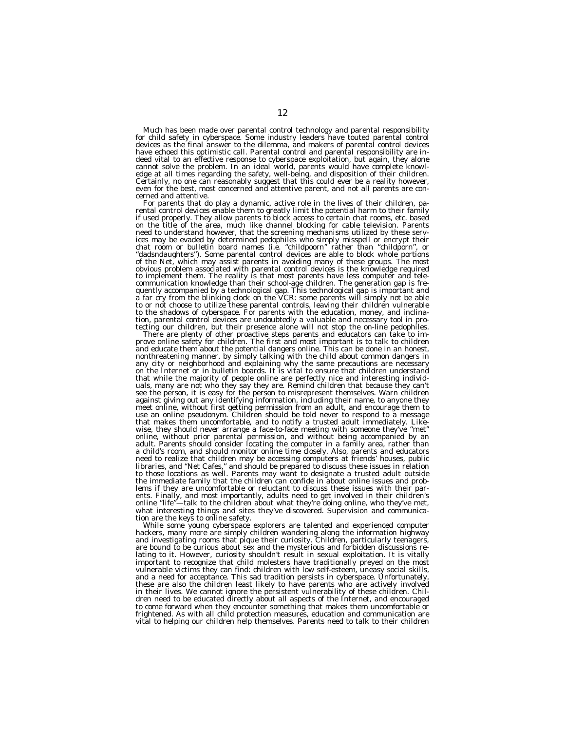Much has been made over parental control technology and parental responsibility for child safety in cyberspace. Some industry leaders have touted parental control devices as the final answer to the dilemma, and makers of parental control devices have echoed this optimistic call. Parental control and parental responsibility are indeed vital to an effective response to cyberspace exploitation, but again, they alone cannot solve the problem. In an ideal world, parents would have complete knowledge at all times regarding the safety, well-being, and disposition of their children. Certainly, no one can reasonably suggest that this could ever be a reality however, even for the best, most concerned and attentive parent, and not all parents are concerned and attentive.

For parents that do play a dynamic, active role in the lives of their children, parental control devices enable them to greatly limit the potential harm to their family if used properly. They allow parents to block access to certain chat rooms, etc. based on the title of the area, much like channel blocking for cable television. Parents need to understand however, that the screening mechanisms utilized by these services may be evaded by determined pedophiles who simply misspell or encrypt their chat room or bulletin board names (i.e. "childpoorn" rather than "childporn", or "dadsndaughters"). Some parental control devices are able to block whole portions of the Net, which may assist parents in avoiding many of these groups. The most obvious problem associated with parental control devices is the knowledge required to implement them. The reality is that most parents have less computer and telecommunication knowledge than their school-age children. The generation gap is frequently accompanied by a technological gap. This technological gap is important and a far cry from the blinking clock on the VCR: some parents will simply not be able to or not choose to utilize these parental controls, leaving their children vulnerable to the shadows of cyberspace. For parents with the education, money, and inclination, parental control devices are undoubtedly a valuable and necessary tool in protecting our children, but their presence alone will not stop the on-line pedophiles.

There are plenty of other proactive steps parents and educators can take to improve online safety for children. The first and most important is to talk to children and educate them about the potential dangers online. This can be done in an honest, nonthreatening manner, by simply talking with the child about common dangers in any city or neighborhood and explaining why the same precautions are necessary on the Internet or in bulletin boards. It is vital to ensure that children understand that while the majority of people online are perfectly nice and interesting individuals, many are not who they say they are. Remind children that because they can't see the person, it is easy for the person to misrepresent themselves. Warn children against giving out any identifying information, including their name, to anyone they meet online, without first getting permission from an adult, and encourage them to use an online pseudonym. Children should be told never to respond to a message that makes them uncomfortable, and to notify a trusted adult immediately. Likewise, they should never arrange a face-to-face meeting with someone they've "met" online, without prior parental permission, and without being accompanied by an adult. Parents should consider locating the computer in a family area, rather than a child's room, and should monitor online time closely. Also, parents and educators need to realize that children may be accessing computers at friends' houses, public libraries, and "Net Cafes," and should be prepared to discuss these issues in relation to those locations as well. Parents may want to designate a trusted adult outside the immediate family that the children can confide in about online issues and problems if they are uncomfortable or reluctant to discuss these issues with their parents. Finally, and most importantly, adults need to get involved in their children's online "life"—talk to the children about what they're doing online, who they've met, what interesting things and sites they've discovered. Supervision and communication are the keys to online safety.

While some young cyberspace explorers are talented and experienced computer hackers, many more are simply children wandering along the information highway and investigating rooms that pique their curiosity. Children, particularly teenagers, are bound to be curious about sex and the mysterious and forbidden discussions relating to it. However, curiosity shouldn't result in sexual exploitation. It is vitally important to recognize that child molesters have traditionally preyed on the most vulnerable victims they can find: children with low self-esteem, uneasy social skills, and a need for acceptance. This sad tradition persists in cyberspace. Unfortunately, these are also the children least likely to have parents who are actively involved in their lives. We cannot ignore the persistent vulnerability of these children. Children need to be educated directly about all aspects of the Internet, and encouraged to come forward when they encounter something that makes them uncomfortable or frightened. As with all child protection measures, education and communication are vital to helping our children help themselves. Parents need to talk to their children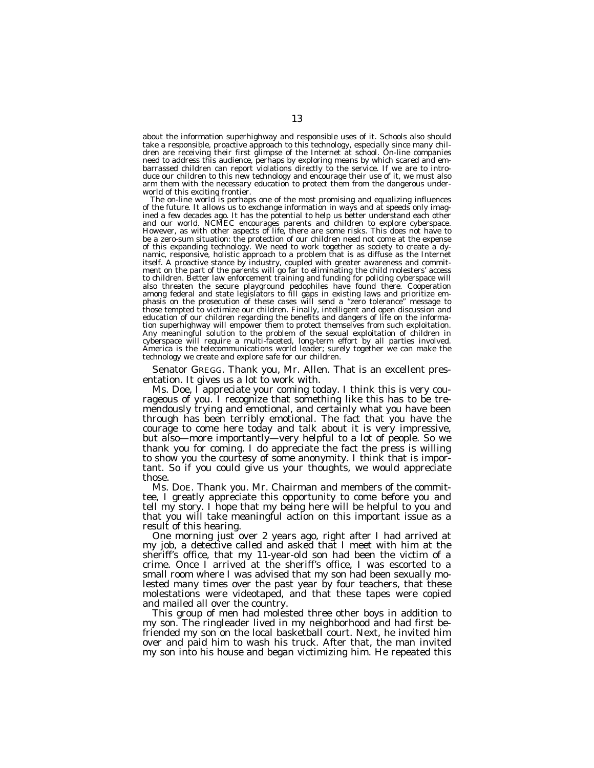about the information superhighway and responsible uses of it. Schools also should take a responsible, proactive approach to this technology, especially since many children are receiving their first glimpse of the Internet at school. On-line companies need to address this audience, perhaps by exploring means by which scared and embarrassed children can report violations directly to the service. If we are to introduce our children to this new technology and encourage their use of it, we must also arm them with the necessary education to protect them from the dangerous underworld of this exciting frontier.

The on-line world is perhaps one of the most promising and equalizing influences of the future. It allows us to exchange information in ways and at speeds only imagined a few decades ago. It has the potential to help us better understand each other and our world. NCMEC encourages parents and children to explore cyberspace. However, as with other aspects of life, there are some risks. This does not have to be a zero-sum situation: the protection of our children need not come at the expense of this expanding technology. We need to work together as society to create a dynamic, responsive, holistic approach to a problem that is as diffuse as the Internet itself. A proactive stance by industry, coupled with greater awareness and commitment on the part of the parents will go far to eliminating the child molesters' access to children. Better law enforcement training and funding for policing cyberspace will also threaten the secure playground pedophiles have found there. Cooperation among federal and state legislators to fill gaps in existing laws and prioritize emphasis on the prosecution of these cases will send a "zero tolerance" message to those tempted to victimize our children. Finally, intelligent and open discussion and education of our children regarding the benefits and dangers of life on the information superhighway will empower them to protect themselves from such exploitation. Any meaningful solution to the problem of the sexual exploitation of children in cyberspace will require a multi-faceted, long-term effort by all parties involved. America is the telecommunications world leader; surely together we can make the technology we create and explore safe for our children.

Senator GREGG. Thank you, Mr. Allen. That is an excellent presentation. It gives us a lot to work with.

Ms. Doe, I appreciate your coming today. I think this is very courageous of you. I recognize that something like this has to be tremendously trying and emotional, and certainly what you have been through has been terribly emotional. The fact that you have the courage to come here today and talk about it is very impressive, but also—more importantly—very helpful to a lot of people. So we thank you for coming. I do appreciate the fact the press is willing to show you the courtesy of some anonymity. I think that is important. So if you could give us your thoughts, we would appreciate those.

Ms. DOE. Thank you. Mr. Chairman and members of the committee, I greatly appreciate this opportunity to come before you and tell my story. I hope that my being here will be helpful to you and that you will take meaningful action on this important issue as a result of this hearing.

One morning just over 2 years ago, right after I had arrived at my job, a detective called and asked that I meet with him at the sheriff's office, that my 11-year-old son had been the victim of a crime. Once I arrived at the sheriff's office, I was escorted to a small room where I was advised that my son had been sexually molested many times over the past year by four teachers, that these molestations were videotaped, and that these tapes were copied and mailed all over the country.

This group of men had molested three other boys in addition to my son. The ringleader lived in my neighborhood and had first befriended my son on the local basketball court. Next, he invited him over and paid him to wash his truck. After that, the man invited my son into his house and began victimizing him. He repeated this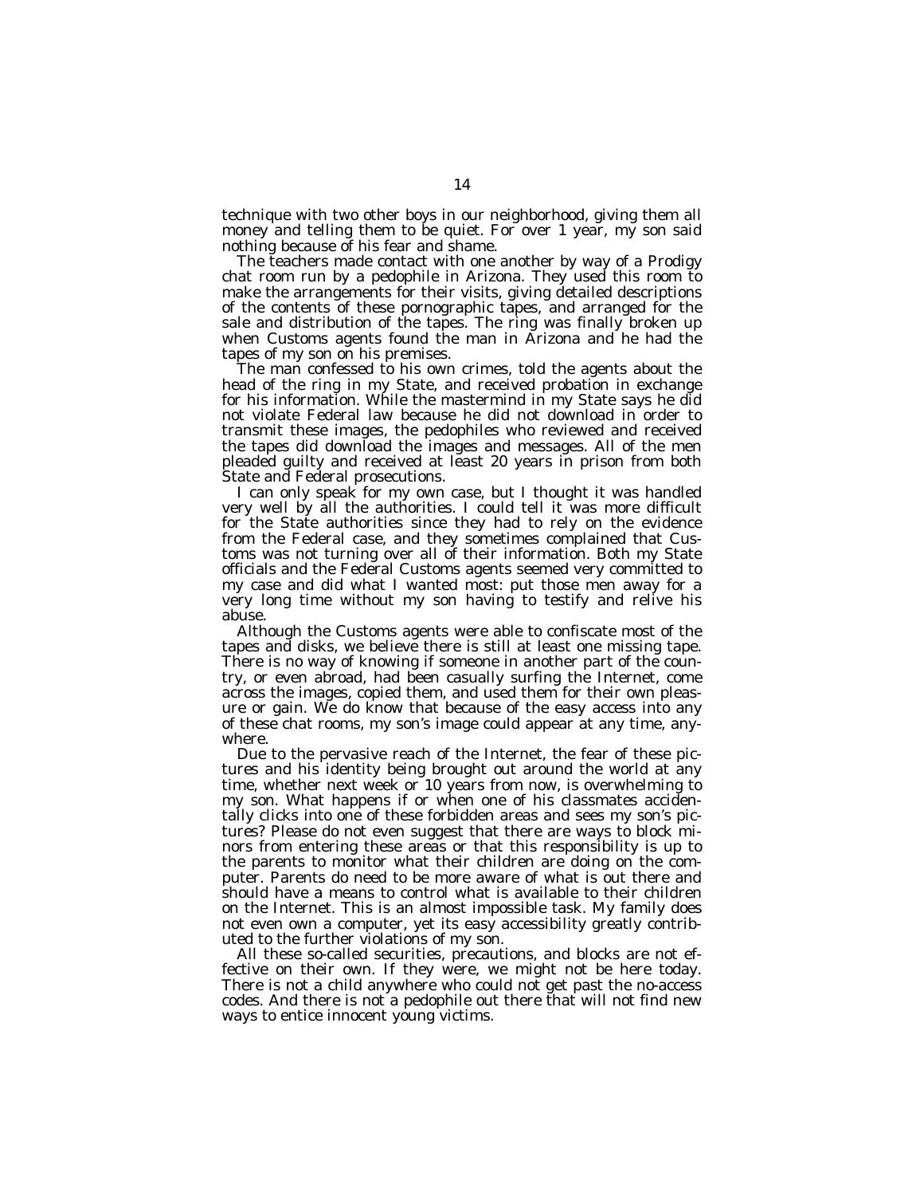technique with two other boys in our neighborhood, giving them all money and telling them to be quiet. For over 1 year, my son said nothing because of his fear and shame.

The teachers made contact with one another by way of a Prodigy chat room run by a pedophile in Arizona. They used this room to make the arrangements for their visits, giving detailed descriptions of the contents of these pornographic tapes, and arranged for the sale and distribution of the tapes. The ring was finally broken up when Customs agents found the man in Arizona and he had the tapes of my son on his premises.

The man confessed to his own crimes, told the agents about the head of the ring in my State, and received probation in exchange for his information. While the mastermind in my State says he did not violate Federal law because he did not download in order to transmit these images, the pedophiles who reviewed and received the tapes did download the images and messages. All of the men pleaded guilty and received at least 20 years in prison from both State and Federal prosecutions.

I can only speak for my own case, but I thought it was handled very well by all the authorities. I could tell it was more difficult for the State authorities since they had to rely on the evidence from the Federal case, and they sometimes complained that Customs was not turning over all of their information. Both my State officials and the Federal Customs agents seemed very committed to my case and did what I wanted most: put those men away for a very long time without my son having to testify and relive his abuse.

Although the Customs agents were able to confiscate most of the tapes and disks, we believe there is still at least one missing tape. There is no way of knowing if someone in another part of the country, or even abroad, had been casually surfing the Internet, come across the images, copied them, and used them for their own pleasure or gain. We do know that because of the easy access into any of these chat rooms, my son's image could appear at any time, anywhere.

Due to the pervasive reach of the Internet, the fear of these pictures and his identity being brought out around the world at any time, whether next week or 10 years from now, is overwhelming to my son. What happens if or when one of his classmates accidentally clicks into one of these forbidden areas and sees my son's pictures? Please do not even suggest that there are ways to block minors from entering these areas or that this responsibility is up to the parents to monitor what their children are doing on the computer. Parents do need to be more aware of what is out there and should have a means to control what is available to their children on the Internet. This is an almost impossible task. My family does not even own a computer, yet its easy accessibility greatly contributed to the further violations of my son.

All these so-called securities, precautions, and blocks are not effective on their own. If they were, we might not be here today. There is not a child anywhere who could not get past the no-access codes. And there is not a pedophile out there that will not find new ways to entice innocent young victims.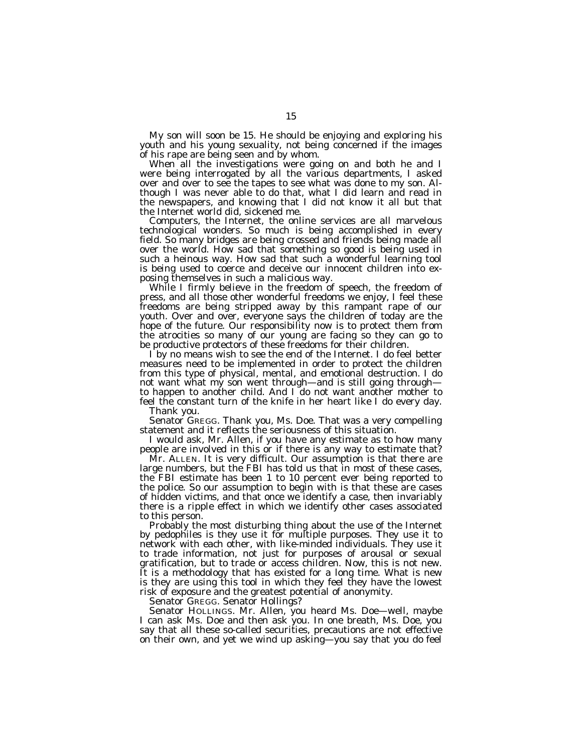My son will soon be 15. He should be enjoying and exploring his youth and his young sexuality, not being concerned if the images of his rape are being seen and by whom.

When all the investigations were going on and both he and I were being interrogated by all the various departments, I asked over and over to see the tapes to see what was done to my son. Although I was never able to do that, what I did learn and read in the newspapers, and knowing that I did not know it all but that the Internet world did, sickened me.

Computers, the Internet, the online services are all marvelous technological wonders. So much is being accomplished in every field. So many bridges are being crossed and friends being made all over the world. How sad that something so good is being used in such a heinous way. How sad that such a wonderful learning tool is being used to coerce and deceive our innocent children into exposing themselves in such a malicious way.

While I firmly believe in the freedom of speech, the freedom of press, and all those other wonderful freedoms we enjoy, I feel these freedoms are being stripped away by this rampant rape of our youth. Over and over, everyone says the children of today are the hope of the future. Our responsibility now is to protect them from the atrocities so many of our young are facing so they can go to be productive protectors of these freedoms for their children.

I by no means wish to see the end of the Internet. I do feel better measures need to be implemented in order to protect the children from this type of physical, mental, and emotional destruction. I do not want what my son went through—and is still going through—to happen to another child. And I do not want another mother to feel the constant turn of the knife in her heart like I do every day.

Thank you.

Senator GREGG. Thank you, Ms. Doe. That was a very compelling statement and it reflects the seriousness of this situation.

I would ask, Mr. Allen, if you have any estimate as to how many people are involved in this or if there is any way to estimate that?

Mr. ALLEN. It is very difficult. Our assumption is that there are large numbers, but the FBI has told us that in most of these cases, the FBI estimate has been 1 to 10 percent ever being reported to the police. So our assumption to begin with is that these are cases of hidden victims, and that once we identify a case, then invariably there is a ripple effect in which we identify other cases associated to this person.

Probably the most disturbing thing about the use of the Internet by pedophiles is they use it for multiple purposes. They use it to network with each other, with like-minded individuals. They use it to trade information, not just for purposes of arousal or sexual gratification, but to trade or access children. Now, this is not new. It is a methodology that has existed for a long time. What is new is they are using this tool in which they feel they have the lowest risk of exposure and the greatest potential of anonymity.

Senator GREGG. Senator Hollings?

Senator HOLLINGS. Mr. Allen, you heard Ms. Doe—well, maybe I can ask Ms. Doe and then ask you. In one breath, Ms. Doe, you say that all these so-called securities, precautions are not effective on their own, and yet we wind up asking—you say that you do feel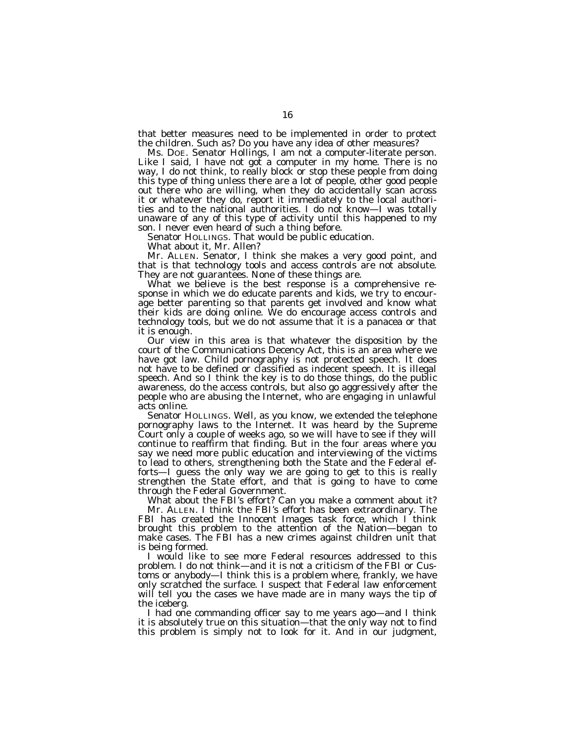that better measures need to be implemented in order to protect the children. Such as? Do you have any idea of other measures?

Ms. DOE. Senator Hollings, I am not a computer-literate person. Like I said, I have not got a computer in my home. There is no way, I do not think, to really block or stop these people from doing this type of thing unless there are a lot of people, other good people out there who are willing, when they do accidentally scan across it or whatever they do, report it immediately to the local authorities and to the national authorities. I do not know—I was totally unaware of any of this type of activity until this happened to my son. I never even heard of such a thing before.

Senator HOLLINGS. That would be public education.

What about it, Mr. Allen?

Mr. ALLEN. Senator, I think she makes a very good point, and that is that technology tools and access controls are not absolute. They are not guarantees. None of these things are.

What we believe is the best response is a comprehensive response in which we do educate parents and kids, we try to encourage better parenting so that parents get involved and know what their kids are doing online. We do encourage access controls and technology tools, but we do not assume that it is a panacea or that it is enough.

Our view in this area is that whatever the disposition by the court of the Communications Decency Act, this is an area where we have got law. Child pornography is not protected speech. It does not have to be defined or classified as indecent speech. It is illegal speech. And so I think the key is to do those things, do the public awareness, do the access controls, but also go aggressively after the people who are abusing the Internet, who are engaging in unlawful acts online.

Senator HOLLINGS. Well, as you know, we extended the telephone pornography laws to the Internet. It was heard by the Supreme Court only a couple of weeks ago, so we will have to see if they will continue to reaffirm that finding. But in the four areas where you say we need more public education and interviewing of the victims to lead to others, strengthening both the State and the Federal efforts—I guess the only way we are going to get to this is really strengthen the State effort, and that is going to have to come through the Federal Government.

What about the FBI's effort? Can you make a comment about it?

Mr. ALLEN. I think the FBI's effort has been extraordinary. The FBI has created the Innocent Images task force, which I think brought this problem to the attention of the Nation—began to make cases. The FBI has a new crimes against children unit that is being formed.

I would like to see more Federal resources addressed to this problem. I do not think—and it is not a criticism of the FBI or Customs or anybody—I think this is a problem where, frankly, we have only scratched the surface. I suspect that Federal law enforcement will tell you the cases we have made are in many ways the tip of the iceberg.

I had one commanding officer say to me years ago—and I think it is absolutely true on this situation—that the only way not to find this problem is simply not to look for it. And in our judgment,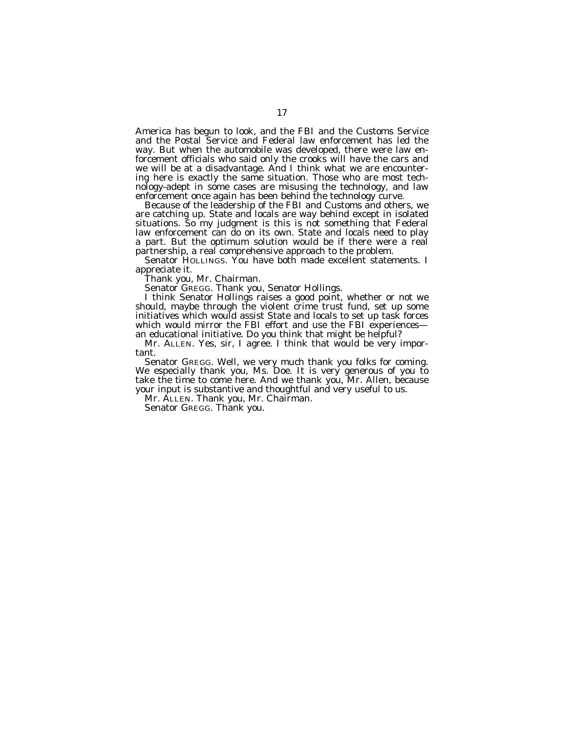America has begun to look, and the FBI and the Customs Service and the Postal Service and Federal law enforcement has led the way. But when the automobile was developed, there were law enforcement officials who said only the crooks will have the cars and we will be at a disadvantage. And I think what we are encountering here is exactly the same situation. Those who are most technology-adept in some cases are misusing the technology, and law enforcement once again has been behind the technology curve.

Because of the leadership of the FBI and Customs and others, we are catching up. State and locals are way behind except in isolated situations. So my judgment is this is not something that Federal law enforcement can do on its own. State and locals need to play a part. But the optimum solution would be if there were a real partnership, a real comprehensive approach to the problem.

Senator HOLLINGS. You have both made excellent statements. I appreciate it.

Thank you, Mr. Chairman.

Senator GREGG. Thank you, Senator Hollings.

I think Senator Hollings raises a good point, whether or not we should, maybe through the violent crime trust fund, set up some initiatives which would assist State and locals to set up task forces which would mirror the FBI effort and use the FBI experiences—an educational initiative. Do you think that might be helpful?

Mr. ALLEN. Yes, sir, I agree. I think that would be very important.

Senator GREGG. Well, we very much thank you folks for coming. We especially thank you, Ms. Doe. It is very generous of you to take the time to come here. And we thank you, Mr. Allen, because your input is substantive and thoughtful and very useful to us.

Mr. ALLEN. Thank you, Mr. Chairman.

Senator GREGG. Thank you.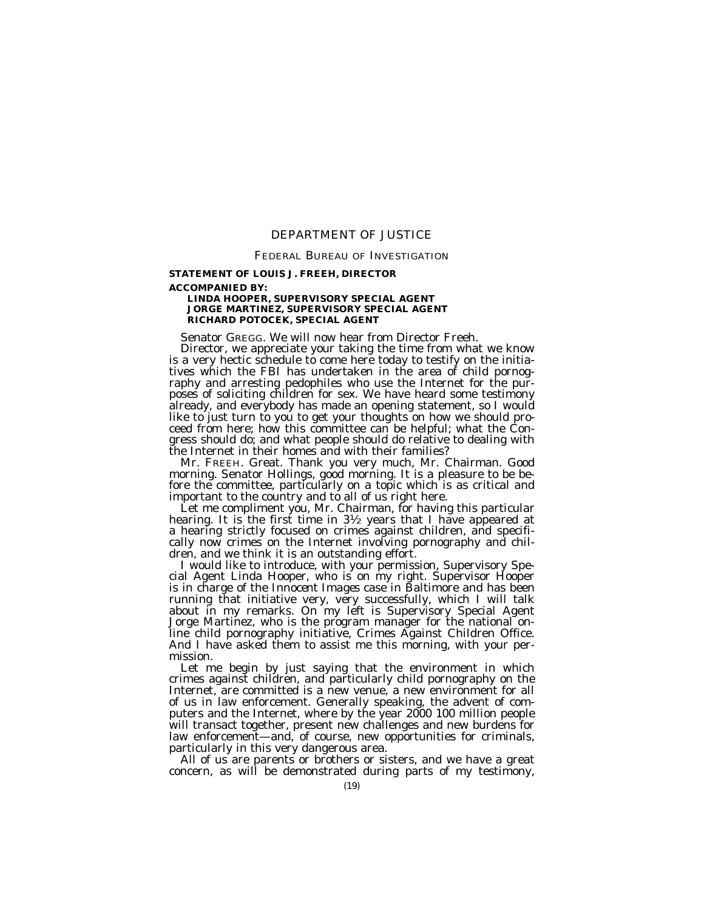## DEPARTMENT OF JUSTICE

### FEDERAL BUREAU OF INVESTIGATION

**STATEMENT OF LOUIS J. FREEH, DIRECTOR**

**ACCOMPANIED BY:**

**LINDA HOOPER, SUPERVISORY SPECIAL AGENT**
**JORGE MARTINEZ, SUPERVISORY SPECIAL AGENT**
**RICHARD POTOCEK, SPECIAL AGENT**

Senator GREGG. We will now hear from Director Freeh.

Director, we appreciate your taking the time from what we know is a very hectic schedule to come here today to testify on the initiatives which the FBI has undertaken in the area of child pornography and arresting pedophiles who use the Internet for the purposes of soliciting children for sex. We have heard some testimony already, and everybody has made an opening statement, so I would like to just turn to you to get your thoughts on how we should proceed from here; how this committee can be helpful; what the Congress should do; and what people should do relative to dealing with the Internet in their homes and with their families?

Mr. FREEH. Great. Thank you very much, Mr. Chairman. Good morning. Senator Hollings, good morning. It is a pleasure to be before the committee, particularly on a topic which is as critical and important to the country and to all of us right here.

Let me compliment you, Mr. Chairman, for having this particular hearing. It is the first time in 3½ years that I have appeared at a hearing strictly focused on crimes against children, and specifically now crimes on the Internet involving pornography and children, and we think it is an outstanding effort.

I would like to introduce, with your permission, Supervisory Special Agent Linda Hooper, who is on my right. Supervisor Hooper is in charge of the Innocent Images case in Baltimore and has been running that initiative very, very successfully, which I will talk about in my remarks. On my left is Supervisory Special Agent Jorge Martinez, who is the program manager for the national online child pornography initiative, Crimes Against Children Office. And I have asked them to assist me this morning, with your permission.

Let me begin by just saying that the environment in which crimes against children, and particularly child pornography on the Internet, are committed is a new venue, a new environment for all of us in law enforcement. Generally speaking, the advent of computers and the Internet, where by the year 2000 100 million people will transact together, present new challenges and new burdens for law enforcement—and, of course, new opportunities for criminals, particularly in this very dangerous area.

All of us are parents or brothers or sisters, and we have a great concern, as will be demonstrated during parts of my testimony,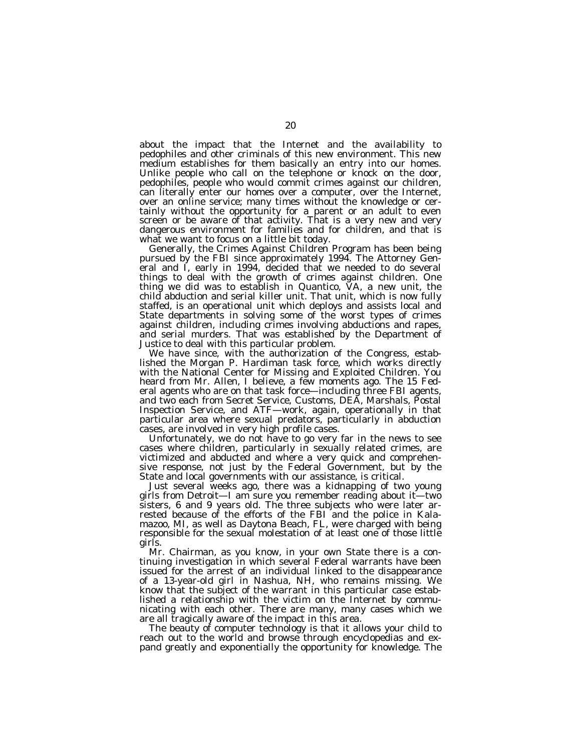about the impact that the Internet and the availability to pedophiles and other criminals of this new environment. This new medium establishes for them basically an entry into our homes. Unlike people who call on the telephone or knock on the door, pedophiles, people who would commit crimes against our children, can literally enter our homes over a computer, over the Internet, over an online service; many times without the knowledge or certainly without the opportunity for a parent or an adult to even screen or be aware of that activity. That is a very new and very dangerous environment for families and for children, and that is what we want to focus on a little bit today.

Generally, the Crimes Against Children Program has been being pursued by the FBI since approximately 1994. The Attorney General and I, early in 1994, decided that we needed to do several things to deal with the growth of crimes against children. One thing we did was to establish in Quantico, VA, a new unit, the child abduction and serial killer unit. That unit, which is now fully staffed, is an operational unit which deploys and assists local and State departments in solving some of the worst types of crimes against children, including crimes involving abductions and rapes, and serial murders. That was established by the Department of Justice to deal with this particular problem.

We have since, with the authorization of the Congress, established the Morgan P. Hardiman task force, which works directly with the National Center for Missing and Exploited Children. You heard from Mr. Allen, I believe, a few moments ago. The 15 Federal agents who are on that task force—including three FBI agents, and two each from Secret Service, Customs, DEA, Marshals, Postal Inspection Service, and ATF—work, again, operationally in that particular area where sexual predators, particularly in abduction cases, are involved in very high profile cases.

Unfortunately, we do not have to go very far in the news to see cases where children, particularly in sexually related crimes, are victimized and abducted and where a very quick and comprehensive response, not just by the Federal Government, but by the State and local governments with our assistance, is critical.

Just several weeks ago, there was a kidnapping of two young girls from Detroit—I am sure you remember reading about it—two sisters, 6 and 9 years old. The three subjects who were later arrested because of the efforts of the FBI and the police in Kalamazoo, MI, as well as Daytona Beach, FL, were charged with being responsible for the sexual molestation of at least one of those little girls.

Mr. Chairman, as you know, in your own State there is a continuing investigation in which several Federal warrants have been issued for the arrest of an individual linked to the disappearance of a 13-year-old girl in Nashua, NH, who remains missing. We know that the subject of the warrant in this particular case established a relationship with the victim on the Internet by communicating with each other. There are many, many cases which we are all tragically aware of the impact in this area.

The beauty of computer technology is that it allows your child to reach out to the world and browse through encyclopedias and expand greatly and exponentially the opportunity for knowledge. The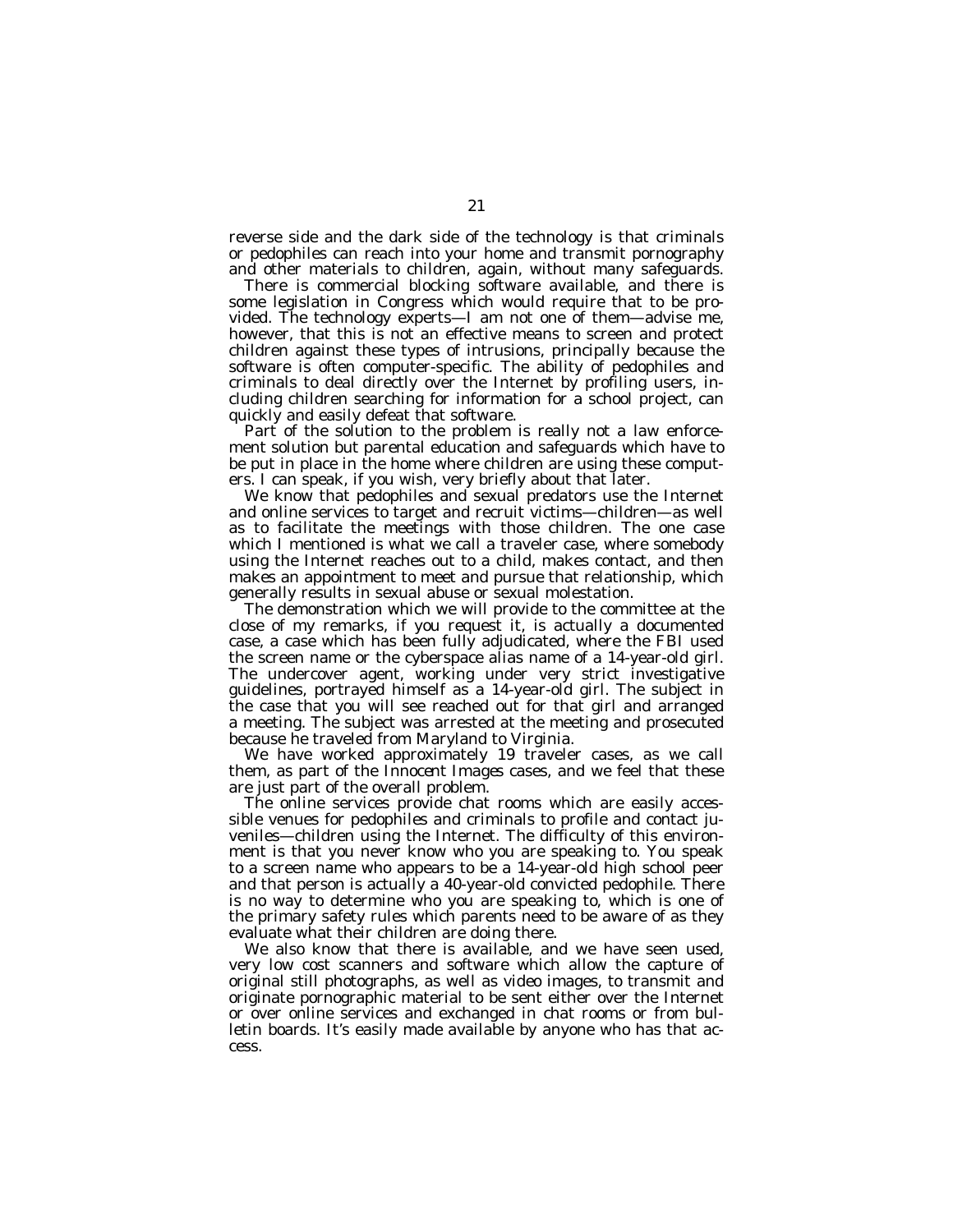reverse side and the dark side of the technology is that criminals or pedophiles can reach into your home and transmit pornography and other materials to children, again, without many safeguards.

There is commercial blocking software available, and there is some legislation in Congress which would require that to be provided. The technology experts—I am not one of them—advise me, however, that this is not an effective means to screen and protect children against these types of intrusions, principally because the software is often computer-specific. The ability of pedophiles and criminals to deal directly over the Internet by profiling users, including children searching for information for a school project, can quickly and easily defeat that software.

Part of the solution to the problem is really not a law enforcement solution but parental education and safeguards which have to be put in place in the home where children are using these computers. I can speak, if you wish, very briefly about that later.

We know that pedophiles and sexual predators use the Internet and online services to target and recruit victims—children—as well as to facilitate the meetings with those children. The one case which I mentioned is what we call a traveler case, where somebody using the Internet reaches out to a child, makes contact, and then makes an appointment to meet and pursue that relationship, which generally results in sexual abuse or sexual molestation.

The demonstration which we will provide to the committee at the close of my remarks, if you request it, is actually a documented case, a case which has been fully adjudicated, where the FBI used the screen name or the cyberspace alias name of a 14-year-old girl. The undercover agent, working under very strict investigative guidelines, portrayed himself as a 14-year-old girl. The subject in the case that you will see reached out for that girl and arranged a meeting. The subject was arrested at the meeting and prosecuted because he traveled from Maryland to Virginia.

We have worked approximately 19 traveler cases, as we call them, as part of the *Innocent Images* cases, and we feel that these are just part of the overall problem.

The online services provide chat rooms which are easily accessible venues for pedophiles and criminals to profile and contact juveniles—children using the Internet. The difficulty of this environment is that you never know who you are speaking to. You speak to a screen name who appears to be a 14-year-old high school peer and that person is actually a 40-year-old convicted pedophile. There is no way to determine who you are speaking to, which is one of the primary safety rules which parents need to be aware of as they evaluate what their children are doing there.

We also know that there is available, and we have seen used, very low cost scanners and software which allow the capture of original still photographs, as well as video images, to transmit and originate pornographic material to be sent either over the Internet or over online services and exchanged in chat rooms or from bulletin boards. It's easily made available by anyone who has that access.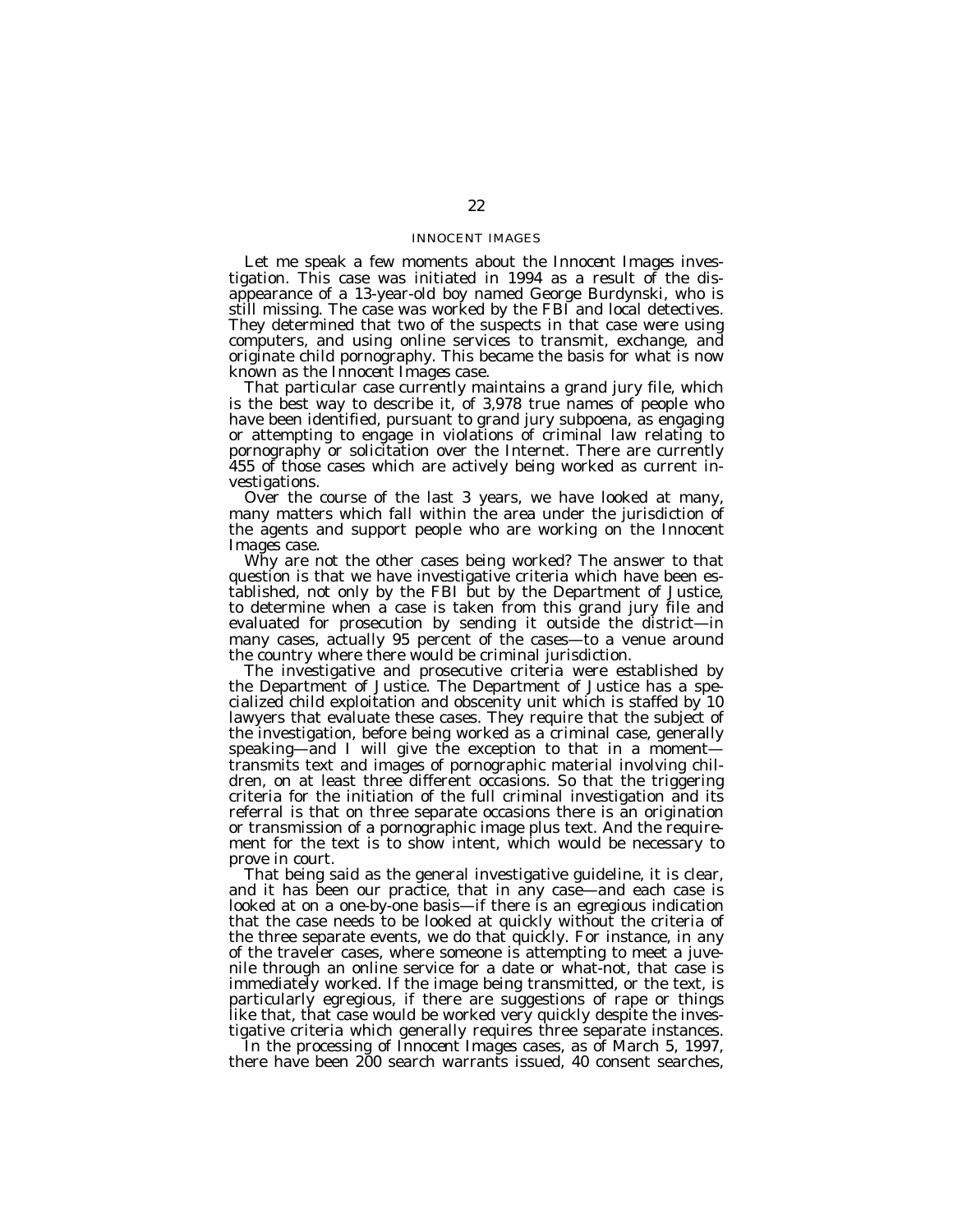## INNOCENT IMAGES

Let me speak a few moments about the *Innocent Images* investigation. This case was initiated in 1994 as a result of the disappearance of a 13-year-old boy named George Burdynski, who is still missing. The case was worked by the FBI and local detectives. They determined that two of the suspects in that case were using computers, and using online services to transmit, exchange, and originate child pornography. This became the basis for what is now known as the *Innocent Images* case.

That particular case currently maintains a grand jury file, which is the best way to describe it, of 3,978 true names of people who have been identified, pursuant to grand jury subpoena, as engaging or attempting to engage in violations of criminal law relating to pornography or solicitation over the Internet. There are currently 455 of those cases which are actively being worked as current investigations.

Over the course of the last 3 years, we have looked at many, many matters which fall within the area under the jurisdiction of the agents and support people who are working on the *Innocent Images* case.

Why are not the other cases being worked? The answer to that question is that we have investigative criteria which have been established, not only by the FBI but by the Department of Justice, to determine when a case is taken from this grand jury file and evaluated for prosecution by sending it outside the district—in many cases, actually 95 percent of the cases—to a venue around the country where there would be criminal jurisdiction.

The investigative and prosecutive criteria were established by the Department of Justice. The Department of Justice has a specialized child exploitation and obscenity unit which is staffed by 10 lawyers that evaluate these cases. They require that the subject of the investigation, before being worked as a criminal case, generally speaking—and I will give the exception to that in a moment—transmits text and images of pornographic material involving children, on at least three different occasions. So that the triggering criteria for the initiation of the full criminal investigation and its referral is that on three separate occasions there is an origination or transmission of a pornographic image plus text. And the requirement for the text is to show intent, which would be necessary to prove in court.

That being said as the general investigative guideline, it is clear, and it has been our practice, that in any case—and each case is looked at on a one-by-one basis—if there is an egregious indication that the case needs to be looked at quickly without the criteria of the three separate events, we do that quickly. For instance, in any of the traveler cases, where someone is attempting to meet a juvenile through an online service for a date or what-not, that case is immediately worked. If the image being transmitted, or the text, is particularly egregious, if there are suggestions of rape or things like that, that case would be worked very quickly despite the investigative criteria which generally requires three separate instances.

In the processing of *Innocent Images* cases, as of March 5, 1997, there have been 200 search warrants issued, 40 consent searches,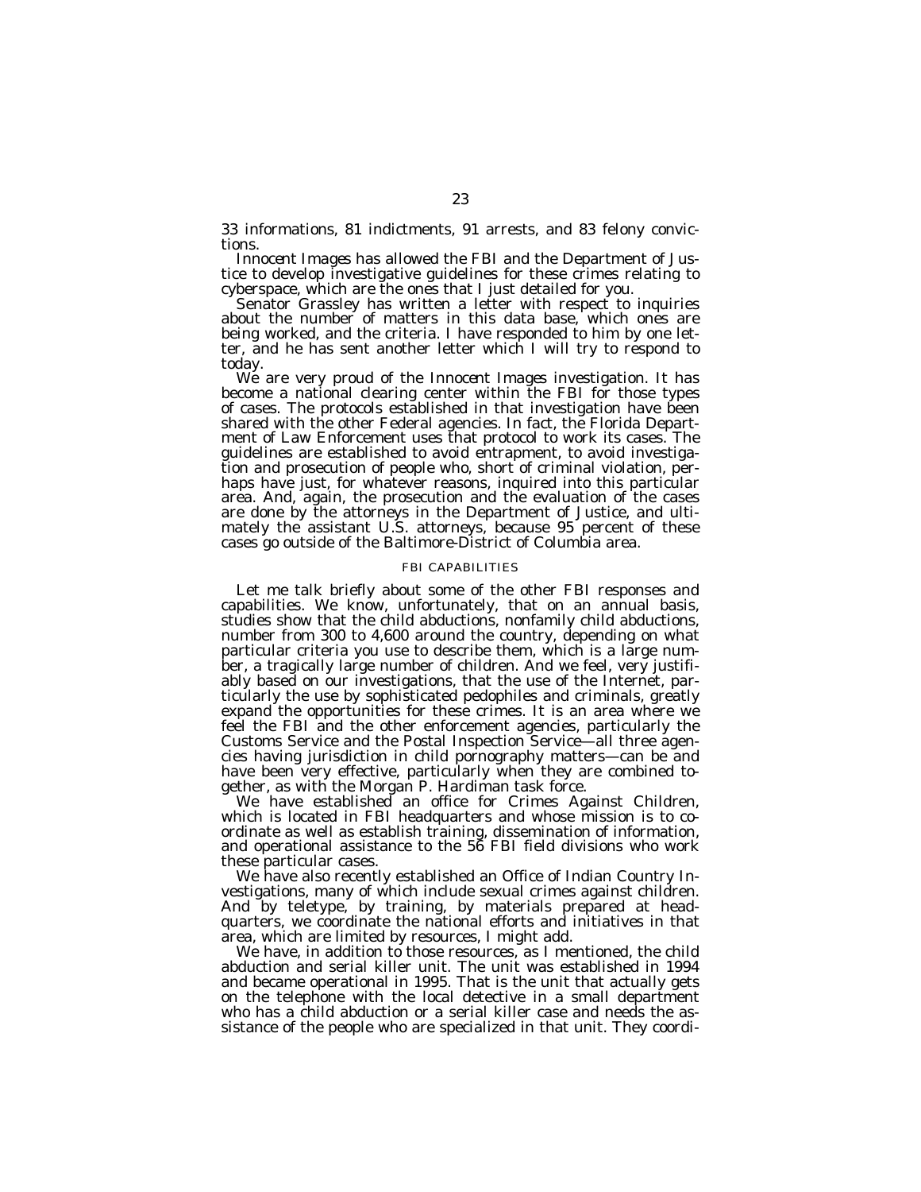33 informations, 81 indictments, 91 arrests, and 83 felony convictions.

*Innocent Images* has allowed the FBI and the Department of Justice to develop investigative guidelines for these crimes relating to cyberspace, which are the ones that I just detailed for you.

Senator Grassley has written a letter with respect to inquiries about the number of matters in this data base, which ones are being worked, and the criteria. I have responded to him by one letter, and he has sent another letter which I will try to respond to today.

We are very proud of the *Innocent Images* investigation. It has become a national clearing center within the FBI for those types of cases. The protocols established in that investigation have been shared with the other Federal agencies. In fact, the Florida Department of Law Enforcement uses that protocol to work its cases. The guidelines are established to avoid entrapment, to avoid investigation and prosecution of people who, short of criminal violation, perhaps have just, for whatever reasons, inquired into this particular area. And, again, the prosecution and the evaluation of the cases are done by the attorneys in the Department of Justice, and ultimately the assistant U.S. attorneys, because 95 percent of these cases go outside of the Baltimore-District of Columbia area.

### FBI CAPABILITIES

Let me talk briefly about some of the other FBI responses and capabilities. We know, unfortunately, that on an annual basis, studies show that the child abductions, nonfamily child abductions, number from 300 to 4,600 around the country, depending on what particular criteria you use to describe them, which is a large number, a tragically large number of children. And we feel, very justifiably based on our investigations, that the use of the Internet, particularly the use by sophisticated pedophiles and criminals, greatly expand the opportunities for these crimes. It is an area where we feel the FBI and the other enforcement agencies, particularly the Customs Service and the Postal Inspection Service—all three agencies having jurisdiction in child pornography matters—can be and have been very effective, particularly when they are combined together, as with the Morgan P. Hardiman task force.

We have established an office for Crimes Against Children, which is located in FBI headquarters and whose mission is to coordinate as well as establish training, dissemination of information, and operational assistance to the 56 FBI field divisions who work these particular cases.

We have also recently established an Office of Indian Country Investigations, many of which include sexual crimes against children. And by teletype, by training, by materials prepared at headquarters, we coordinate the national efforts and initiatives in that area, which are limited by resources, I might add.

We have, in addition to those resources, as I mentioned, the child abduction and serial killer unit. The unit was established in 1994 and became operational in 1995. That is the unit that actually gets on the telephone with the local detective in a small department who has a child abduction or a serial killer case and needs the assistance of the people who are specialized in that unit. They coordi-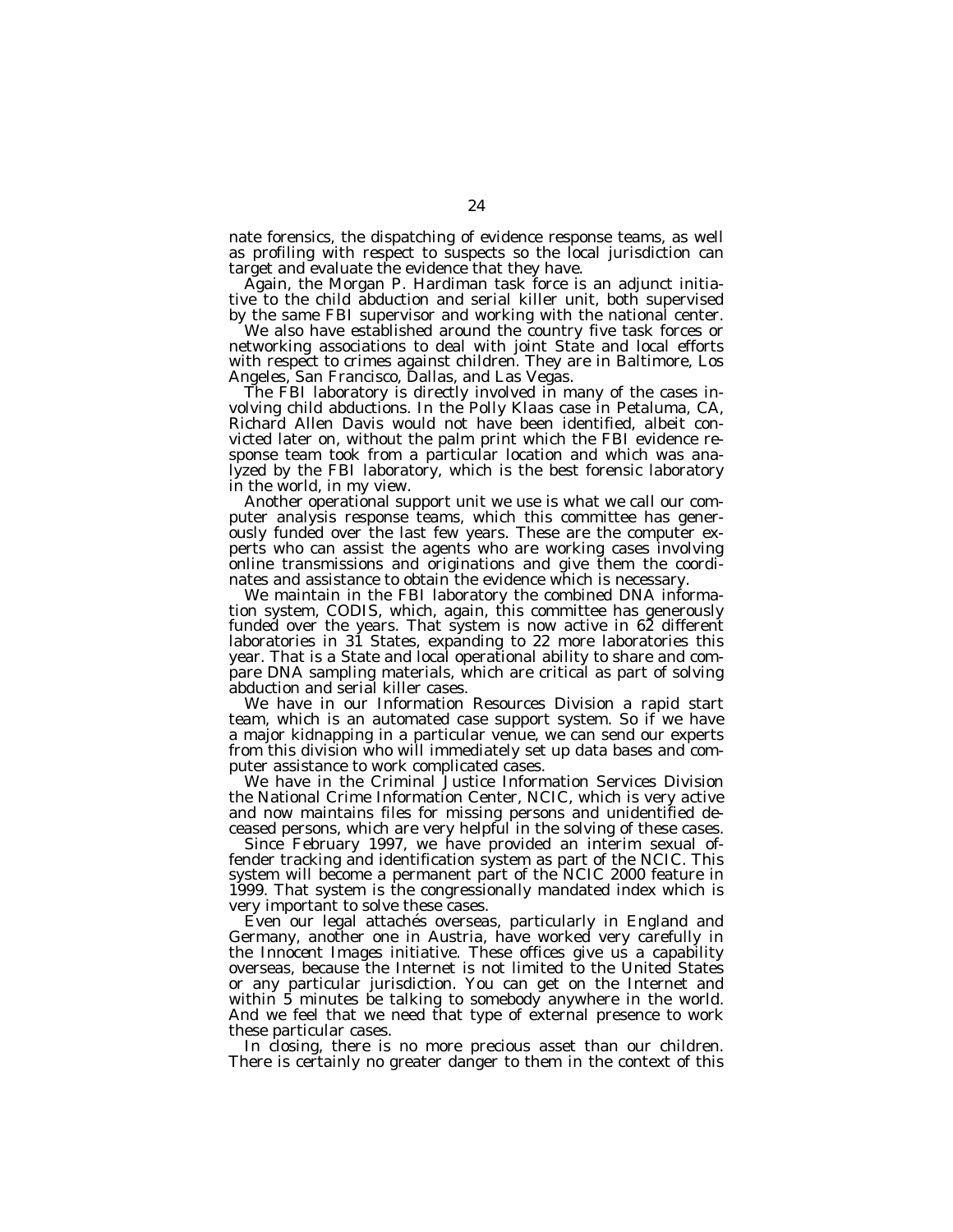nate forensics, the dispatching of evidence response teams, as well as profiling with respect to suspects so the local jurisdiction can target and evaluate the evidence that they have.

Again, the Morgan P. Hardiman task force is an adjunct initiative to the child abduction and serial killer unit, both supervised by the same FBI supervisor and working with the national center.

We also have established around the country five task forces or networking associations to deal with joint State and local efforts with respect to crimes against children. They are in Baltimore, Los Angeles, San Francisco, Dallas, and Las Vegas.

The FBI laboratory is directly involved in many of the cases involving child abductions. In the Polly Klaas case in Petaluma, CA, Richard Allen Davis would not have been identified, albeit convicted later on, without the palm print which the FBI evidence response team took from a particular location and which was analyzed by the FBI laboratory, which is the best forensic laboratory in the world, in my view.

Another operational support unit we use is what we call our computer analysis response teams, which this committee has generously funded over the last few years. These are the computer experts who can assist the agents who are working cases involving online transmissions and originations and give them the coordinates and assistance to obtain the evidence which is necessary.

We maintain in the FBI laboratory the combined DNA information system, CODIS, which, again, this committee has generously funded over the years. That system is now active in 62 different laboratories in 31 States, expanding to 22 more laboratories this year. That is a State and local operational ability to share and compare DNA sampling materials, which are critical as part of solving abduction and serial killer cases.

We have in our Information Resources Division a rapid start team, which is an automated case support system. So if we have a major kidnapping in a particular venue, we can send our experts from this division who will immediately set up data bases and computer assistance to work complicated cases.

We have in the Criminal Justice Information Services Division the National Crime Information Center, NCIC, which is very active and now maintains files for missing persons and unidentified deceased persons, which are very helpful in the solving of these cases.

Since February 1997, we have provided an interim sexual offender tracking and identification system as part of the NCIC. This system will become a permanent part of the NCIC 2000 feature in 1999. That system is the congressionally mandated index which is very important to solve these cases.

Even our legal attachés overseas, particularly in England and Germany, another one in Austria, have worked very carefully in the Innocent Images initiative. These offices give us a capability overseas, because the Internet is not limited to the United States or any particular jurisdiction. You can get on the Internet and within 5 minutes be talking to somebody anywhere in the world. And we feel that we need that type of external presence to work these particular cases.

In closing, there is no more precious asset than our children. There is certainly no greater danger to them in the context of this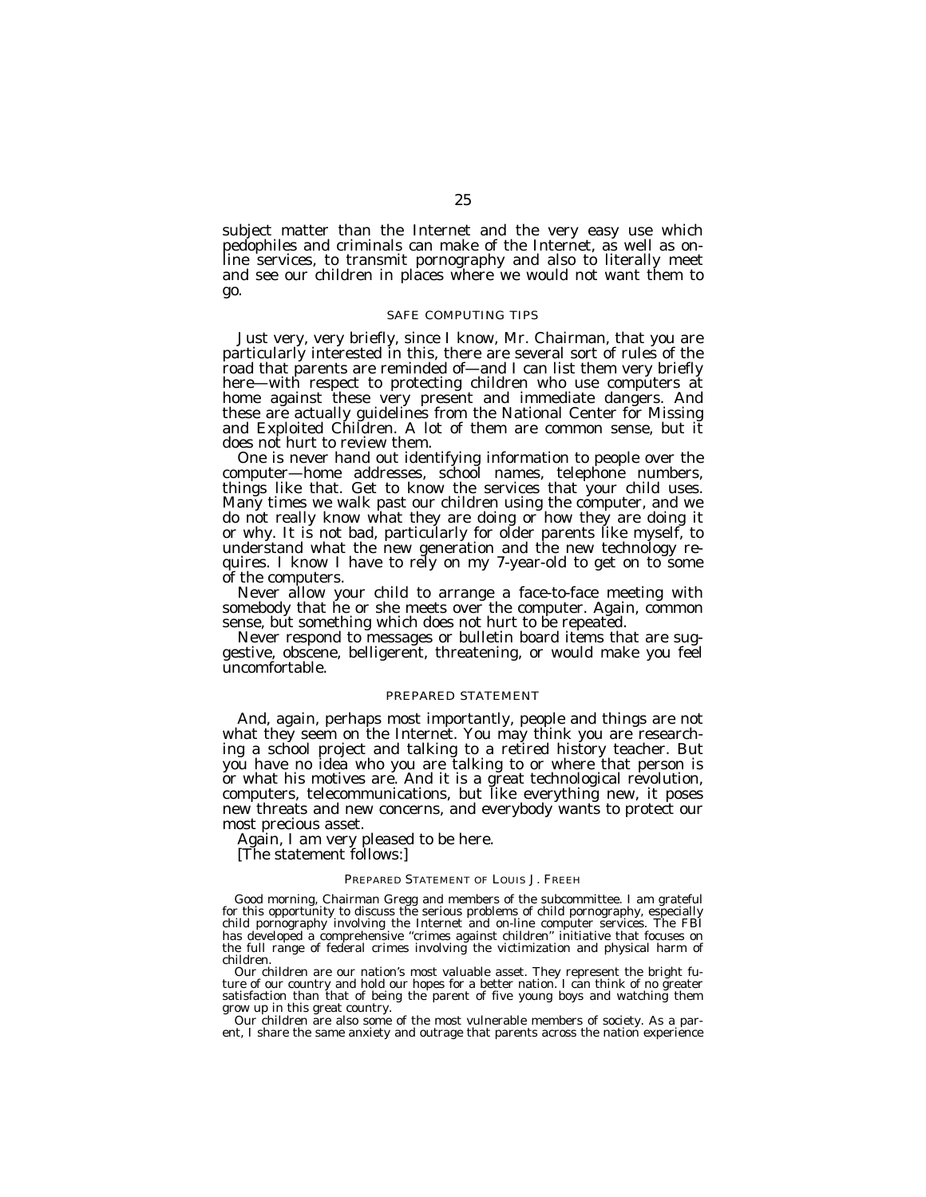subject matter than the Internet and the very easy use which pedophiles and criminals can make of the Internet, as well as on-line services, to transmit pornography and also to literally meet and see our children in places where we would not want them to go.

### SAFE COMPUTING TIPS

Just very, very briefly, since I know, Mr. Chairman, that you are particularly interested in this, there are several sort of rules of the road that parents are reminded of—and I can list them very briefly here—with respect to protecting children who use computers at home against these very present and immediate dangers. And these are actually guidelines from the National Center for Missing and Exploited Children. A lot of them are common sense, but it does not hurt to review them.

One is never hand out identifying information to people over the computer—home addresses, school names, telephone numbers, things like that. Get to know the services that your child uses. Many times we walk past our children using the computer, and we do not really know what they are doing or how they are doing it or why. It is not bad, particularly for older parents like myself, to understand what the new generation and the new technology requires. I know I have to rely on my 7-year-old to get on to some of the computers.

Never allow your child to arrange a face-to-face meeting with somebody that he or she meets over the computer. Again, common sense, but something which does not hurt to be repeated.

Never respond to messages or bulletin board items that are suggestive, obscene, belligerent, threatening, or would make you feel uncomfortable.

### PREPARED STATEMENT

And, again, perhaps most importantly, people and things are not what they seem on the Internet. You may think you are researching a school project and talking to a retired history teacher. But you have no idea who you are talking to or where that person is or what his motives are. And it is a great technological revolution, computers, telecommunications, but like everything new, it poses new threats and new concerns, and everybody wants to protect our most precious asset.

Again, I am very pleased to be here.

[The statement follows:]

#### PREPARED STATEMENT OF LOUIS J. FREEH

Good morning, Chairman Gregg and members of the subcommittee. I am grateful for this opportunity to discuss the serious problems of child pornography, especially child pornography involving the Internet and on-line computer services. The FBI has developed a comprehensive "crimes against children" initiative that focuses on the full range of federal crimes involving the victimization and physical harm of children.

Our children are our nation's most valuable asset. They represent the bright future of our country and hold our hopes for a better nation. I can think of no greater satisfaction than that of being the parent of five young boys and watching them grow up in this great country.

Our children are also some of the most vulnerable members of society. As a parent, I share the same anxiety and outrage that parents across the nation experience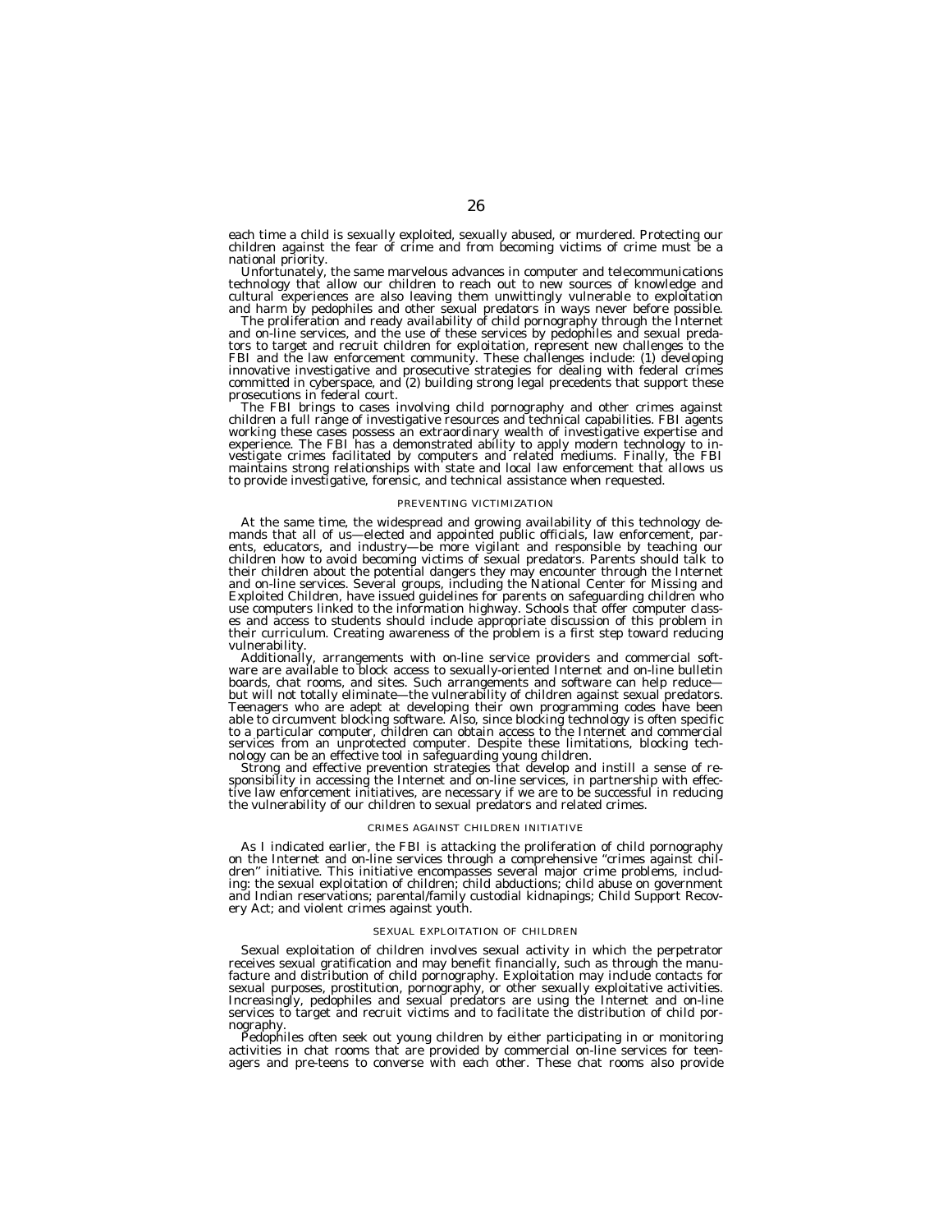each time a child is sexually exploited, sexually abused, or murdered. Protecting our children against the fear of crime and from becoming victims of crime must be a national priority.

Unfortunately, the same marvelous advances in computer and telecommunications technology that allow our children to reach out to new sources of knowledge and cultural experiences are also leaving them unwittingly vulnerable to exploitation and harm by pedophiles and other sexual predators in ways never before possible.

The proliferation and ready availability of child pornography through the Internet and on-line services, and the use of these services by pedophiles and sexual predators to target and recruit children for exploitation, represent new challenges to the FBI and the law enforcement community. These challenges include: (1) developing innovative investigative and prosecutive strategies for dealing with federal crimes committed in cyberspace, and (2) building strong legal precedents that support these prosecutions in federal court.

The FBI brings to cases involving child pornography and other crimes against children a full range of investigative resources and technical capabilities. FBI agents working these cases possess an extraordinary wealth of investigative expertise and experience. The FBI has a demonstrated ability to apply modern technology to investigate crimes facilitated by computers and related mediums. Finally, the FBI maintains strong relationships with state and local law enforcement that allows us to provide investigative, forensic, and technical assistance when requested.

## PREVENTING VICTIMIZATION

At the same time, the widespread and growing availability of this technology demands that all of us—elected and appointed public officials, law enforcement, parents, educators, and industry—be more vigilant and responsible by teaching our children how to avoid becoming victims of sexual predators. Parents should talk to their children about the potential dangers they may encounter through the Internet and on-line services. Several groups, including the National Center for Missing and Exploited Children, have issued guidelines for parents on safeguarding children who use computers linked to the information highway. Schools that offer computer classes and access to students should include appropriate discussion of this problem in their curriculum. Creating awareness of the problem is a first step toward reducing vulnerability.

Additionally, arrangements with on-line service providers and commercial software are available to block access to sexually-oriented Internet and on-line bulletin boards, chat rooms, and sites. Such arrangements and software can help reduce—but will not totally eliminate—the vulnerability of children against sexual predators. Teenagers who are adept at developing their own programming codes have been able to circumvent blocking software. Also, since blocking technology is often specific to a particular computer, children can obtain access to the Internet and commercial services from an unprotected computer. Despite these limitations, blocking technology can be an effective tool in safeguarding young children.

Strong and effective prevention strategies that develop and instill a sense of responsibility in accessing the Internet and on-line services, in partnership with effective law enforcement initiatives, are necessary if we are to be successful in reducing the vulnerability of our children to sexual predators and related crimes.

## CRIMES AGAINST CHILDREN INITIATIVE

As I indicated earlier, the FBI is attacking the proliferation of child pornography on the Internet and on-line services through a comprehensive "crimes against children" initiative. This initiative encompasses several major crime problems, including: the sexual exploitation of children; child abductions; child abuse on government and Indian reservations; parental/family custodial kidnapings; Child Support Recovery Act; and violent crimes against youth.

## SEXUAL EXPLOITATION OF CHILDREN

Sexual exploitation of children involves sexual activity in which the perpetrator receives sexual gratification and may benefit financially, such as through the manufacture and distribution of child pornography. Exploitation may include contacts for sexual purposes, prostitution, pornography, or other sexually exploitative activities. Increasingly, pedophiles and sexual predators are using the Internet and on-line services to target and recruit victims and to facilitate the distribution of child pornography.

Pedophiles often seek out young children by either participating in or monitoring activities in chat rooms that are provided by commercial on-line services for teenagers and pre-teens to converse with each other. These chat rooms also provide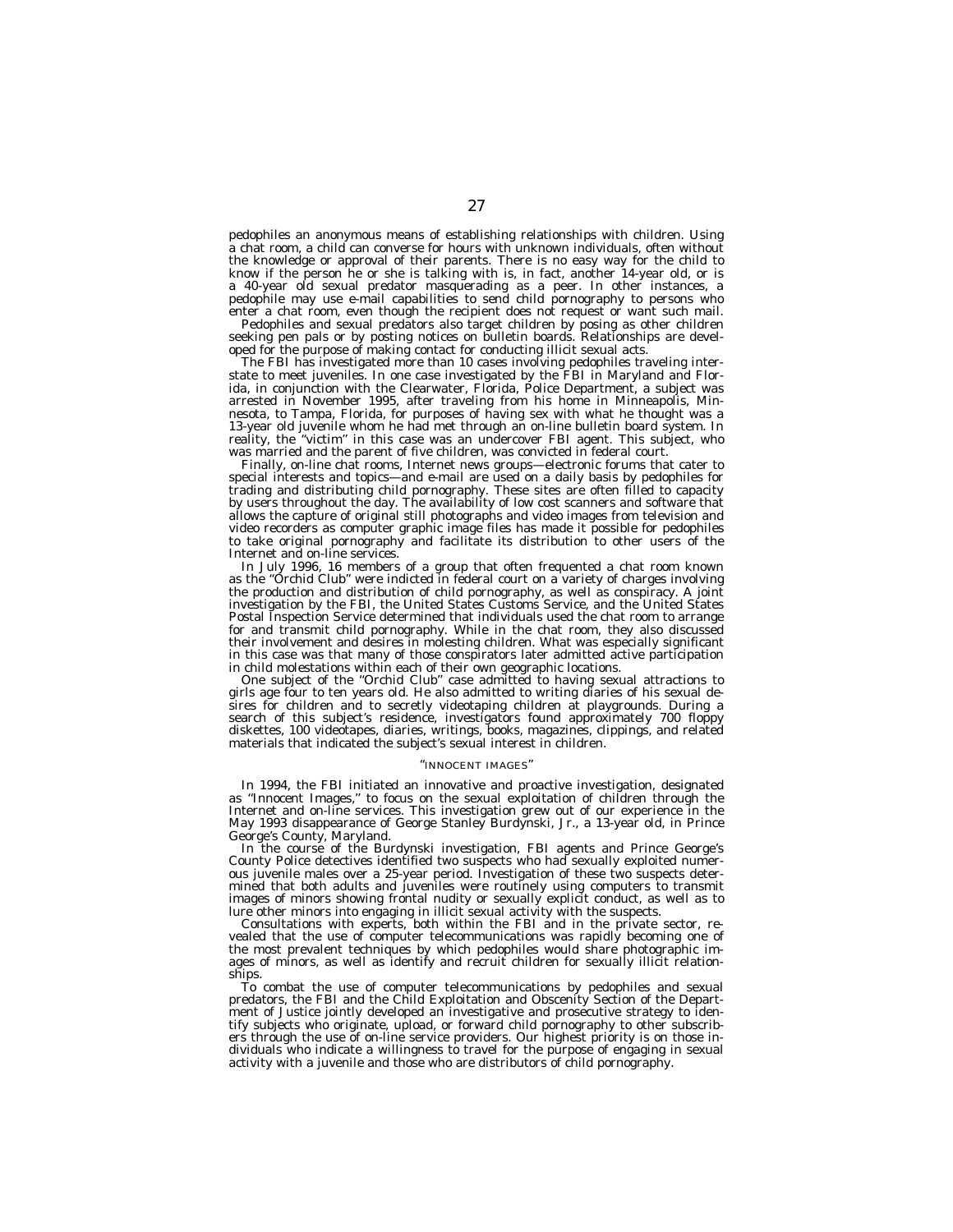pedophiles an anonymous means of establishing relationships with children. Using a chat room, a child can converse for hours with unknown individuals, often without the knowledge or approval of their parents. There is no easy way for the child to know if the person he or she is talking with is, in fact, another 14-year old, or is a 40-year old sexual predator masquerading as a peer. In other instances, a pedophile may use e-mail capabilities to send child pornography to persons who enter a chat room, even though the recipient does not request or want such mail.

Pedophiles and sexual predators also target children by posing as other children seeking pen pals or by posting notices on bulletin boards. Relationships are developed for the purpose of making contact for conducting illicit sexual acts.

The FBI has investigated more than 10 cases involving pedophiles traveling interstate to meet juveniles. In one case investigated by the FBI in Maryland and Florida, in conjunction with the Clearwater, Florida, Police Department, a subject was arrested in November 1995, after traveling from his home in Minneapolis, Minnesota, to Tampa, Florida, for purposes of having sex with what he thought was a 13-year old juvenile whom he had met through an on-line bulletin board system. In reality, the "victim" in this case was an undercover FBI agent. This subject, who was married and the parent of five children, was convicted in federal court.

Finally, on-line chat rooms, Internet news groups—electronic forums that cater to special interests and topics—and e-mail are used on a daily basis by pedophiles for trading and distributing child pornography. These sites are often filled to capacity by users throughout the day. The availability of low cost scanners and software that allows the capture of original still photographs and video images from television and video recorders as computer graphic image files has made it possible for pedophiles to take original pornography and facilitate its distribution to other users of the Internet and on-line services.

In July 1996, 16 members of a group that often frequented a chat room known as the "Orchid Club" were indicted in federal court on a variety of charges involving the production and distribution of child pornography, as well as conspiracy. A joint investigation by the FBI, the United States Customs Service, and the United States Postal Inspection Service determined that individuals used the chat room to arrange for and transmit child pornography. While in the chat room, they also discussed their involvement and desires in molesting children. What was especially significant in this case was that many of those conspirators later admitted active participation in child molestations within each of their own geographic locations.

One subject of the "Orchid Club" case admitted to having sexual attractions to girls age four to ten years old. He also admitted to writing diaries of his sexual desires for children and to secretly videotaping children at playgrounds. During a search of this subject's residence, investigators found approximately 700 floppy diskettes, 100 videotapes, diaries, writings, books, magazines, clippings, and related materials that indicated the subject's sexual interest in children.

### "INNOCENT IMAGES"

In 1994, the FBI initiated an innovative and proactive investigation, designated as "Innocent Images," to focus on the sexual exploitation of children through the Internet and on-line services. This investigation grew out of our experience in the May 1993 disappearance of George Stanley Burdynski, Jr., a 13-year old, in Prince George's County, Maryland.

In the course of the Burdynski investigation, FBI agents and Prince George's County Police detectives identified two suspects who had sexually exploited numerous juvenile males over a 25-year period. Investigation of these two suspects determined that both adults and juveniles were routinely using computers to transmit images of minors showing frontal nudity or sexually explicit conduct, as well as to lure other minors into engaging in illicit sexual activity with the suspects.

Consultations with experts, both within the FBI and in the private sector, revealed that the use of computer telecommunications was rapidly becoming one of the most prevalent techniques by which pedophiles would share photographic images of minors, as well as identify and recruit children for sexually illicit relationships.

To combat the use of computer telecommunications by pedophiles and sexual predators, the FBI and the Child Exploitation and Obscenity Section of the Department of Justice jointly developed an investigative and prosecutive strategy to identify subjects who originate, upload, or forward child pornography to other subscribers through the use of on-line service providers. Our highest priority is on those individuals who indicate a willingness to travel for the purpose of engaging in sexual activity with a juvenile and those who are distributors of child pornography.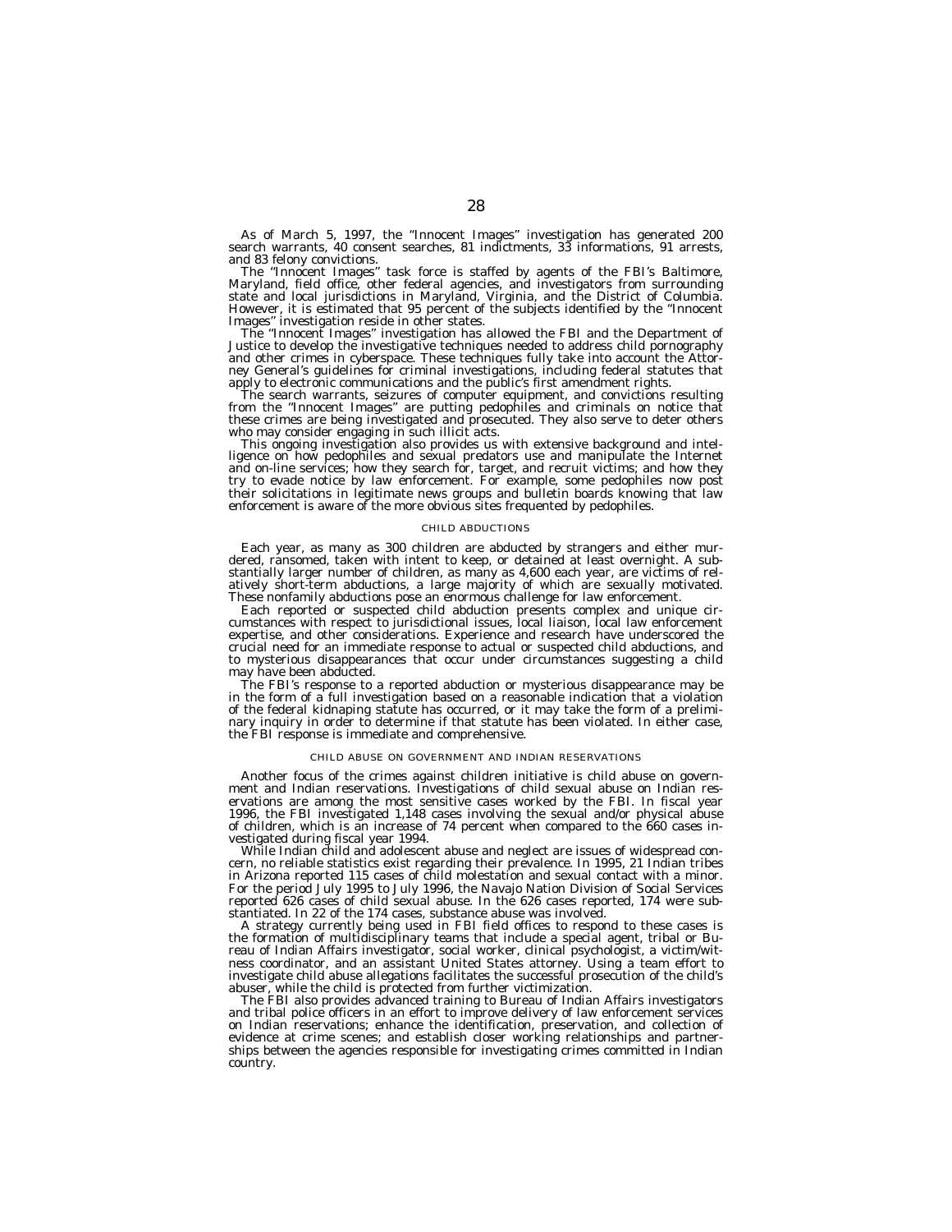As of March 5, 1997, the "Innocent Images" investigation has generated 200 search warrants, 40 consent searches, 81 indictments, 33 informations, 91 arrests, and 83 felony convictions.

The "Innocent Images" task force is staffed by agents of the FBI's Baltimore, Maryland, field office, other federal agencies, and investigators from surrounding state and local jurisdictions in Maryland, Virginia, and the District of Columbia. However, it is estimated that 95 percent of the subjects identified by the "Innocent Images" investigation reside in other states.

The "Innocent Images" investigation has allowed the FBI and the Department of Justice to develop the investigative techniques needed to address child pornography and other crimes in cyberspace. These techniques fully take into account the Attorney General's guidelines for criminal investigations, including federal statutes that apply to electronic communications and the public's first amendment rights.

The search warrants, seizures of computer equipment, and convictions resulting from the "Innocent Images" are putting pedophiles and criminals on notice that these crimes are being investigated and prosecuted. They also serve to deter others who may consider engaging in such illicit acts.

This ongoing investigation also provides us with extensive background and intelligence on how pedophiles and sexual predators use and manipulate the Internet and on-line services; how they search for, target, and recruit victims; and how they try to evade notice by law enforcement. For example, some pedophiles now post their solicitations in legitimate news groups and bulletin boards knowing that law enforcement is aware of the more obvious sites frequented by pedophiles.

## CHILD ABDUCTIONS

Each year, as many as 300 children are abducted by strangers and either murdered, ransomed, taken with intent to keep, or detained at least overnight. A substantially larger number of children, as many as 4,600 each year, are victims of relatively short-term abductions, a large majority of which are sexually motivated. These nonfamily abductions pose an enormous challenge for law enforcement.

Each reported or suspected child abduction presents complex and unique circumstances with respect to jurisdictional issues, local liaison, local law enforcement expertise, and other considerations. Experience and research have underscored the crucial need for an immediate response to actual or suspected child abductions, and to mysterious disappearances that occur under circumstances suggesting a child may have been abducted.

The FBI's response to a reported abduction or mysterious disappearance may be in the form of a full investigation based on a reasonable indication that a violation of the federal kidnaping statute has occurred, or it may take the form of a preliminary inquiry in order to determine if that statute has been violated. In either case, the FBI response is immediate and comprehensive.

## CHILD ABUSE ON GOVERNMENT AND INDIAN RESERVATIONS

Another focus of the crimes against children initiative is child abuse on government and Indian reservations. Investigations of child sexual abuse on Indian reservations are among the most sensitive cases worked by the FBI. In fiscal year 1996, the FBI investigated 1,148 cases involving the sexual and/or physical abuse of children, which is an increase of 74 percent when compared to the 660 cases investigated during fiscal year 1994.

While Indian child and adolescent abuse and neglect are issues of widespread concern, no reliable statistics exist regarding their prevalence. In 1995, 21 Indian tribes in Arizona reported 115 cases of child molestation and sexual contact with a minor. For the period July 1995 to July 1996, the Navajo Nation Division of Social Services reported 626 cases of child sexual abuse. In the 626 cases reported, 174 were substantiated. In 22 of the 174 cases, substance abuse was involved.

A strategy currently being used in FBI field offices to respond to these cases is the formation of multidisciplinary teams that include a special agent, tribal or Bureau of Indian Affairs investigator, social worker, clinical psychologist, a victim/witness coordinator, and an assistant United States attorney. Using a team effort to investigate child abuse allegations facilitates the successful prosecution of the child's abuser, while the child is protected from further victimization.

The FBI also provides advanced training to Bureau of Indian Affairs investigators and tribal police officers in an effort to improve delivery of law enforcement services on Indian reservations; enhance the identification, preservation, and collection of evidence at crime scenes; and establish closer working relationships and partnerships between the agencies responsible for investigating crimes committed in Indian country.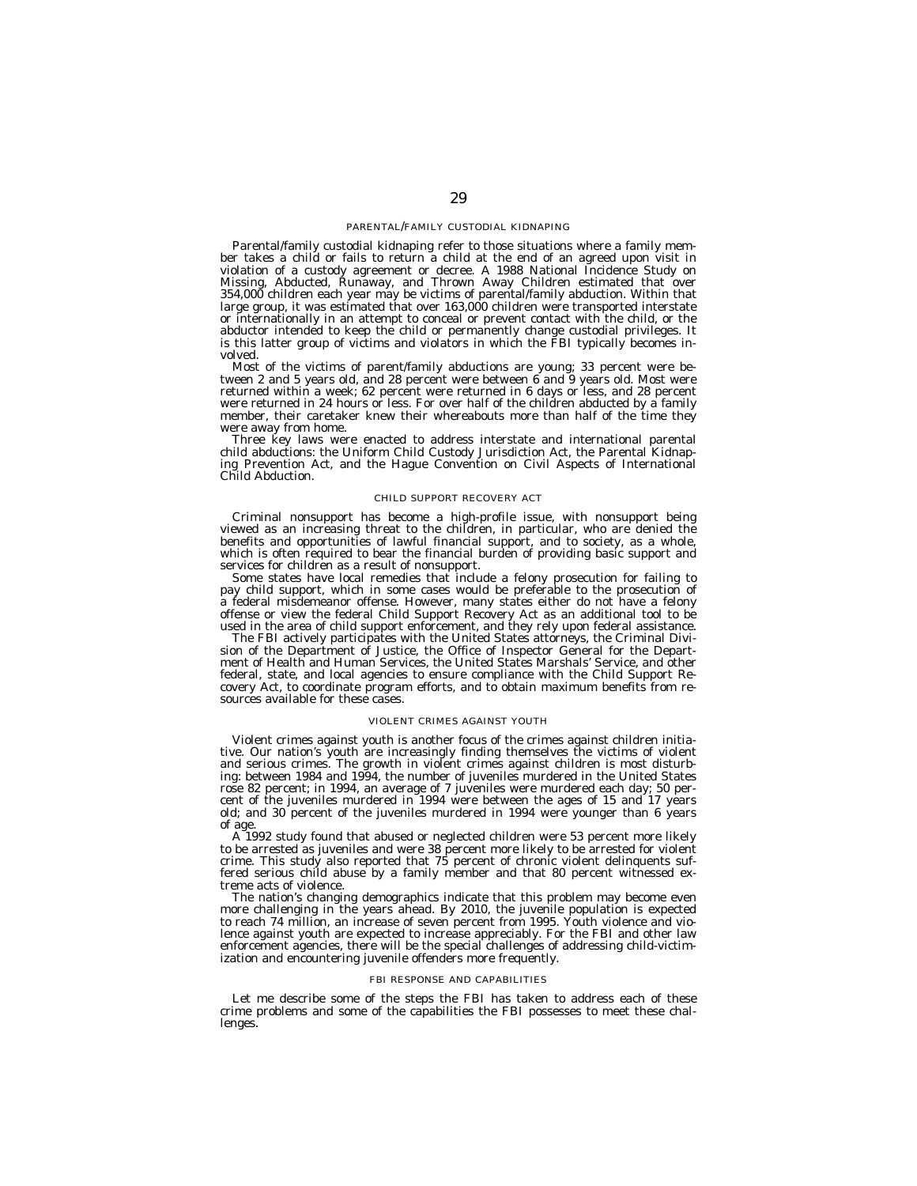## PARENTAL/FAMILY CUSTODIAL KIDNAPING

Parental/family custodial kidnaping refer to those situations where a family member takes a child or fails to return a child at the end of an agreed upon visit in violation of a custody agreement or decree. A 1988 National Incidence Study on Missing, Abducted, Runaway, and Thrown Away Children estimated that over 354,000 children each year may be victims of parental/family abduction. Within that large group, it was estimated that over 163,000 children were transported interstate or internationally in an attempt to conceal or prevent contact with the child, or the abductor intended to keep the child or permanently change custodial privileges. It is this latter group of victims and violators in which the FBI typically becomes involved.

Most of the victims of parent/family abductions are young; 33 percent were between 2 and 5 years old, and 28 percent were between 6 and 9 years old. Most were returned within a week; 62 percent were returned in 6 days or less, and 28 percent were returned in 24 hours or less. For over half of the children abducted by a family member, their caretaker knew their whereabouts more than half of the time they were away from home.

Three key laws were enacted to address interstate and international parental child abductions: the Uniform Child Custody Jurisdiction Act, the Parental Kidnaping Prevention Act, and the Hague Convention on Civil Aspects of International Child Abduction.

## CHILD SUPPORT RECOVERY ACT

Criminal nonsupport has become a high-profile issue, with nonsupport being viewed as an increasing threat to the children, in particular, who are denied the benefits and opportunities of lawful financial support, and to society, as a whole, which is often required to bear the financial burden of providing basic support and services for children as a result of nonsupport.

Some states have local remedies that include a felony prosecution for failing to pay child support, which in some cases would be preferable to the prosecution of a federal misdemeanor offense. However, many states either do not have a felony offense or view the federal Child Support Recovery Act as an additional tool to be used in the area of child support enforcement, and they rely upon federal assistance.

The FBI actively participates with the United States attorneys, the Criminal Division of the Department of Justice, the Office of Inspector General for the Department of Health and Human Services, the United States Marshals' Service, and other federal, state, and local agencies to ensure compliance with the Child Support Recovery Act, to coordinate program efforts, and to obtain maximum benefits from resources available for these cases.

## VIOLENT CRIMES AGAINST YOUTH

Violent crimes against youth is another focus of the crimes against children initiative. Our nation's youth are increasingly finding themselves the victims of violent and serious crimes. The growth in violent crimes against children is most disturbing: between 1984 and 1994, the number of juveniles murdered in the United States rose 82 percent; in 1994, an average of 7 juveniles were murdered each day; 50 percent of the juveniles murdered in 1994 were between the ages of 15 and 17 years old; and 30 percent of the juveniles murdered in 1994 were younger than 6 years of age.

A 1992 study found that abused or neglected children were 53 percent more likely to be arrested as juveniles and were 38 percent more likely to be arrested for violent crime. This study also reported that 75 percent of chronic violent delinquents suffered serious child abuse by a family member and that 80 percent witnessed extreme acts of violence.

The nation's changing demographics indicate that this problem may become even more challenging in the years ahead. By 2010, the juvenile population is expected to reach 74 million, an increase of seven percent from 1995. Youth violence and violence against youth are expected to increase appreciably. For the FBI and other law enforcement agencies, there will be the special challenges of addressing child-victimization and encountering juvenile offenders more frequently.

## FBI RESPONSE AND CAPABILITIES

Let me describe some of the steps the FBI has taken to address each of these crime problems and some of the capabilities the FBI possesses to meet these challenges.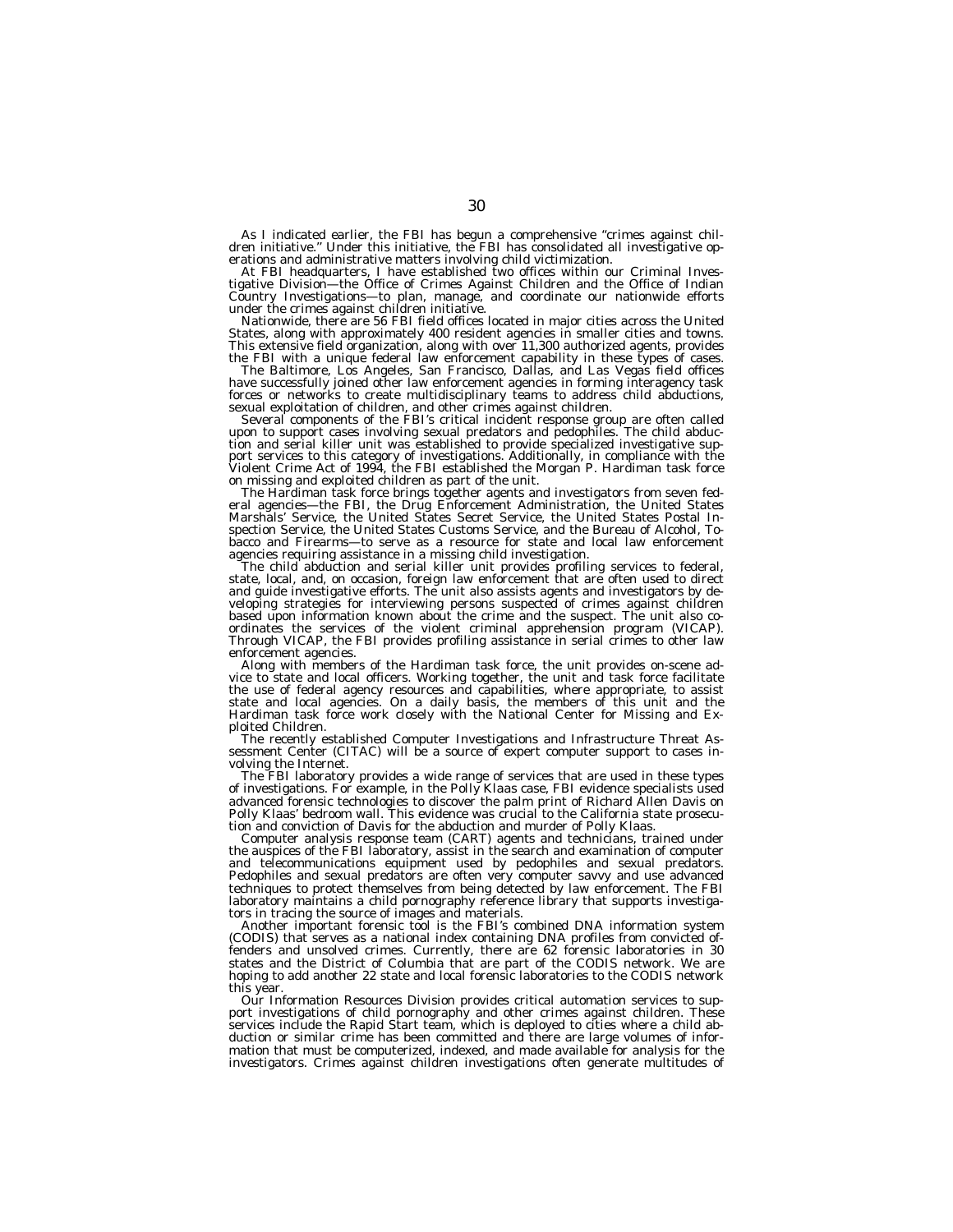As I indicated earlier, the FBI has begun a comprehensive ''crimes against children initiative.'' Under this initiative, the FBI has consolidated all investigative operations and administrative matters involving child victimization.

At FBI headquarters, I have established two offices within our Criminal Investigative Division—the Office of Crimes Against Children and the Office of Indian Country Investigations—to plan, manage, and coordinate our nationwide efforts under the crimes against children initiative.

Nationwide, there are 56 FBI field offices located in major cities across the United States, along with approximately 400 resident agencies in smaller cities and towns. This extensive field organization, along with over 11,300 authorized agents, provides the FBI with a unique federal law enforcement capability in these types of cases.

The Baltimore, Los Angeles, San Francisco, Dallas, and Las Vegas field offices have successfully joined other law enforcement agencies in forming interagency task forces or networks to create multidisciplinary teams to address child abductions, sexual exploitation of children, and other crimes against children.

Several components of the FBI's critical incident response group are often called upon to support cases involving sexual predators and pedophiles. The child abduction and serial killer unit was established to provide specialized investigative support services to this category of investigations. Additionally, in compliance with the Violent Crime Act of 1994, the FBI established the Morgan P. Hardiman task force on missing and exploited children as part of the unit.

The Hardiman task force brings together agents and investigators from seven federal agencies—the FBI, the Drug Enforcement Administration, the United States Marshals' Service, the United States Secret Service, the United States Postal Inspection Service, the United States Customs Service, and the Bureau of Alcohol, Tobacco and Firearms—to serve as a resource for state and local law enforcement agencies requiring assistance in a missing child investigation.

The child abduction and serial killer unit provides profiling services to federal, state, local, and, on occasion, foreign law enforcement that are often used to direct and guide investigative efforts. The unit also assists agents and investigators by developing strategies for interviewing persons suspected of crimes against children based upon information known about the crime and the suspect. The unit also coordinates the services of the violent criminal apprehension program (VICAP). Through VICAP, the FBI provides profiling assistance in serial crimes to other law enforcement agencies.

Along with members of the Hardiman task force, the unit provides on-scene advice to state and local officers. Working together, the unit and task force facilitate the use of federal agency resources and capabilities, where appropriate, to assist state and local agencies. On a daily basis, the members of this unit and the Hardiman task force work closely with the National Center for Missing and Exploited Children.

The recently established Computer Investigations and Infrastructure Threat Assessment Center (CITAC) will be a source of expert computer support to cases involving the Internet.

The FBI laboratory provides a wide range of services that are used in these types of investigations. For example, in the Polly Klaas case, FBI evidence specialists used advanced forensic technologies to discover the palm print of Richard Allen Davis on Polly Klaas' bedroom wall. This evidence was crucial to the California state prosecution and conviction of Davis for the abduction and murder of Polly Klaas.

Computer analysis response team (CART) agents and technicians, trained under the auspices of the FBI laboratory, assist in the search and examination of computer and telecommunications equipment used by pedophiles and sexual predators. Pedophiles and sexual predators are often very computer savvy and use advanced techniques to protect themselves from being detected by law enforcement. The FBI laboratory maintains a child pornography reference library that supports investigators in tracing the source of images and materials.

Another important forensic tool is the FBI's combined DNA information system (CODIS) that serves as a national index containing DNA profiles from convicted offenders and unsolved crimes. Currently, there are 62 forensic laboratories in 30 states and the District of Columbia that are part of the CODIS network. We are hoping to add another 22 state and local forensic laboratories to the CODIS network this year.

Our Information Resources Division provides critical automation services to support investigations of child pornography and other crimes against children. These services include the Rapid Start team, which is deployed to cities where a child abduction or similar crime has been committed and there are large volumes of information that must be computerized, indexed, and made available for analysis for the investigators. Crimes against children investigations often generate multitudes of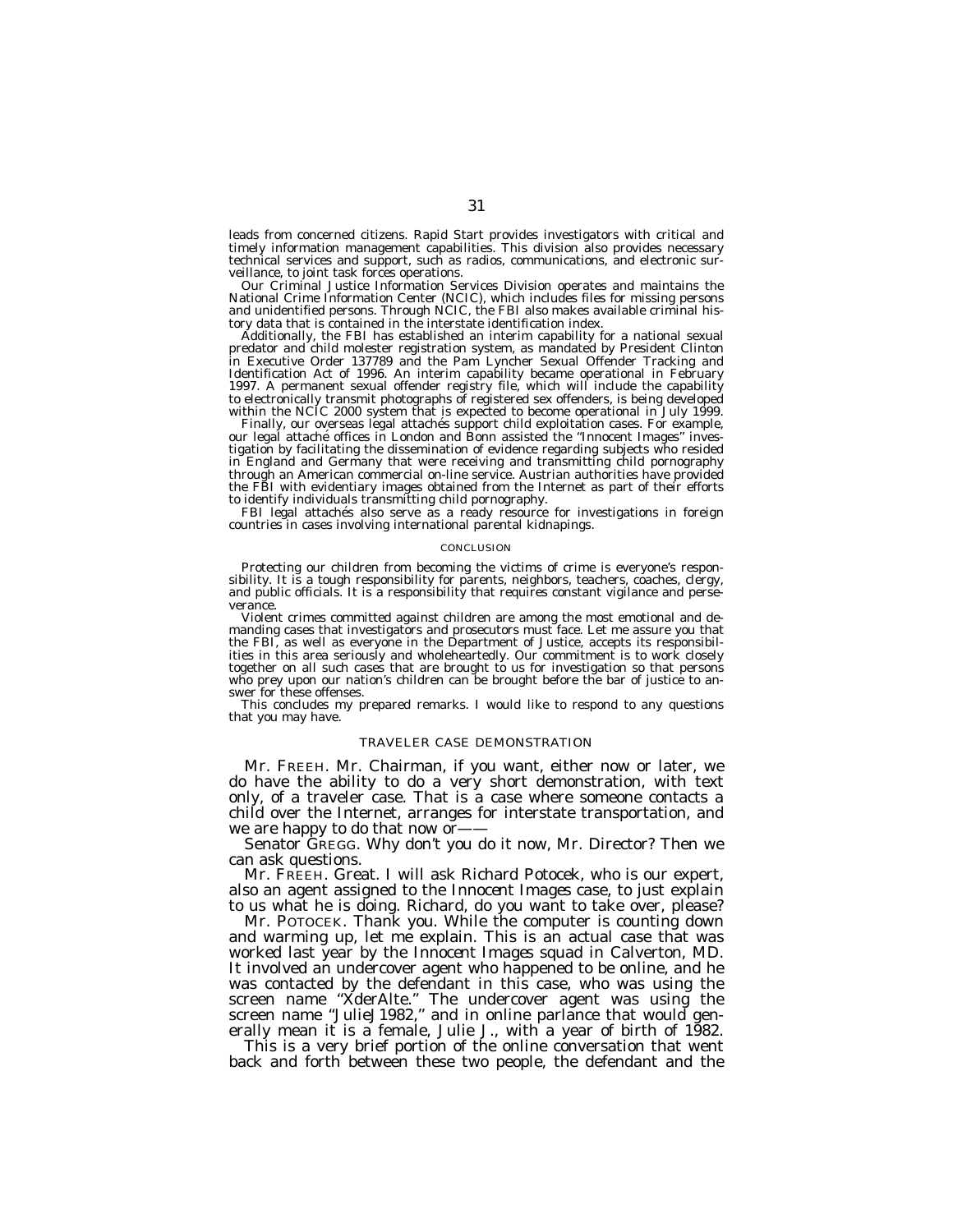leads from concerned citizens. Rapid Start provides investigators with critical and timely information management capabilities. This division also provides necessary technical services and support, such as radios, communications, and electronic surveillance, to joint task forces operations.

Our Criminal Justice Information Services Division operates and maintains the National Crime Information Center (NCIC), which includes files for missing persons and unidentified persons. Through NCIC, the FBI also makes available criminal history data that is contained in the interstate identification index.

Additionally, the FBI has established an interim capability for a national sexual predator and child molester registration system, as mandated by President Clinton in Executive Order 137789 and the Pam Lyncher Sexual Offender Tracking and Identification Act of 1996. An interim capability became operational in February 1997. A permanent sexual offender registry file, which will include the capability to electronically transmit photographs of registered sex offenders, is being developed within the NCIC 2000 system that is expected to become operational in July 1999.

Finally, our overseas legal attachés support child exploitation cases. For example, our legal attaché offices in London and Bonn assisted the "Innocent Images" investigation by facilitating the dissemination of evidence regarding subjects who resided in England and Germany that were receiving and transmitting child pornography through an American commercial on-line service. Austrian authorities have provided the FBI with evidentiary images obtained from the Internet as part of their efforts to identify individuals transmitting child pornography.

FBI legal attachés also serve as a ready resource for investigations in foreign countries in cases involving international parental kidnapings.

## CONCLUSION

Protecting our children from becoming the victims of crime is everyone's responsibility. It is a tough responsibility for parents, neighbors, teachers, coaches, clergy, and public officials. It is a responsibility that requires constant vigilance and perseverance.

Violent crimes committed against children are among the most emotional and demanding cases that investigators and prosecutors must face. Let me assure you that the FBI, as well as everyone in the Department of Justice, accepts its responsibilities in this area seriously and wholeheartedly. Our commitment is to work closely together on all such cases that are brought to us for investigation so that persons who prey upon our nation's children can be brought before the bar of justice to answer for these offenses.

This concludes my prepared remarks. I would like to respond to any questions that you may have.

## TRAVELER CASE DEMONSTRATION

Mr. FREEH. Mr. Chairman, if you want, either now or later, we do have the ability to do a very short demonstration, with text only, of a traveler case. That is a case where someone contacts a child over the Internet, arranges for interstate transportation, and we are happy to do that now or——

Senator GREGG. Why don't you do it now, Mr. Director? Then we can ask questions.

Mr. FREEH. Great. I will ask Richard Potocek, who is our expert, also an agent assigned to the Innocent Images case, to just explain to us what he is doing. Richard, do you want to take over, please?

Mr. POTOCEK. Thank you. While the computer is counting down and warming up, let me explain. This is an actual case that was worked last year by the Innocent Images squad in Calverton, MD. It involved an undercover agent who happened to be online, and he was contacted by the defendant in this case, who was using the screen name "XderAlte." The undercover agent was using the screen name "JulieJ1982," and in online parlance that would generally mean it is a female, Julie J., with a year of birth of 1982.

This is a very brief portion of the online conversation that went back and forth between these two people, the defendant and the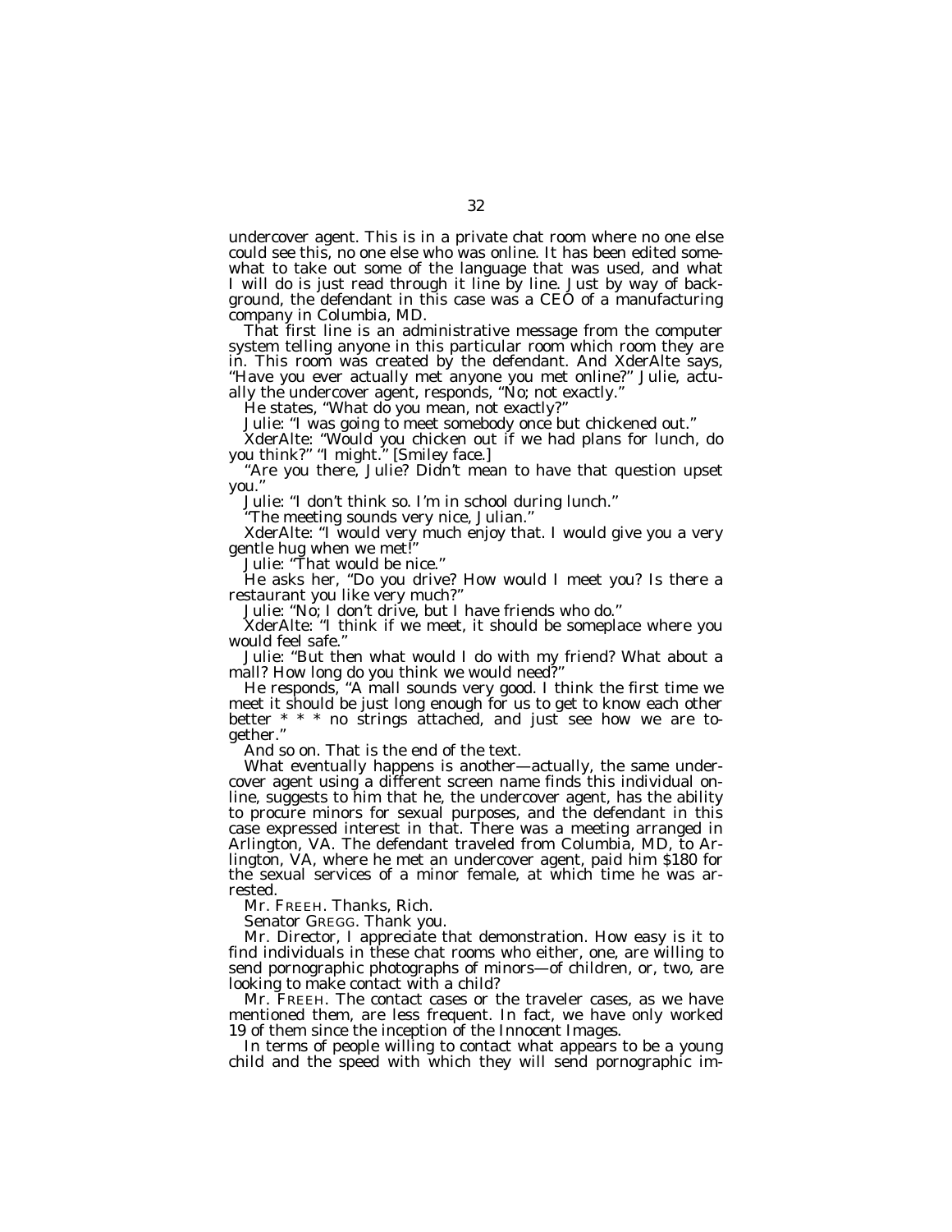undercover agent. This is in a private chat room where no one else could see this, no one else who was online. It has been edited somewhat to take out some of the language that was used, and what I will do is just read through it line by line. Just by way of background, the defendant in this case was a CEO of a manufacturing company in Columbia, MD.

That first line is an administrative message from the computer system telling anyone in this particular room which room they are in. This room was created by the defendant. And XderAlte says, "Have you ever actually met anyone you met online?" Julie, actually the undercover agent, responds, "No; not exactly."

He states, "What do you mean, not exactly?"

Julie: "I was going to meet somebody once but chickened out."

XderAlte: "Would you chicken out if we had plans for lunch, do you think?" "I might." [Smiley face.]

"Are you there, Julie? Didn't mean to have that question upset you."

Julie: "I don't think so. I'm in school during lunch."

"The meeting sounds very nice, Julian."

XderAlte: "I would very much enjoy that. I would give you a very gentle hug when we met!"

Julie: "That would be nice."

He asks her, "Do you drive? How would I meet you? Is there a restaurant you like very much?"

Julie: "No; I don't drive, but I have friends who do."

XderAlte: "I think if we meet, it should be someplace where you would feel safe."

Julie: "But then what would I do with my friend? What about a mall? How long do you think we would need?"

He responds, "A mall sounds very good. I think the first time we meet it should be just long enough for us to get to know each other better * * * no strings attached, and just see how we are together."

And so on. That is the end of the text.

What eventually happens is another—actually, the same undercover agent using a different screen name finds this individual online, suggests to him that he, the undercover agent, has the ability to procure minors for sexual purposes, and the defendant in this case expressed interest in that. There was a meeting arranged in Arlington, VA. The defendant traveled from Columbia, MD, to Arlington, VA, where he met an undercover agent, paid him $180 for the sexual services of a minor female, at which time he was arrested.

Mr. FREEH. Thanks, Rich.

Senator GREGG. Thank you.

Mr. Director, I appreciate that demonstration. How easy is it to find individuals in these chat rooms who either, one, are willing to send pornographic photographs of minors—of children, or, two, are looking to make contact with a child?

Mr. FREEH. The contact cases or the traveler cases, as we have mentioned them, are less frequent. In fact, we have only worked 19 of them since the inception of the *Innocent Images*.

In terms of people willing to contact what appears to be a young child and the speed with which they will send pornographic im-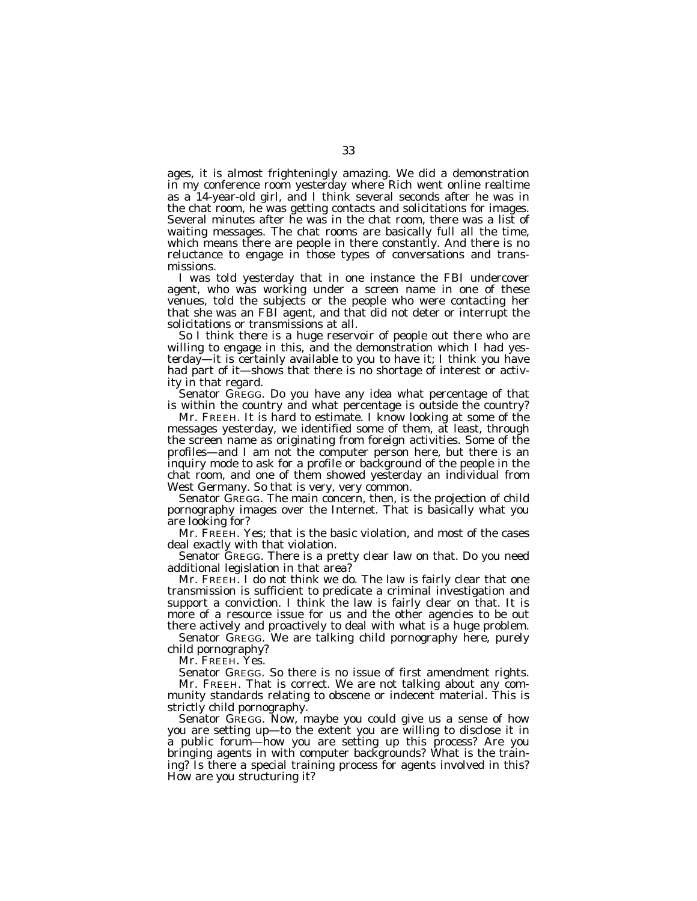ages, it is almost frighteningly amazing. We did a demonstration in my conference room yesterday where Rich went online realtime as a 14-year-old girl, and I think several seconds after he was in the chat room, he was getting contacts and solicitations for images. Several minutes after he was in the chat room, there was a list of waiting messages. The chat rooms are basically full all the time, which means there are people in there constantly. And there is no reluctance to engage in those types of conversations and transmissions.

I was told yesterday that in one instance the FBI undercover agent, who was working under a screen name in one of these venues, told the subjects or the people who were contacting her that she was an FBI agent, and that did not deter or interrupt the solicitations or transmissions at all.

So I think there is a huge reservoir of people out there who are willing to engage in this, and the demonstration which I had yesterday—it is certainly available to you to have it; I think you have had part of it—shows that there is no shortage of interest or activity in that regard.

Senator GREGG. Do you have any idea what percentage of that is within the country and what percentage is outside the country?

Mr. FREEH. It is hard to estimate. I know looking at some of the messages yesterday, we identified some of them, at least, through the screen name as originating from foreign activities. Some of the profiles—and I am not the computer person here, but there is an inquiry mode to ask for a profile or background of the people in the chat room, and one of them showed yesterday an individual from West Germany. So that is very, very common.

Senator GREGG. The main concern, then, is the projection of child pornography images over the Internet. That is basically what you are looking for?

Mr. FREEH. Yes; that is the basic violation, and most of the cases deal exactly with that violation.

Senator GREGG. There is a pretty clear law on that. Do you need additional legislation in that area?

Mr. FREEH. I do not think we do. The law is fairly clear that one transmission is sufficient to predicate a criminal investigation and support a conviction. I think the law is fairly clear on that. It is more of a resource issue for us and the other agencies to be out there actively and proactively to deal with what is a huge problem.

Senator GREGG. We are talking child pornography here, purely child pornography?

Mr. FREEH. Yes.

Senator GREGG. So there is no issue of first amendment rights.

Mr. FREEH. That is correct. We are not talking about any community standards relating to obscene or indecent material. This is strictly child pornography.

Senator GREGG. Now, maybe you could give us a sense of how you are setting up—to the extent you are willing to disclose it in a public forum—how you are setting up this process? Are you bringing agents in with computer backgrounds? What is the training? Is there a special training process for agents involved in this? How are you structuring it?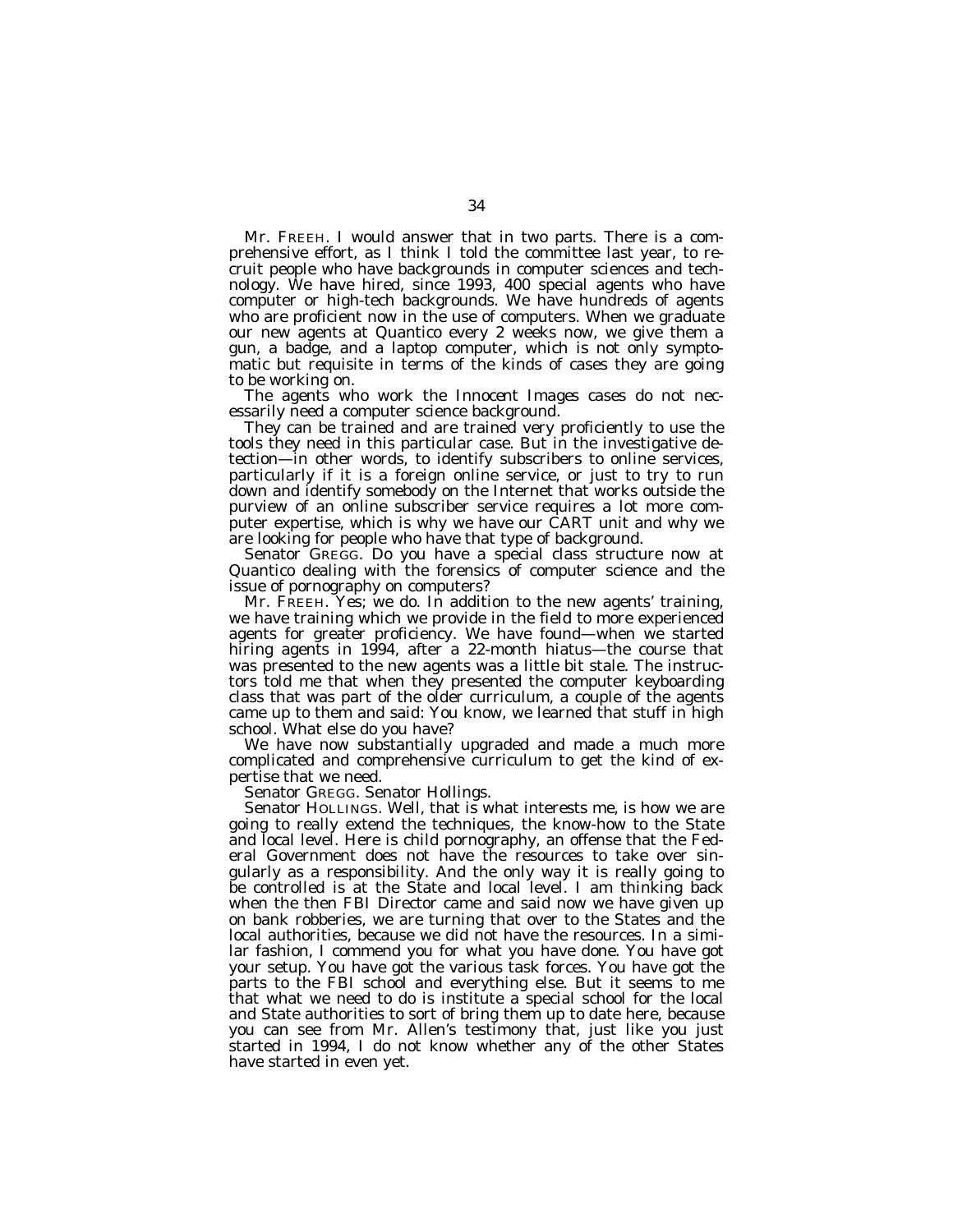Mr. FREEH. I would answer that in two parts. There is a comprehensive effort, as I think I told the committee last year, to recruit people who have backgrounds in computer sciences and technology. We have hired, since 1993, 400 special agents who have computer or high-tech backgrounds. We have hundreds of agents who are proficient now in the use of computers. When we graduate our new agents at Quantico every 2 weeks now, we give them a gun, a badge, and a laptop computer, which is not only symptomatic but requisite in terms of the kinds of cases they are going to be working on.

The agents who work the Innocent Images cases do not necessarily need a computer science background.

They can be trained and are trained very proficiently to use the tools they need in this particular case. But in the investigative detection—in other words, to identify subscribers to online services, particularly if it is a foreign online service, or just to try to run down and identify somebody on the Internet that works outside the purview of an online subscriber service requires a lot more computer expertise, which is why we have our CART unit and why we are looking for people who have that type of background.

Senator GREGG. Do you have a special class structure now at Quantico dealing with the forensics of computer science and the issue of pornography on computers?

Mr. FREEH. Yes; we do. In addition to the new agents' training, we have training which we provide in the field to more experienced agents for greater proficiency. We have found—when we started hiring agents in 1994, after a 22-month hiatus—the course that was presented to the new agents was a little bit stale. The instructors told me that when they presented the computer keyboarding class that was part of the older curriculum, a couple of the agents came up to them and said: You know, we learned that stuff in high school. What else do you have?

We have now substantially upgraded and made a much more complicated and comprehensive curriculum to get the kind of expertise that we need.

Senator GREGG. Senator Hollings.

Senator HOLLINGS. Well, that is what interests me, is how we are going to really extend the techniques, the know-how to the State and local level. Here is child pornography, an offense that the Federal Government does not have the resources to take over singularly as a responsibility. And the only way it is really going to be controlled is at the State and local level. I am thinking back when the then FBI Director came and said now we have given up on bank robberies, we are turning that over to the States and the local authorities, because we did not have the resources. In a similar fashion, I commend you for what you have done. You have got your setup. You have got the various task forces. You have got the parts to the FBI school and everything else. But it seems to me that what we need to do is institute a special school for the local and State authorities to sort of bring them up to date here, because you can see from Mr. Allen's testimony that, just like you just started in 1994, I do not know whether any of the other States have started in even yet.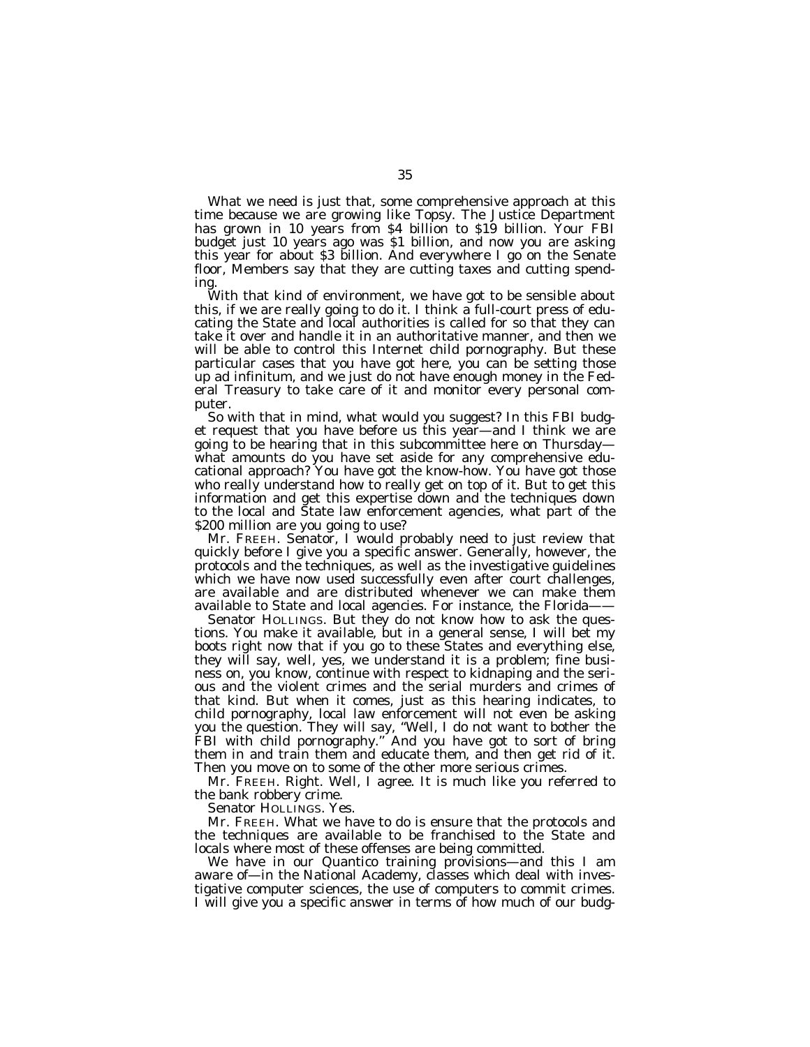What we need is just that, some comprehensive approach at this time because we are growing like Topsy. The Justice Department has grown in 10 years from $4 billion to $19 billion. Your FBI budget just 10 years ago was $1 billion, and now you are asking this year for about $3 billion. And everywhere I go on the Senate floor, Members say that they are cutting taxes and cutting spending.

With that kind of environment, we have got to be sensible about this, if we are really going to do it. I think a full-court press of educating the State and local authorities is called for so that they can take it over and handle it in an authoritative manner, and then we will be able to control this Internet child pornography. But these particular cases that you have got here, you can be setting those up ad infinitum, and we just do not have enough money in the Federal Treasury to take care of it and monitor every personal computer.

So with that in mind, what would you suggest? In this FBI budget request that you have before us this year—and I think we are going to be hearing that in this subcommittee here on Thursday—what amounts do you have set aside for any comprehensive educational approach? You have got the know-how. You have got those who really understand how to really get on top of it. But to get this information and get this expertise down and the techniques down to the local and State law enforcement agencies, what part of the $200 million are you going to use?

Mr. FREEH. Senator, I would probably need to just review that quickly before I give you a specific answer. Generally, however, the protocols and the techniques, as well as the investigative guidelines which we have now used successfully even after court challenges, are available and are distributed whenever we can make them available to State and local agencies. For instance, the Florida——

Senator HOLLINGS. But they do not know how to ask the questions. You make it available, but in a general sense, I will bet my boots right now that if you go to these States and everything else, they will say, well, yes, we understand it is a problem; fine business on, you know, continue with respect to kidnaping and the serious and the violent crimes and the serial murders and crimes of that kind. But when it comes, just as this hearing indicates, to child pornography, local law enforcement will not even be asking you the question. They will say, "Well, I do not want to bother the FBI with child pornography." And you have got to sort of bring them in and train them and educate them, and then get rid of it. Then you move on to some of the other more serious crimes.

Mr. FREEH. Right. Well, I agree. It is much like you referred to the bank robbery crime.

Senator HOLLINGS. Yes.

Mr. FREEH. What we have to do is ensure that the protocols and the techniques are available to be franchised to the State and locals where most of these offenses are being committed.

We have in our Quantico training provisions—and this I am aware of—in the National Academy, classes which deal with investigative computer sciences, the use of computers to commit crimes. I will give you a specific answer in terms of how much of our budg-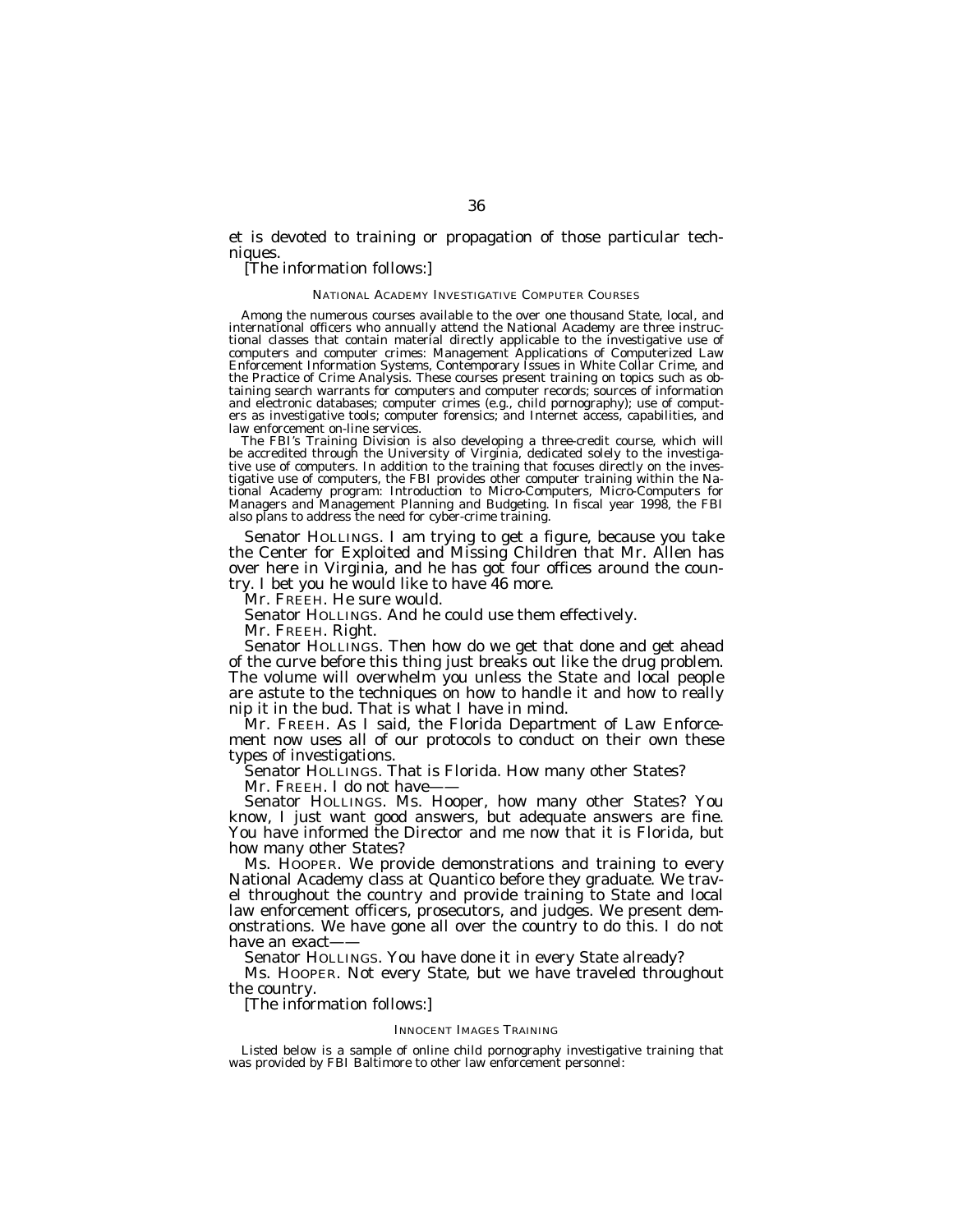et is devoted to training or propagation of those particular techniques.

[The information follows:]

### NATIONAL ACADEMY INVESTIGATIVE COMPUTER COURSES

Among the numerous courses available to the over one thousand State, local, and international officers who annually attend the National Academy are three instructional classes that contain material directly applicable to the investigative use of computers and computer crimes: Management Applications of Computerized Law Enforcement Information Systems, Contemporary Issues in White Collar Crime, and the Practice of Crime Analysis. These courses present training on topics such as obtaining search warrants for computers and computer records; sources of information and electronic databases; computer crimes (e.g., child pornography); use of computers as investigative tools; computer forensics; and Internet access, capabilities, and law enforcement on-line services.

The FBI's Training Division is also developing a three-credit course, which will be accredited through the University of Virginia, dedicated solely to the investigative use of computers. In addition to the training that focuses directly on the investigative use of computers, the FBI provides other computer training within the National Academy program: Introduction to Micro-Computers, Micro-Computers for Managers and Management Planning and Budgeting. In fiscal year 1998, the FBI also plans to address the need for cyber-crime training.

Senator HOLLINGS. I am trying to get a figure, because you take the Center for Exploited and Missing Children that Mr. Allen has over here in Virginia, and he has got four offices around the country. I bet you he would like to have 46 more.

Mr. FREEH. He sure would.

Senator HOLLINGS. And he could use them effectively.

Mr. FREEH. Right.

Senator HOLLINGS. Then how do we get that done and get ahead of the curve before this thing just breaks out like the drug problem. The volume will overwhelm you unless the State and local people are astute to the techniques on how to handle it and how to really nip it in the bud. That is what I have in mind.

Mr. FREEH. As I said, the Florida Department of Law Enforcement now uses all of our protocols to conduct on their own these types of investigations.

Senator HOLLINGS. That is Florida. How many other States?

Mr. FREEH. I do not have——

Senator HOLLINGS. Ms. Hooper, how many other States? You know, I just want good answers, but adequate answers are fine. You have informed the Director and me now that it is Florida, but how many other States?

Ms. HOOPER. We provide demonstrations and training to every National Academy class at Quantico before they graduate. We travel throughout the country and provide training to State and local law enforcement officers, prosecutors, and judges. We present demonstrations. We have gone all over the country to do this. I do not have an exact——

Senator HOLLINGS. You have done it in every State already?

Ms. HOOPER. Not every State, but we have traveled throughout the country.

[The information follows:]

### INNOCENT IMAGES TRAINING

Listed below is a sample of online child pornography investigative training that was provided by FBI Baltimore to other law enforcement personnel: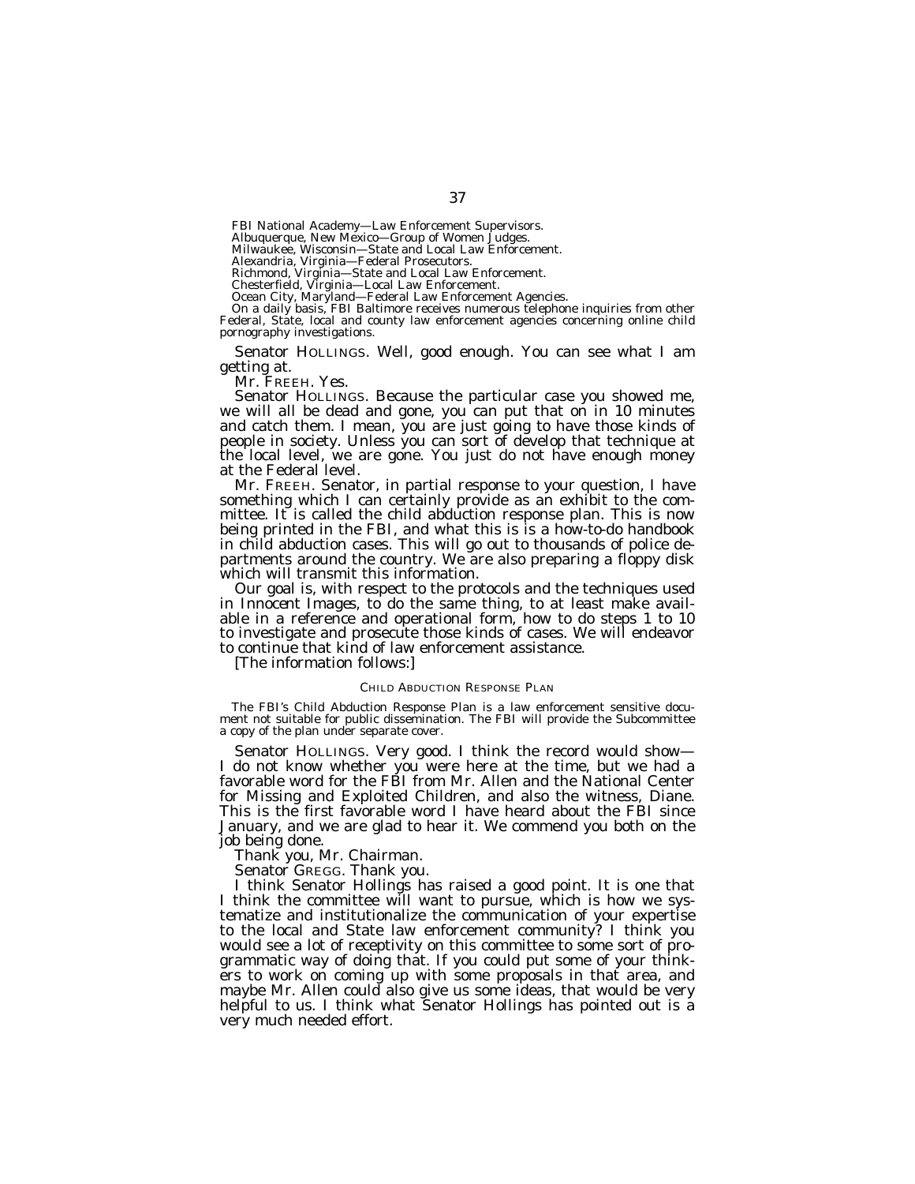FBI National Academy—Law Enforcement Supervisors.

Albuquerque, New Mexico—Group of Women Judges.

Milwaukee, Wisconsin—State and Local Law Enforcement.

Alexandria, Virginia—Federal Prosecutors.

Richmond, Virginia—State and Local Law Enforcement.

Chesterfield, Virginia—Local Law Enforcement.

Ocean City, Maryland—Federal Law Enforcement Agencies.

On a daily basis, FBI Baltimore receives numerous telephone inquiries from other Federal, State, local and county law enforcement agencies concerning online child pornography investigations.

Senator HOLLINGS. Well, good enough. You can see what I am getting at.

Mr. FREEH. Yes.

Senator HOLLINGS. Because the particular case you showed me, we will all be dead and gone, you can put that on in 10 minutes and catch them. I mean, you are just going to have those kinds of people in society. Unless you can sort of develop that technique at the local level, we are gone. You just do not have enough money at the Federal level.

Mr. FREEH. Senator, in partial response to your question, I have something which I can certainly provide as an exhibit to the committee. It is called the child abduction response plan. This is now being printed in the FBI, and what this is is a how-to-do handbook in child abduction cases. This will go out to thousands of police departments around the country. We are also preparing a floppy disk which will transmit this information.

Our goal is, with respect to the protocols and the techniques used in Innocent Images, to do the same thing, to at least make available in a reference and operational form, how to do steps 1 to 10 to investigate and prosecute those kinds of cases. We will endeavor to continue that kind of law enforcement assistance.

[The information follows:]

CHILD ABDUCTION RESPONSE PLAN

The FBI's Child Abduction Response Plan is a law enforcement sensitive document not suitable for public dissemination. The FBI will provide the Subcommittee a copy of the plan under separate cover.

Senator HOLLINGS. Very good. I think the record would show—I do not know whether you were here at the time, but we had a favorable word for the FBI from Mr. Allen and the National Center for Missing and Exploited Children, and also the witness, Diane. This is the first favorable word I have heard about the FBI since January, and we are glad to hear it. We commend you both on the job being done.

Thank you, Mr. Chairman.

Senator GREGG. Thank you.

I think Senator Hollings has raised a good point. It is one that I think the committee will want to pursue, which is how we systematize and institutionalize the communication of your expertise to the local and State law enforcement community? I think you would see a lot of receptivity on this committee to some sort of programmatic way of doing that. If you could put some of your thinkers to work on coming up with some proposals in that area, and maybe Mr. Allen could also give us some ideas, that would be very helpful to us. I think what Senator Hollings has pointed out is a very much needed effort.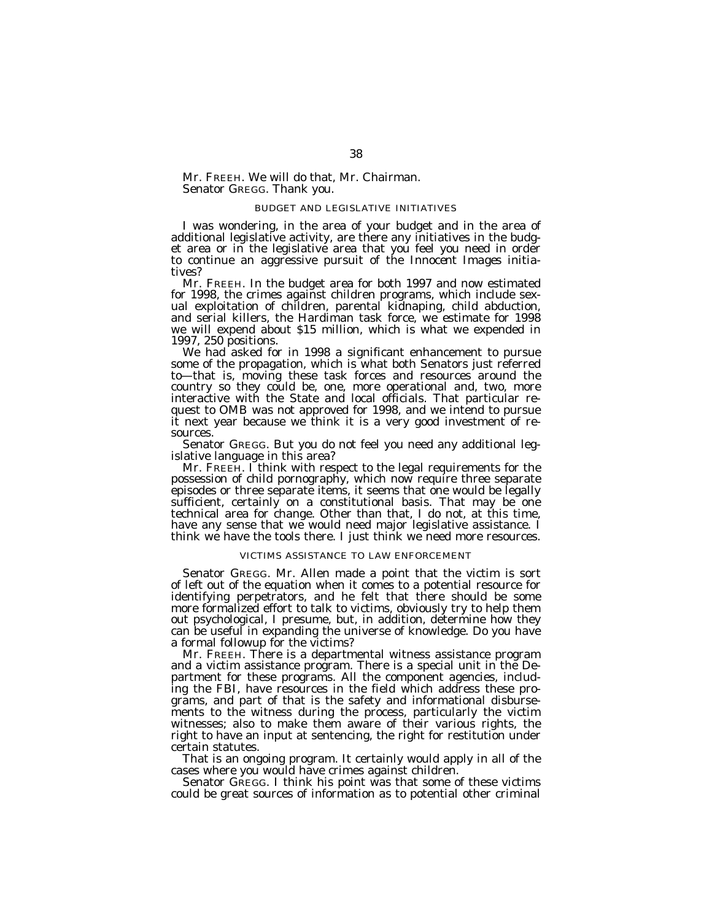Mr. FREEH. We will do that, Mr. Chairman.

Senator GREGG. Thank you.

## BUDGET AND LEGISLATIVE INITIATIVES

I was wondering, in the area of your budget and in the area of additional legislative activity, are there any initiatives in the budget area or in the legislative area that you feel you need in order to continue an aggressive pursuit of the Innocent Images initiatives?

Mr. FREEH. In the budget area for both 1997 and now estimated for 1998, the crimes against children programs, which include sexual exploitation of children, parental kidnaping, child abduction, and serial killers, the Hardiman task force, we estimate for 1998 we will expend about $15 million, which is what we expended in 1997, 250 positions.

We had asked for in 1998 a significant enhancement to pursue some of the propagation, which is what both Senators just referred to—that is, moving these task forces and resources around the country so they could be, one, more operational and, two, more interactive with the State and local officials. That particular request to OMB was not approved for 1998, and we intend to pursue it next year because we think it is a very good investment of resources.

Senator GREGG. But you do not feel you need any additional legislative language in this area?

Mr. FREEH. I think with respect to the legal requirements for the possession of child pornography, which now require three separate episodes or three separate items, it seems that one would be legally sufficient, certainly on a constitutional basis. That may be one technical area for change. Other than that, I do not, at this time, have any sense that we would need major legislative assistance. I think we have the tools there. I just think we need more resources.

## VICTIMS ASSISTANCE TO LAW ENFORCEMENT

Senator GREGG. Mr. Allen made a point that the victim is sort of left out of the equation when it comes to a potential resource for identifying perpetrators, and he felt that there should be some more formalized effort to talk to victims, obviously try to help them out psychological, I presume, but, in addition, determine how they can be useful in expanding the universe of knowledge. Do you have a formal followup for the victims?

Mr. FREEH. There is a departmental witness assistance program and a victim assistance program. There is a special unit in the Department for these programs. All the component agencies, including the FBI, have resources in the field which address these programs, and part of that is the safety and informational disbursements to the witness during the process, particularly the victim witnesses; also to make them aware of their various rights, the right to have an input at sentencing, the right for restitution under certain statutes.

That is an ongoing program. It certainly would apply in all of the cases where you would have crimes against children.

Senator GREGG. I think his point was that some of these victims could be great sources of information as to potential other criminal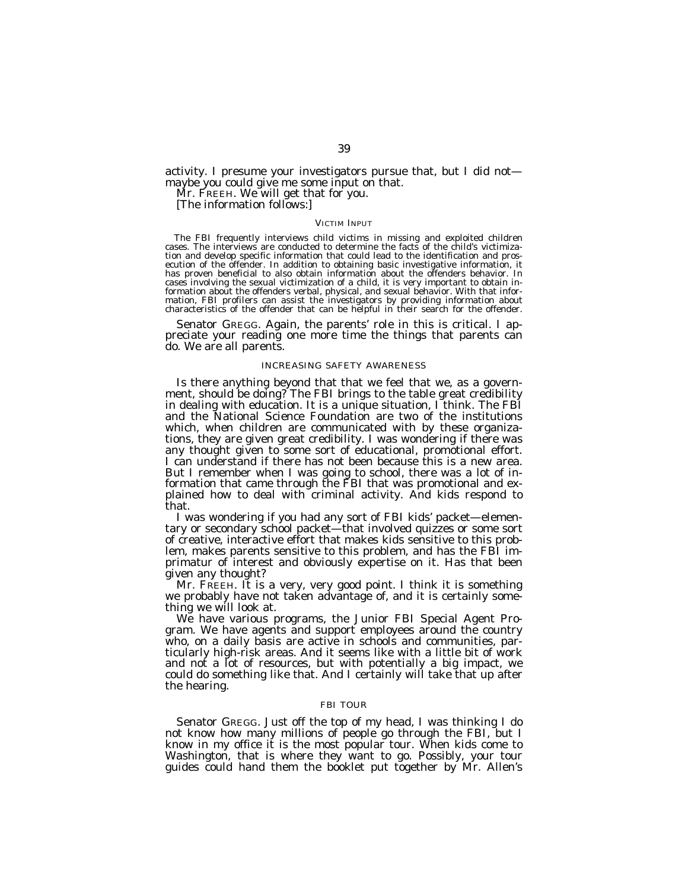activity. I presume your investigators pursue that, but I did not—maybe you could give me some input on that.

Mr. FREEH. We will get that for you.

[The information follows:]

### VICTIM INPUT

The FBI frequently interviews child victims in missing and exploited children cases. The interviews are conducted to determine the facts of the child's victimization and develop specific information that could lead to the identification and prosecution of the offender. In addition to obtaining basic investigative information, it has proven beneficial to also obtain information about the offenders behavior. In cases involving the sexual victimization of a child, it is very important to obtain information about the offenders verbal, physical, and sexual behavior. With that information, FBI profilers can assist the investigators by providing information about characteristics of the offender that can be helpful in their search for the offender.

Senator GREGG. Again, the parents' role in this is critical. I appreciate your reading one more time the things that parents can do. We are all parents.

### INCREASING SAFETY AWARENESS

Is there anything beyond that that we feel that we, as a government, should be doing? The FBI brings to the table great credibility in dealing with education. It is a unique situation, I think. The FBI and the National Science Foundation are two of the institutions which, when children are communicated with by these organizations, they are given great credibility. I was wondering if there was any thought given to some sort of educational, promotional effort. I can understand if there has not been because this is a new area. But I remember when I was going to school, there was a lot of information that came through the FBI that was promotional and explained how to deal with criminal activity. And kids respond to that.

I was wondering if you had any sort of FBI kids' packet—elementary or secondary school packet—that involved quizzes or some sort of creative, interactive effort that makes kids sensitive to this problem, makes parents sensitive to this problem, and has the FBI imprimatur of interest and obviously expertise on it. Has that been given any thought?

Mr. FREEH. It is a very, very good point. I think it is something we probably have not taken advantage of, and it is certainly something we will look at.

We have various programs, the Junior FBI Special Agent Program. We have agents and support employees around the country who, on a daily basis are active in schools and communities, particularly high-risk areas. And it seems like with a little bit of work and not a lot of resources, but with potentially a big impact, we could do something like that. And I certainly will take that up after the hearing.

### FBI TOUR

Senator GREGG. Just off the top of my head, I was thinking I do not know how many millions of people go through the FBI, but I know in my office it is the most popular tour. When kids come to Washington, that is where they want to go. Possibly, your tour guides could hand them the booklet put together by Mr. Allen's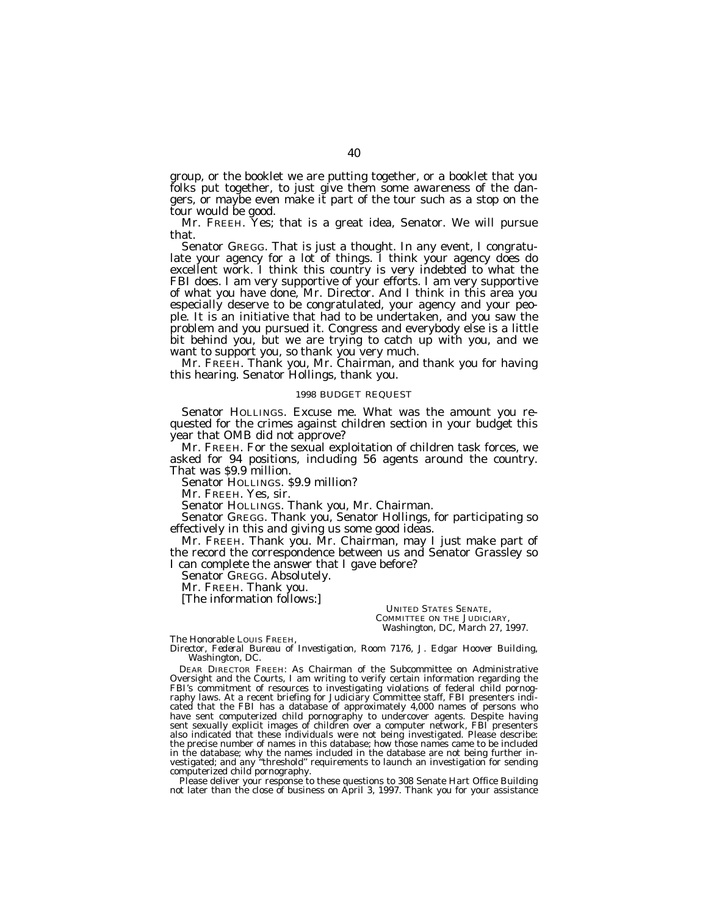group, or the booklet we are putting together, or a booklet that you folks put together, to just give them some awareness of the dangers, or maybe even make it part of the tour such as a stop on the tour would be good.

Mr. FREEH. Yes; that is a great idea, Senator. We will pursue that.

Senator GREGG. That is just a thought. In any event, I congratulate your agency for a lot of things. I think your agency does do excellent work. I think this country is very indebted to what the FBI does. I am very supportive of your efforts. I am very supportive of what you have done, Mr. Director. And I think in this area you especially deserve to be congratulated, your agency and your people. It is an initiative that had to be undertaken, and you saw the problem and you pursued it. Congress and everybody else is a little bit behind you, but we are trying to catch up with you, and we want to support you, so thank you very much.

Mr. FREEH. Thank you, Mr. Chairman, and thank you for having this hearing. Senator Hollings, thank you.

## 1998 BUDGET REQUEST

Senator HOLLINGS. Excuse me. What was the amount you requested for the crimes against children section in your budget this year that OMB did not approve?

Mr. FREEH. For the sexual exploitation of children task forces, we asked for 94 positions, including 56 agents around the country. That was $9.9 million.

Senator HOLLINGS. $9.9 million?

Mr. FREEH. Yes, sir.

Senator HOLLINGS. Thank you, Mr. Chairman.

Senator GREGG. Thank you, Senator Hollings, for participating so effectively in this and giving us some good ideas.

Mr. FREEH. Thank you. Mr. Chairman, may I just make part of the record the correspondence between us and Senator Grassley so I can complete the answer that I gave before?

Senator GREGG. Absolutely.

Mr. FREEH. Thank you.

[The information follows:]

UNITED STATES SENATE,
COMMITTEE ON THE JUDICIARY,
*Washington, DC, March 27, 1997.*

The Honorable LOUIS FREEH,
*Director, Federal Bureau of Investigation, Room 7176, J. Edgar Hoover Building, Washington, DC.*

DEAR DIRECTOR FREEH: As Chairman of the Subcommittee on Administrative Oversight and the Courts, I am writing to verify certain information regarding the FBI's commitment of resources to investigating violations of federal child pornography laws. At a recent briefing for Judiciary Committee staff, FBI presenters indicated that the FBI has a database of approximately 4,000 names of persons who have sent computerized child pornography to undercover agents. Despite having sent sexually explicit images of children over a computer network, FBI presenters also indicated that these individuals were not being investigated. Please describe: the precise number of names in this database; how those names came to be included in the database; why the names included in the database are not being further investigated; and any "threshold" requirements to launch an investigation for sending computerized child pornography.

Please deliver your response to these questions to 308 Senate Hart Office Building not later than the close of business on April 3, 1997. Thank you for your assistance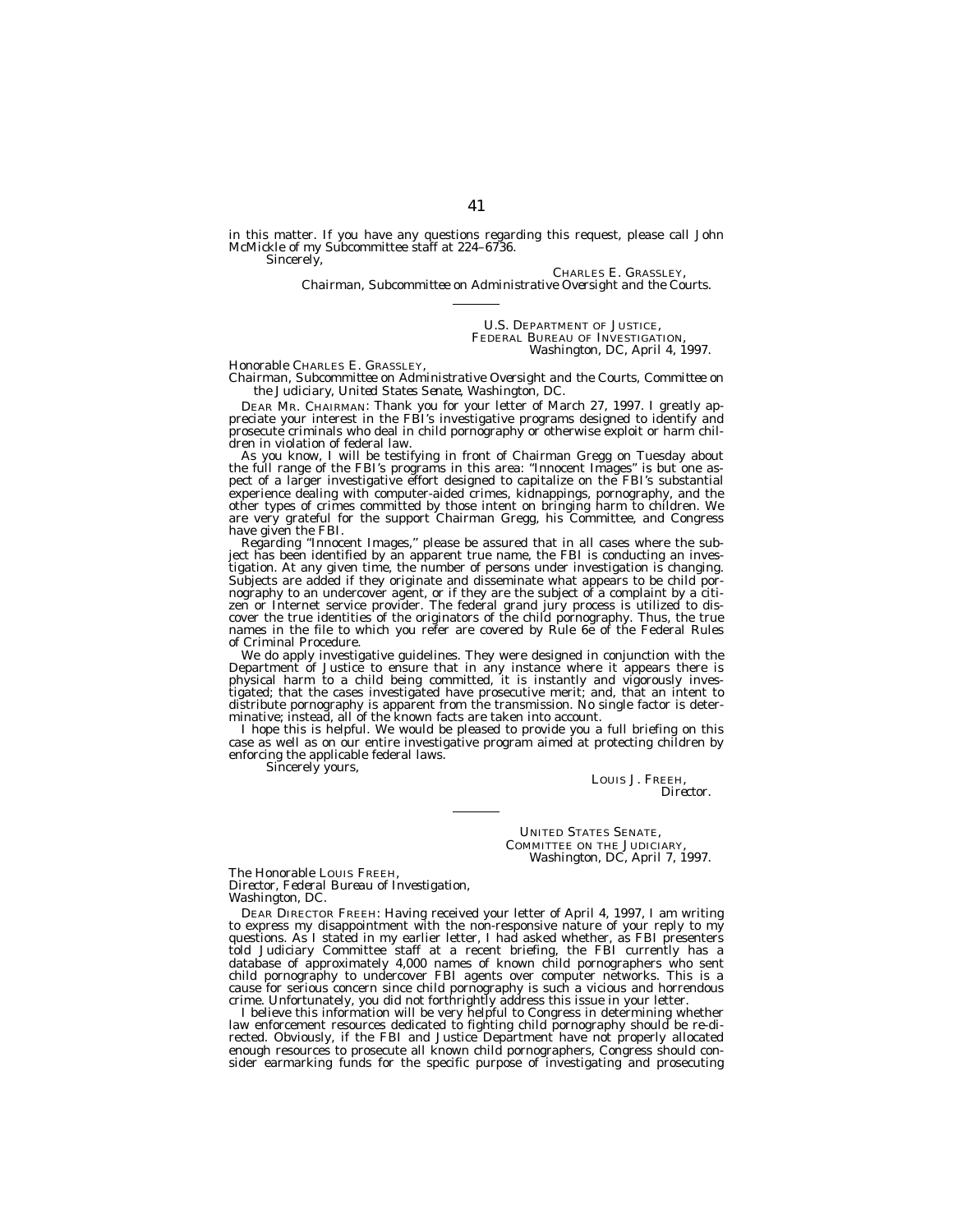in this matter. If you have any questions regarding this request, please call John McMickle of my Subcommittee staff at 224–6736.

Sincerely,

CHARLES E. GRASSLEY,
*Chairman, Subcommittee on Administrative Oversight and the Courts.*

---

U.S. DEPARTMENT OF JUSTICE,
FEDERAL BUREAU OF INVESTIGATION,
*Washington, DC, April 4, 1997.*

Honorable CHARLES E. GRASSLEY,
*Chairman, Subcommittee on Administrative Oversight and the Courts, Committee on the Judiciary, United States Senate, Washington, DC.*

DEAR MR. CHAIRMAN: Thank you for your letter of March 27, 1997. I greatly appreciate your interest in the FBI's investigative programs designed to identify and prosecute criminals who deal in child pornography or otherwise exploit or harm children in violation of federal law.

As you know, I will be testifying in front of Chairman Gregg on Tuesday about the full range of the FBI's programs in this area: "Innocent Images" is but one aspect of a larger investigative effort designed to capitalize on the FBI's substantial experience dealing with computer-aided crimes, kidnappings, pornography, and the other types of crimes committed by those intent on bringing harm to children. We are very grateful for the support Chairman Gregg, his Committee, and Congress have given the FBI.

Regarding "Innocent Images," please be assured that in all cases where the subject has been identified by an apparent true name, the FBI is conducting an investigation. At any given time, the number of persons under investigation is changing. Subjects are added if they originate and disseminate what appears to be child pornography to an undercover agent, or if they are the subject of a complaint by a citizen or Internet service provider. The federal grand jury process is utilized to discover the true identities of the originators of the child pornography. Thus, the true names in the file to which you refer are covered by Rule 6e of the Federal Rules of Criminal Procedure.

We do apply investigative guidelines. They were designed in conjunction with the Department of Justice to ensure that in any instance where it appears there is physical harm to a child being committed, it is instantly and vigorously investigated; that the cases investigated have prosecutive merit; and, that an intent to distribute pornography is apparent from the transmission. No single factor is determinative; instead, all of the known facts are taken into account.

I hope this is helpful. We would be pleased to provide you a full briefing on this case as well as on our entire investigative program aimed at protecting children by enforcing the applicable federal laws.

Sincerely yours,

LOUIS J. FREEH,
*Director.*

---

UNITED STATES SENATE,
COMMITTEE ON THE JUDICIARY,
*Washington, DC, April 7, 1997.*

The Honorable LOUIS FREEH,
*Director, Federal Bureau of Investigation,*
*Washington, DC.*

DEAR DIRECTOR FREEH: Having received your letter of April 4, 1997, I am writing to express my disappointment with the non-responsive nature of your reply to my questions. As I stated in my earlier letter, I had asked whether, as FBI presenters told Judiciary Committee staff at a recent briefing, the FBI currently has a database of approximately 4,000 names of known child pornographers who sent child pornography to undercover FBI agents over computer networks. This is a cause for serious concern since child pornography is such a vicious and horrendous crime. Unfortunately, you did not forthrightly address this issue in your letter.

I believe this information will be very helpful to Congress in determining whether law enforcement resources dedicated to fighting child pornography should be re-directed. Obviously, if the FBI and Justice Department have not properly allocated enough resources to prosecute all known child pornographers, Congress should consider earmarking funds for the specific purpose of investigating and prosecuting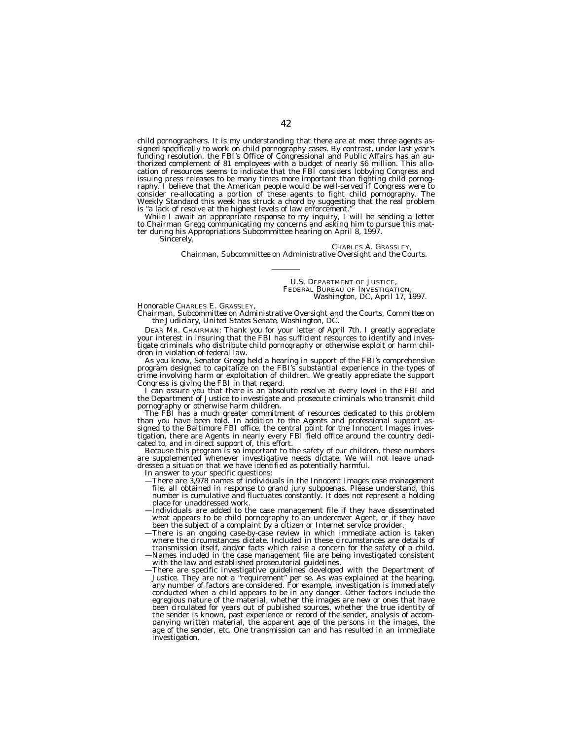child pornographers. It is my understanding that there are at most three agents assigned specifically to work on child pornography cases. By contrast, under last year's funding resolution, the FBI's Office of Congressional and Public Affairs has an authorized complement of 81 employees with a budget of nearly $6 million. This allocation of resources seems to indicate that the FBI considers lobbying Congress and issuing press releases to be many times more important than fighting child pornography. I believe that the American people would be well-served if Congress were to consider re-allocating a portion of these agents to fight child pornography. The Weekly Standard this week has struck a chord by suggesting that the real problem is "a lack of resolve at the highest levels of law enforcement."

While I await an appropriate response to my inquiry, I will be sending a letter to Chairman Gregg communicating my concerns and asking him to pursue this matter during his Appropriations Subcommittee hearing on April 8, 1997.

Sincerely,

CHARLES A. GRASSLEY,
*Chairman, Subcommittee on Administrative Oversight and the Courts.*

---

U.S. DEPARTMENT OF JUSTICE,
FEDERAL BUREAU OF INVESTIGATION,
*Washington, DC, April 17, 1997.*

*Honorable* CHARLES E. GRASSLEY,
*Chairman, Subcommittee on Administrative Oversight and the Courts, Committee on the Judiciary, United States Senate, Washington, DC.*

DEAR MR. CHAIRMAN: Thank you for your letter of April 7th. I greatly appreciate your interest in insuring that the FBI has sufficient resources to identify and investigate criminals who distribute child pornography or otherwise exploit or harm children in violation of federal law.

As you know, Senator Gregg held a hearing in support of the FBI's comprehensive program designed to capitalize on the FBI's substantial experience in the types of crime involving harm or exploitation of children. We greatly appreciate the support Congress is giving the FBI in that regard.

I can assure you that there is an absolute resolve at every level in the FBI and the Department of Justice to investigate and prosecute criminals who transmit child pornography or otherwise harm children.

The FBI has a much greater commitment of resources dedicated to this problem than you have been told. In addition to the Agents and professional support assigned to the Baltimore FBI office, the central point for the Innocent Images investigation, there are Agents in nearly every FBI field office around the country dedicated to, and in direct support of, this effort.

Because this program is so important to the safety of our children, these numbers are supplemented whenever investigative needs dictate. We will not leave unaddressed a situation that we have identified as potentially harmful.

In answer to your specific questions:

—There are 3,978 names of individuals in the Innocent Images case management file, all obtained in response to grand jury subpoenas. Please understand, this number is cumulative and fluctuates constantly. It does not represent a holding place for unaddressed work.

—Individuals are added to the case management file if they have disseminated what appears to be child pornography to an undercover Agent, or if they have been the subject of a complaint by a citizen or Internet service provider.

—There is an ongoing case-by-case review in which immediate action is taken where the circumstances dictate. Included in these circumstances are details of transmission itself, and/or facts which raise a concern for the safety of a child.

—Names included in the case management file are being investigated consistent with the law and established prosecutorial guidelines.

—There are specific investigative guidelines developed with the Department of Justice. They are not a "requirement" per se. As was explained at the hearing, any number of factors are considered. For example, investigation is immediately conducted when a child appears to be in any danger. Other factors include the egregious nature of the material, whether the images are new or ones that have been circulated for years out of published sources, whether the true identity of the sender is known, past experience or record of the sender, analysis of accompanying written material, the apparent age of the persons in the images, the age of the sender, etc. One transmission can and has resulted in an immediate investigation.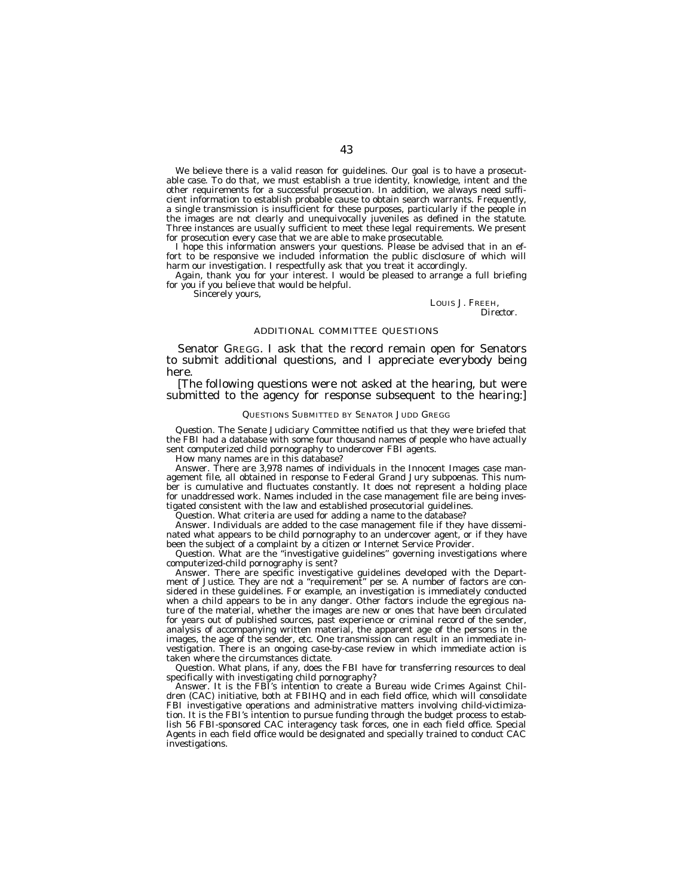We believe there is a valid reason for guidelines. Our goal is to have a prosecutable case. To do that, we must establish a true identity, knowledge, intent and the other requirements for a successful prosecution. In addition, we always need sufficient information to establish probable cause to obtain search warrants. Frequently, a single transmission is insufficient for these purposes, particularly if the people in the images are not clearly and unequivocally juveniles as defined in the statute. Three instances are usually sufficient to meet these legal requirements. We present for prosecution every case that we are able to make prosecutable.

I hope this information answers your questions. Please be advised that in an effort to be responsive we included information the public disclosure of which will harm our investigation. I respectfully ask that you treat it accordingly.

Again, thank you for your interest. I would be pleased to arrange a full briefing for you if you believe that would be helpful.

Sincerely yours,

LOUIS J. FREEH,
*Director.*

## ADDITIONAL COMMITTEE QUESTIONS

Senator GREGG. I ask that the record remain open for Senators to submit additional questions, and I appreciate everybody being here.

[The following questions were not asked at the hearing, but were submitted to the agency for response subsequent to the hearing:]

### QUESTIONS SUBMITTED BY SENATOR JUDD GREGG

*Question.* The Senate Judiciary Committee notified us that they were briefed that the FBI had a database with some four thousand names of people who have actually sent computerized child pornography to undercover FBI agents.

How many names are in this database?

*Answer.* There are 3,978 names of individuals in the Innocent Images case management file, all obtained in response to Federal Grand Jury subpoenas. This number is cumulative and fluctuates constantly. It does not represent a holding place for unaddressed work. Names included in the case management file are being investigated consistent with the law and established prosecutorial guidelines.

*Question.* What criteria are used for adding a name to the database?

*Answer.* Individuals are added to the case management file if they have disseminated what appears to be child pornography to an undercover agent, or if they have been the subject of a complaint by a citizen or Internet Service Provider.

*Question.* What are the "investigative guidelines" governing investigations where computerized-child pornography is sent?

*Answer.* There are specific investigative guidelines developed with the Department of Justice. They are not a "requirement" per se. A number of factors are considered in these guidelines. For example, an investigation is immediately conducted when a child appears to be in any danger. Other factors include the egregious nature of the material, whether the images are new or ones that have been circulated for years out of published sources, past experience or criminal record of the sender, analysis of accompanying written material, the apparent age of the persons in the images, the age of the sender, etc. One transmission can result in an immediate investigation. There is an ongoing case-by-case review in which immediate action is taken where the circumstances dictate.

*Question.* What plans, if any, does the FBI have for transferring resources to deal specifically with investigating child pornography?

*Answer.* It is the FBI's intention to create a Bureau wide Crimes Against Children (CAC) initiative, both at FBIHQ and in each field office, which will consolidate FBI investigative operations and administrative matters involving child-victimization. It is the FBI's intention to pursue funding through the budget process to establish 56 FBI-sponsored CAC interagency task forces, one in each field office. Special Agents in each field office would be designated and specially trained to conduct CAC investigations.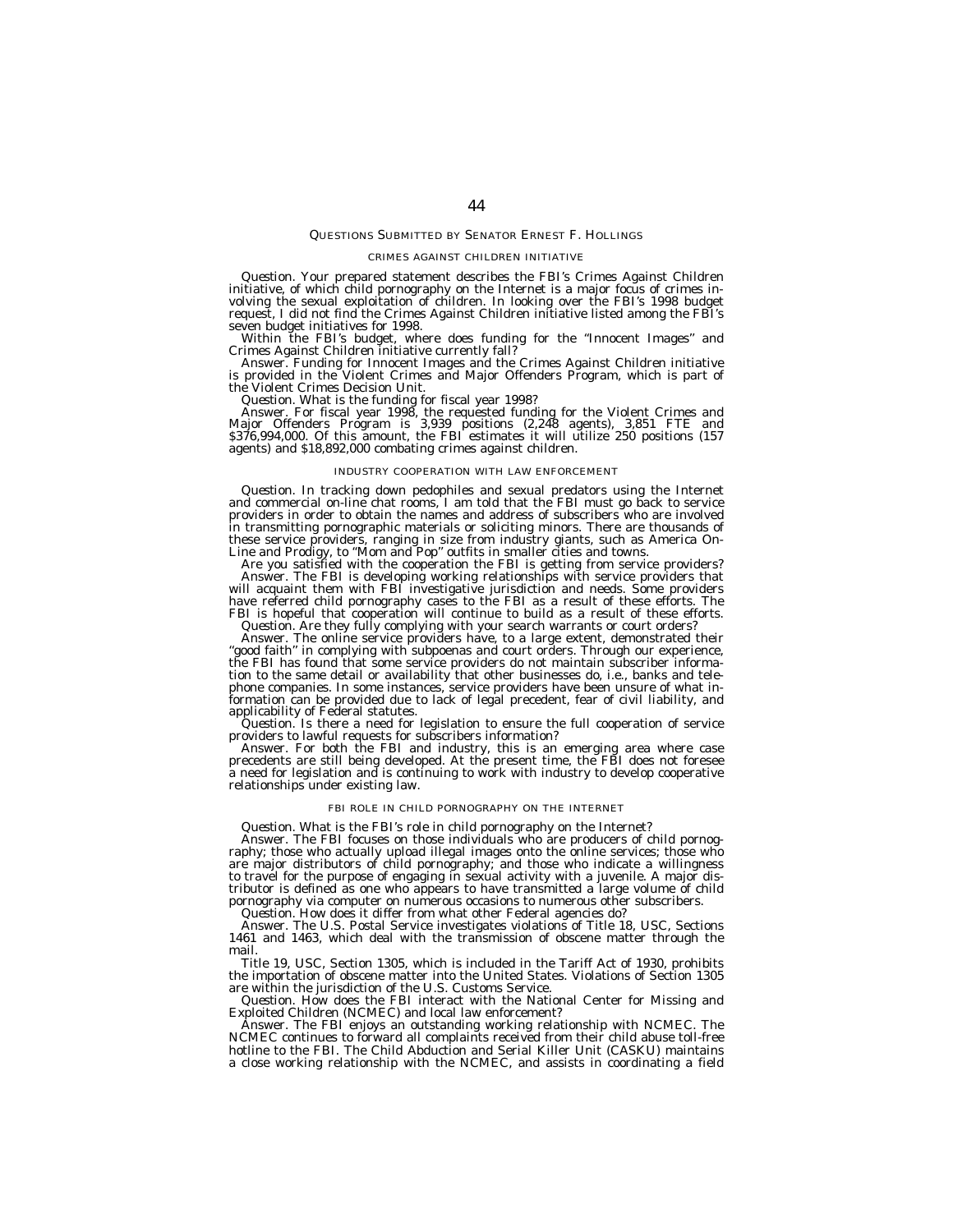## QUESTIONS SUBMITTED BY SENATOR ERNEST F. HOLLINGS

### CRIMES AGAINST CHILDREN INITIATIVE

*Question.* Your prepared statement describes the FBI's Crimes Against Children initiative, of which child pornography on the Internet is a major focus of crimes involving the sexual exploitation of children. In looking over the FBI's 1998 budget request, I did not find the Crimes Against Children initiative listed among the FBI's seven budget initiatives for 1998.

Within the FBI's budget, where does funding for the "Innocent Images" and Crimes Against Children initiative currently fall?

*Answer.* Funding for Innocent Images and the Crimes Against Children initiative is provided in the Violent Crimes and Major Offenders Program, which is part of the Violent Crimes Decision Unit.

*Question.* What is the funding for fiscal year 1998?

*Answer.* For fiscal year 1998, the requested funding for the Violent Crimes and Major Offenders Program is 3,939 positions (2,248 agents), 3,851 FTE and $376,994,000. Of this amount, the FBI estimates it will utilize 250 positions (157 agents) and $18,892,000 combating crimes against children.

### INDUSTRY COOPERATION WITH LAW ENFORCEMENT

*Question.* In tracking down pedophiles and sexual predators using the Internet and commercial on-line chat rooms, I am told that the FBI must go back to service providers in order to obtain the names and address of subscribers who are involved in transmitting pornographic materials or soliciting minors. There are thousands of these service providers, ranging in size from industry giants, such as America On-Line and Prodigy, to "Mom and Pop" outfits in smaller cities and towns.

Are you satisfied with the cooperation the FBI is getting from service providers?

*Answer.* The FBI is developing working relationships with service providers that will acquaint them with FBI investigative jurisdiction and needs. Some providers have referred child pornography cases to the FBI as a result of these efforts. The FBI is hopeful that cooperation will continue to build as a result of these efforts.

*Question.* Are they fully complying with your search warrants or court orders?

*Answer.* The online service providers have, to a large extent, demonstrated their "good faith" in complying with subpoenas and court orders. Through our experience, the FBI has found that some service providers do not maintain subscriber information to the same detail or availability that other businesses do, i.e., banks and telephone companies. In some instances, service providers have been unsure of what information can be provided due to lack of legal precedent, fear of civil liability, and applicability of Federal statutes.

*Question.* Is there a need for legislation to ensure the full cooperation of service providers to lawful requests for subscribers information?

*Answer.* For both the FBI and industry, this is an emerging area where case precedents are still being developed. At the present time, the FBI does not foresee a need for legislation and is continuing to work with industry to develop cooperative relationships under existing law.

### FBI ROLE IN CHILD PORNOGRAPHY ON THE INTERNET

*Question.* What is the FBI's role in child pornography on the Internet?

*Answer.* The FBI focuses on those individuals who are producers of child pornography; those who actually upload illegal images onto the online services; those who are major distributors of child pornography; and those who indicate a willingness to travel for the purpose of engaging in sexual activity with a juvenile. A major distributor is defined as one who appears to have transmitted a large volume of child pornography via computer on numerous occasions to numerous other subscribers.

*Question.* How does it differ from what other Federal agencies do?

*Answer.* The U.S. Postal Service investigates violations of Title 18, USC, Sections 1461 and 1463, which deal with the transmission of obscene matter through the mail.

Title 19, USC, Section 1305, which is included in the Tariff Act of 1930, prohibits the importation of obscene matter into the United States. Violations of Section 1305 are within the jurisdiction of the U.S. Customs Service.

*Question.* How does the FBI interact with the National Center for Missing and Exploited Children (NCMEC) and local law enforcement?

*Answer.* The FBI enjoys an outstanding working relationship with NCMEC. The NCMEC continues to forward all complaints received from their child abuse toll-free hotline to the FBI. The Child Abduction and Serial Killer Unit (CASKU) maintains a close working relationship with the NCMEC, and assists in coordinating a field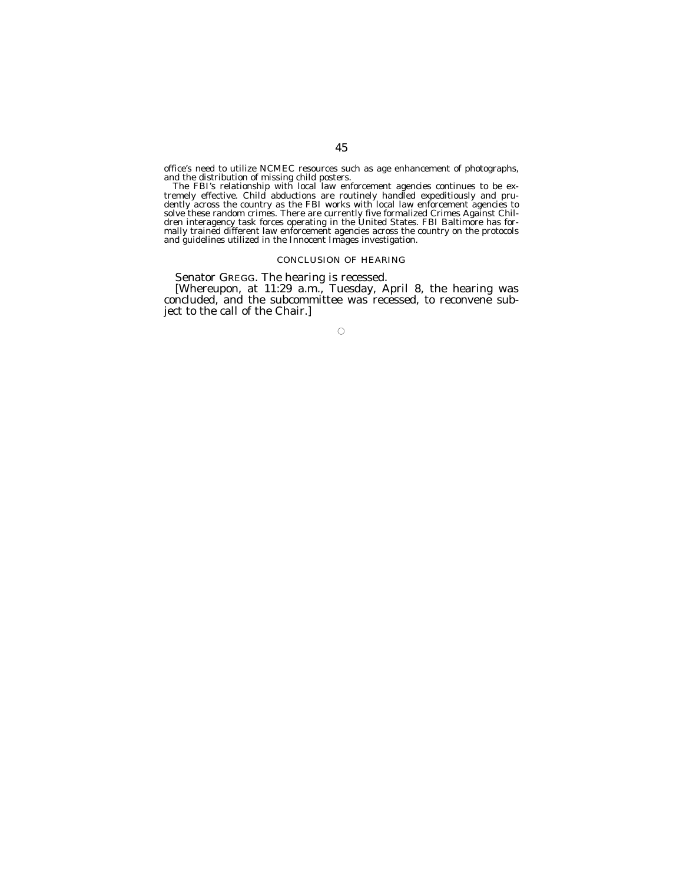office's need to utilize NCMEC resources such as age enhancement of photographs, and the distribution of missing child posters.

The FBI's relationship with local law enforcement agencies continues to be extremely effective. Child abductions are routinely handled expeditiously and prudently across the country as the FBI works with local law enforcement agencies to solve these random crimes. There are currently five formalized Crimes Against Children interagency task forces operating in the United States. FBI Baltimore has formally trained different law enforcement agencies across the country on the protocols and guidelines utilized in the Innocent Images investigation.

## CONCLUSION OF HEARING

Senator GREGG. The hearing is recessed.

[Whereupon, at 11:29 a.m., Tuesday, April 8, the hearing was concluded, and the subcommittee was recessed, to reconvene subject to the call of the Chair.]